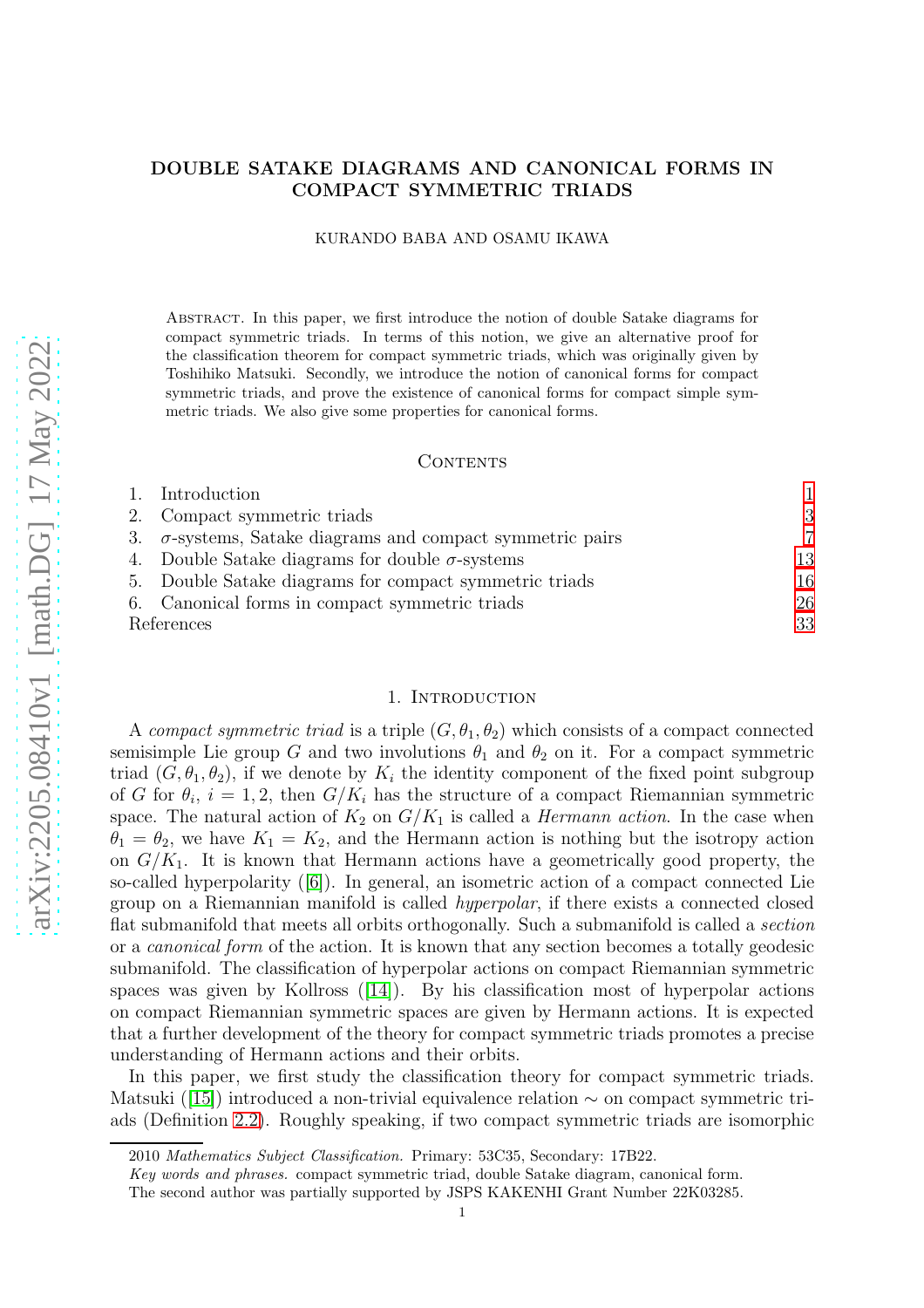# DOUBLE SATAKE DIAGRAMS AND CANONICAL FORMS IN COMPACT SYMMETRIC TRIADS

KURANDO BABA AND OSAMU IKAWA

ABSTRACT. In this paper, we first introduce the notion of double Satake diagrams for compact symmetric triads. In terms of this notion, we give an alternative proof for the classification theorem for compact symmetric triads, which was originally given by Toshihiko Matsuki. Secondly, we introduce the notion of canonical forms for compact symmetric triads, and prove the existence of canonical forms for compact simple symmetric triads. We also give some properties for canonical forms.

## CONTENTS

1. Introduction 1
2. Compact symmetric triads 3
3. $\sigma$-systems, Satake diagrams and compact symmetric pairs 7
4. Double Satake diagrams for double $\sigma$-systems 13
5. Double Satake diagrams for compact symmetric triads 16
6. Canonical forms in compact symmetric triads 26

References 33

## 1. INTRODUCTION

A *compact symmetric triad* is a triple $(G, \theta_1, \theta_2)$ which consists of a compact connected semisimple Lie group $G$ and two involutions $\theta_1$ and $\theta_2$ on it. For a compact symmetric triad $(G, \theta_1, \theta_2)$, if we denote by $K_i$ the identity component of the fixed point subgroup of $G$ for $\theta_i$, $i = 1, 2$, then $G/K_i$ has the structure of a compact Riemannian symmetric space. The natural action of $K_2$ on $G/K_1$ is called a *Hermann action*. In the case when $\theta_1 = \theta_2$, we have $K_1 = K_2$, and the Hermann action is nothing but the isotropy action on $G/K_1$. It is known that Hermann actions have a geometrically good property, the so-called hyperpolarity ([6]). In general, an isometric action of a compact connected Lie group on a Riemannian manifold is called *hyperpolar*, if there exists a connected closed flat submanifold that meets all orbits orthogonally. Such a submanifold is called a *section* or a *canonical form* of the action. It is known that any section becomes a totally geodesic submanifold. The classification of hyperpolar actions on compact Riemannian symmetric spaces was given by Kollross ([14]). By his classification most of hyperpolar actions on compact Riemannian symmetric spaces are given by Hermann actions. It is expected that a further development of the theory for compact symmetric triads promotes a precise understanding of Hermann actions and their orbits.

In this paper, we first study the classification theory for compact symmetric triads. Matsuki ([15]) introduced a non-trivial equivalence relation $\sim$ on compact symmetric triads (Definition 2.2). Roughly speaking, if two compact symmetric triads are isomorphic

2010 *Mathematics Subject Classification.* Primary: 53C35, Secondary: 17B22.

*Key words and phrases.* compact symmetric triad, double Satake diagram, canonical form.

The second author was partially supported by JSPS KAKENHI Grant Number 22K03285.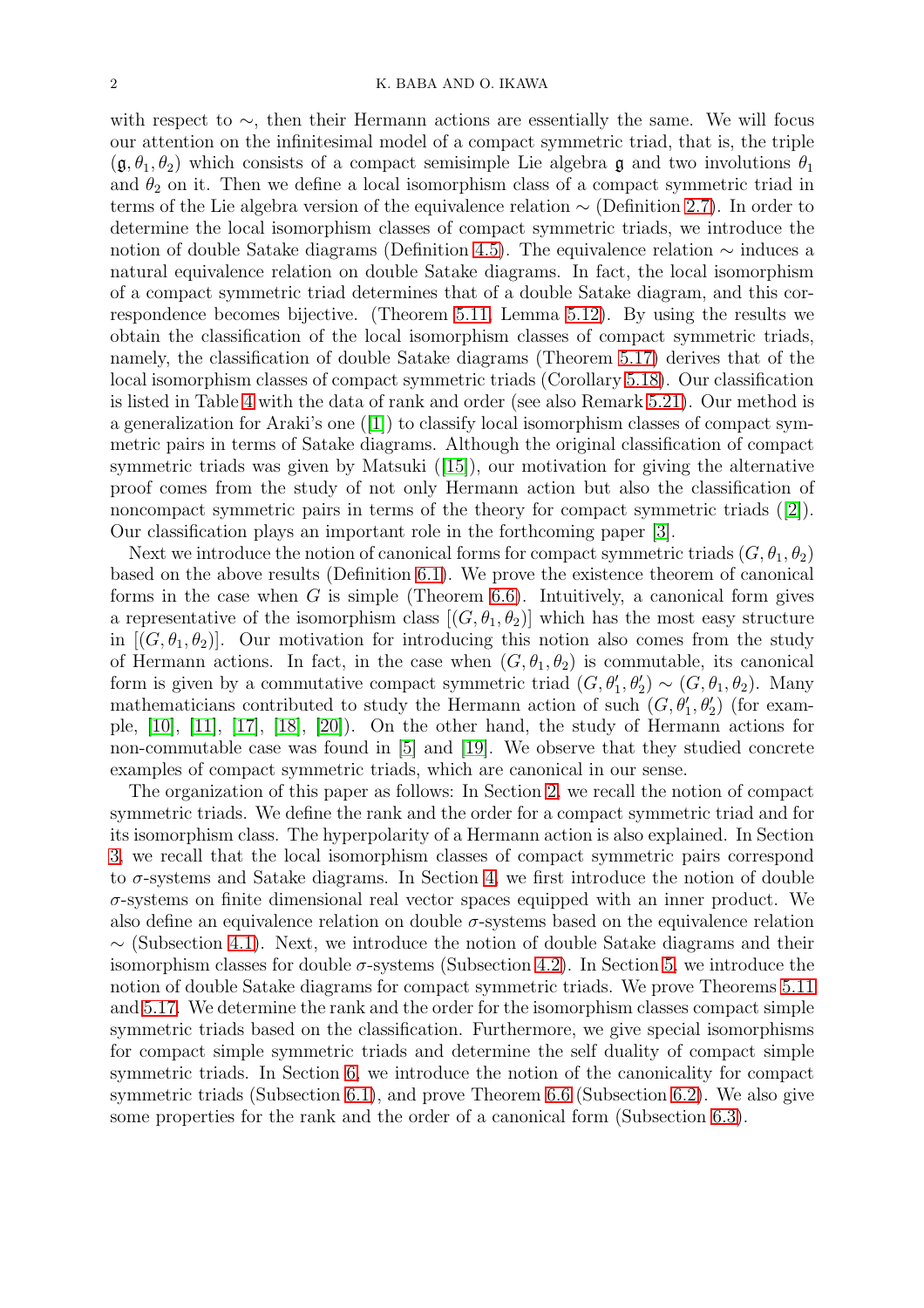with respect to $\sim$, then their Hermann actions are essentially the same. We will focus our attention on the infinitesimal model of a compact symmetric triad, that is, the triple $(\mathfrak{g}, \theta_1, \theta_2)$ which consists of a compact semisimple Lie algebra $\mathfrak{g}$ and two involutions $\theta_1$ and $\theta_2$ on it. Then we define a local isomorphism class of a compact symmetric triad in terms of the Lie algebra version of the equivalence relation $\sim$ (Definition 2.7). In order to determine the local isomorphism classes of compact symmetric triads, we introduce the notion of double Satake diagrams (Definition 4.5). The equivalence relation $\sim$ induces a natural equivalence relation on double Satake diagrams. In fact, the local isomorphism of a compact symmetric triad determines that of a double Satake diagram, and this correspondence becomes bijective. (Theorem 5.11, Lemma 5.12). By using the results we obtain the classification of the local isomorphism classes of compact symmetric triads, namely, the classification of double Satake diagrams (Theorem 5.17) derives that of the local isomorphism classes of compact symmetric triads (Corollary 5.18). Our classification is listed in Table 4 with the data of rank and order (see also Remark 5.21). Our method is a generalization for Araki's one ([1]) to classify local isomorphism classes of compact symmetric pairs in terms of Satake diagrams. Although the original classification of compact symmetric triads was given by Matsuki ([15]), our motivation for giving the alternative proof comes from the study of not only Hermann action but also the classification of noncompact symmetric pairs in terms of the theory for compact symmetric triads ([2]). Our classification plays an important role in the forthcoming paper [3].

Next we introduce the notion of canonical forms for compact symmetric triads $(G, \theta_1, \theta_2)$ based on the above results (Definition 6.1). We prove the existence theorem of canonical forms in the case when $G$ is simple (Theorem 6.6). Intuitively, a canonical form gives a representative of the isomorphism class $[(G, \theta_1, \theta_2)]$ which has the most easy structure in $[(G, \theta_1, \theta_2)]$. Our motivation for introducing this notion also comes from the study of Hermann actions. In fact, in the case when $(G, \theta_1, \theta_2)$ is commutable, its canonical form is given by a commutative compact symmetric triad $(G, \theta_1', \theta_2') \sim (G, \theta_1, \theta_2)$. Many mathematicians contributed to study the Hermann action of such $(G, \theta_1', \theta_2')$ (for example, [10], [11], [17], [18], [20]). On the other hand, the study of Hermann actions for non-commutable case was found in [5] and [19]. We observe that they studied concrete examples of compact symmetric triads, which are canonical in our sense.

The organization of this paper as follows: In Section 2, we recall the notion of compact symmetric triads. We define the rank and the order for a compact symmetric triad and for its isomorphism class. The hyperpolarity of a Hermann action is also explained. In Section 3, we recall that the local isomorphism classes of compact symmetric pairs correspond to $\sigma$-systems and Satake diagrams. In Section 4, we first introduce the notion of double $\sigma$-systems on finite dimensional real vector spaces equipped with an inner product. We also define an equivalence relation on double $\sigma$-systems based on the equivalence relation $\sim$ (Subsection 4.1). Next, we introduce the notion of double Satake diagrams and their isomorphism classes for double $\sigma$-systems (Subsection 4.2). In Section 5, we introduce the notion of double Satake diagrams for compact symmetric triads. We prove Theorems 5.11 and 5.17. We determine the rank and the order for the isomorphism classes compact simple symmetric triads based on the classification. Furthermore, we give special isomorphisms for compact simple symmetric triads and determine the self duality of compact simple symmetric triads. In Section 6, we introduce the notion of the canonicality for compact symmetric triads (Subsection 6.1), and prove Theorem 6.6 (Subsection 6.2). We also give some properties for the rank and the order of a canonical form (Subsection 6.3).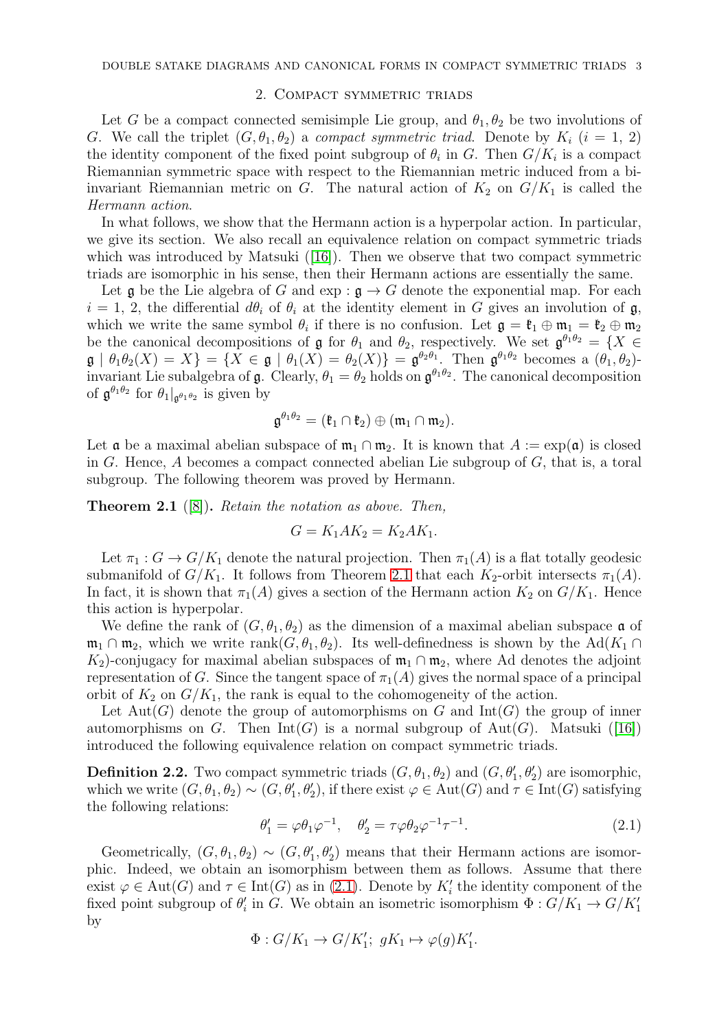## 2. Compact symmetric triads

Let $G$ be a compact connected semisimple Lie group, and $\theta_1, \theta_2$ be two involutions of $G$. We call the triplet $(G, \theta_1, \theta_2)$ a *compact symmetric triad*. Denote by $K_i$ ($i = 1, 2$) the identity component of the fixed point subgroup of $\theta_i$ in $G$. Then $G/K_i$ is a compact Riemannian symmetric space with respect to the Riemannian metric induced from a bi-invariant Riemannian metric on $G$. The natural action of $K_2$ on $G/K_1$ is called the *Hermann action*.

In what follows, we show that the Hermann action is a hyperpolar action. In particular, we give its section. We also recall an equivalence relation on compact symmetric triads which was introduced by Matsuki ([16]). Then we observe that two compact symmetric triads are isomorphic in his sense, then their Hermann actions are essentially the same.

Let $\mathfrak{g}$ be the Lie algebra of $G$ and $\exp : \mathfrak{g} \to G$ denote the exponential map. For each $i = 1, 2$, the differential $d\theta_i$ of $\theta_i$ at the identity element in $G$ gives an involution of $\mathfrak{g}$, which we write the same symbol $\theta_i$ if there is no confusion. Let $\mathfrak{g} = \mathfrak{k}_1 \oplus \mathfrak{m}_1 = \mathfrak{k}_2 \oplus \mathfrak{m}_2$ be the canonical decompositions of $\mathfrak{g}$ for $\theta_1$ and $\theta_2$, respectively. We set $\mathfrak{g}^{\theta_1\theta_2} = \{X \in \mathfrak{g} \mid \theta_1\theta_2(X) = X\} = \{X \in \mathfrak{g} \mid \theta_1(X) = \theta_2(X)\} = \mathfrak{g}^{\theta_2\theta_1}$. Then $\mathfrak{g}^{\theta_1\theta_2}$ becomes a $(\theta_1, \theta_2)$-invariant Lie subalgebra of $\mathfrak{g}$. Clearly, $\theta_1 = \theta_2$ holds on $\mathfrak{g}^{\theta_1\theta_2}$. The canonical decomposition of $\mathfrak{g}^{\theta_1\theta_2}$ for $\theta_1|_{\mathfrak{g}^{\theta_1\theta_2}}$ is given by

$$\mathfrak{g}^{\theta_1\theta_2} = (\mathfrak{k}_1 \cap \mathfrak{k}_2) \oplus (\mathfrak{m}_1 \cap \mathfrak{m}_2).$$

Let $\mathfrak{a}$ be a maximal abelian subspace of $\mathfrak{m}_1 \cap \mathfrak{m}_2$. It is known that $A := \exp(\mathfrak{a})$ is closed in $G$. Hence, $A$ becomes a compact connected abelian Lie subgroup of $G$, that is, a toral subgroup. The following theorem was proved by Hermann.

**Theorem 2.1** ([8]). *Retain the notation as above. Then,*

$$G = K_1AK_2 = K_2AK_1.$$

Let $\pi_1 : G \to G/K_1$ denote the natural projection. Then $\pi_1(A)$ is a flat totally geodesic submanifold of $G/K_1$. It follows from Theorem 2.1 that each $K_2$-orbit intersects $\pi_1(A)$. In fact, it is shown that $\pi_1(A)$ gives a section of the Hermann action $K_2$ on $G/K_1$. Hence this action is hyperpolar.

We define the rank of $(G, \theta_1, \theta_2)$ as the dimension of a maximal abelian subspace $\mathfrak{a}$ of $\mathfrak{m}_1 \cap \mathfrak{m}_2$, which we write $\mathrm{rank}(G, \theta_1, \theta_2)$. Its well-definedness is shown by the $\mathrm{Ad}(K_1 \cap K_2)$-conjugacy for maximal abelian subspaces of $\mathfrak{m}_1 \cap \mathfrak{m}_2$, where $\mathrm{Ad}$ denotes the adjoint representation of $G$. Since the tangent space of $\pi_1(A)$ gives the normal space of a principal orbit of $K_2$ on $G/K_1$, the rank is equal to the cohomogeneity of the action.

Let $\mathrm{Aut}(G)$ denote the group of automorphisms on $G$ and $\mathrm{Int}(G)$ the group of inner automorphisms on $G$. Then $\mathrm{Int}(G)$ is a normal subgroup of $\mathrm{Aut}(G)$. Matsuki ([16]) introduced the following equivalence relation on compact symmetric triads.

**Definition 2.2.** Two compact symmetric triads $(G, \theta_1, \theta_2)$ and $(G, \theta_1', \theta_2')$ are isomorphic, which we write $(G, \theta_1, \theta_2) \sim (G, \theta_1', \theta_2')$, if there exist $\varphi \in \mathrm{Aut}(G)$ and $\tau \in \mathrm{Int}(G)$ satisfying the following relations:

$$\theta_1' = \varphi\theta_1\varphi^{-1}, \quad \theta_2' = \tau\varphi\theta_2\varphi^{-1}\tau^{-1}. \tag{2.1}$$

Geometrically, $(G, \theta_1, \theta_2) \sim (G, \theta_1', \theta_2')$ means that their Hermann actions are isomorphic. Indeed, we obtain an isomorphism between them as follows. Assume that there exist $\varphi \in \mathrm{Aut}(G)$ and $\tau \in \mathrm{Int}(G)$ as in (2.1). Denote by $K_i'$ the identity component of the fixed point subgroup of $\theta_i'$ in $G$. We obtain an isometric isomorphism $\Phi : G/K_1 \to G/K_1'$ by

$$\Phi : G/K_1 \to G/K_1'; \ gK_1 \mapsto \varphi(g)K_1'.$$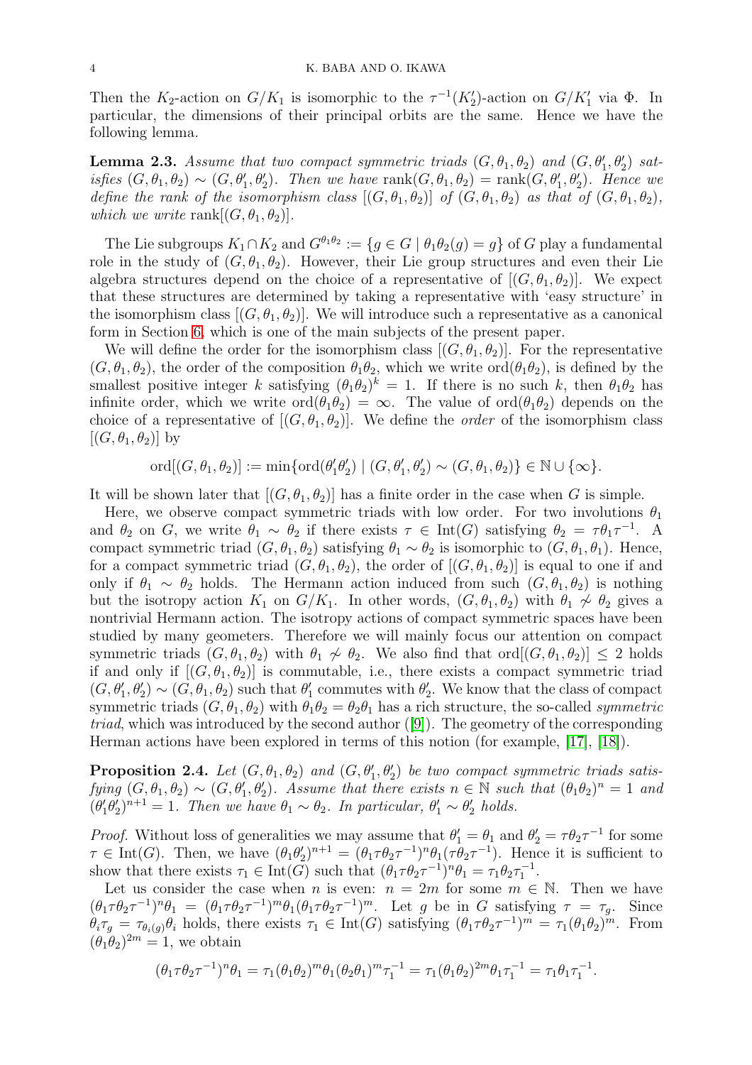Then the $K_2$-action on $G/K_1$ is isomorphic to the $\tau^{-1}(K_2')$-action on $G/K_1'$ via $\Phi$. In particular, the dimensions of their principal orbits are the same. Hence we have the following lemma.

**Lemma 2.3.** *Assume that two compact symmetric triads $(G, \theta_1, \theta_2)$ and $(G, \theta_1', \theta_2')$ satisfies $(G, \theta_1, \theta_2) \sim (G, \theta_1', \theta_2')$. Then we have $\mathrm{rank}(G, \theta_1, \theta_2) = \mathrm{rank}(G, \theta_1', \theta_2')$. Hence we define the rank of the isomorphism class $[(G, \theta_1, \theta_2)]$ of $(G, \theta_1, \theta_2)$ as that of $(G, \theta_1, \theta_2)$, which we write $\mathrm{rank}[(G, \theta_1, \theta_2)]$.*

The Lie subgroups $K_1 \cap K_2$ and $G^{\theta_1\theta_2} := \{g \in G \mid \theta_1\theta_2(g) = g\}$ of $G$ play a fundamental role in the study of $(G, \theta_1, \theta_2)$. However, their Lie group structures and even their Lie algebra structures depend on the choice of a representative of $[(G, \theta_1, \theta_2)]$. We expect that these structures are determined by taking a representative with 'easy structure' in the isomorphism class $[(G, \theta_1, \theta_2)]$. We will introduce such a representative as a canonical form in Section 6, which is one of the main subjects of the present paper.

We will define the order for the isomorphism class $[(G, \theta_1, \theta_2)]$. For the representative $(G, \theta_1, \theta_2)$, the order of the composition $\theta_1\theta_2$, which we write $\mathrm{ord}(\theta_1\theta_2)$, is defined by the smallest positive integer $k$ satisfying $(\theta_1\theta_2)^k = 1$. If there is no such $k$, then $\theta_1\theta_2$ has infinite order, which we write $\mathrm{ord}(\theta_1\theta_2) = \infty$. The value of $\mathrm{ord}(\theta_1\theta_2)$ depends on the choice of a representative of $[(G, \theta_1, \theta_2)]$. We define the *order* of the isomorphism class $[(G, \theta_1, \theta_2)]$ by

$$\mathrm{ord}[(G, \theta_1, \theta_2)] := \min\{\mathrm{ord}(\theta_1'\theta_2') \mid (G, \theta_1', \theta_2') \sim (G, \theta_1, \theta_2)\} \in \mathbb{N} \cup \{\infty\}.$$

It will be shown later that $[(G, \theta_1, \theta_2)]$ has a finite order in the case when $G$ is simple.

Here, we observe compact symmetric triads with low order. For two involutions $\theta_1$ and $\theta_2$ on $G$, we write $\theta_1 \sim \theta_2$ if there exists $\tau \in \mathrm{Int}(G)$ satisfying $\theta_2 = \tau\theta_1\tau^{-1}$. A compact symmetric triad $(G, \theta_1, \theta_2)$ satisfying $\theta_1 \sim \theta_2$ is isomorphic to $(G, \theta_1, \theta_1)$. Hence, for a compact symmetric triad $(G, \theta_1, \theta_2)$, the order of $[(G, \theta_1, \theta_2)]$ is equal to one if and only if $\theta_1 \sim \theta_2$ holds. The Hermann action induced from such $(G, \theta_1, \theta_2)$ is nothing but the isotropy action $K_1$ on $G/K_1$. In other words, $(G, \theta_1, \theta_2)$ with $\theta_1 \not\sim \theta_2$ gives a nontrivial Hermann action. The isotropy actions of compact symmetric spaces have been studied by many geometers. Therefore we will mainly focus our attention on compact symmetric triads $(G, \theta_1, \theta_2)$ with $\theta_1 \not\sim \theta_2$. We also find that $\mathrm{ord}[(G, \theta_1, \theta_2)] \leq 2$ holds if and only if $[(G, \theta_1, \theta_2)]$ is commutable, i.e., there exists a compact symmetric triad $(G, \theta_1', \theta_2') \sim (G, \theta_1, \theta_2)$ such that $\theta_1'$ commutes with $\theta_2'$. We know that the class of compact symmetric triads $(G, \theta_1, \theta_2)$ with $\theta_1\theta_2 = \theta_2\theta_1$ has a rich structure, the so-called *symmetric triad*, which was introduced by the second author ([9]). The geometry of the corresponding Herman actions have been explored in terms of this notion (for example, [17], [18]).

**Proposition 2.4.** *Let $(G, \theta_1, \theta_2)$ and $(G, \theta_1', \theta_2')$ be two compact symmetric triads satisfying $(G, \theta_1, \theta_2) \sim (G, \theta_1', \theta_2')$. Assume that there exists $n \in \mathbb{N}$ such that $(\theta_1\theta_2)^n = 1$ and $(\theta_1'\theta_2')^{n+1} = 1$. Then we have $\theta_1 \sim \theta_2$. In particular, $\theta_1' \sim \theta_2'$ holds.*

*Proof.* Without loss of generalities we may assume that $\theta_1' = \theta_1$ and $\theta_2' = \tau\theta_2\tau^{-1}$ for some $\tau \in \mathrm{Int}(G)$. Then, we have $(\theta_1\theta_2')^{n+1} = (\theta_1\tau\theta_2\tau^{-1})^n\theta_1(\tau\theta_2\tau^{-1})$. Hence it is sufficient to show that there exists $\tau_1 \in \mathrm{Int}(G)$ such that $(\theta_1\tau\theta_2\tau^{-1})^n\theta_1 = \tau_1\theta_2\tau_1^{-1}$.

Let us consider the case when $n$ is even: $n = 2m$ for some $m \in \mathbb{N}$. Then we have $(\theta_1\tau\theta_2\tau^{-1})^n\theta_1 = (\theta_1\tau\theta_2\tau^{-1})^m\theta_1(\theta_1\tau\theta_2\tau^{-1})^m$. Let $g$ be in $G$ satisfying $\tau = \tau_g$. Since $\theta_i\tau_g = \tau_{\theta_i(g)}\theta_i$ holds, there exists $\tau_1 \in \mathrm{Int}(G)$ satisfying $(\theta_1\tau\theta_2\tau^{-1})^m = \tau_1(\theta_1\theta_2)^m$. From $(\theta_1\theta_2)^{2m} = 1$, we obtain

$$(\theta_1\tau\theta_2\tau^{-1})^n\theta_1 = \tau_1(\theta_1\theta_2)^m\theta_1(\theta_2\theta_1)^m\tau_1^{-1} = \tau_1(\theta_1\theta_2)^{2m}\theta_1\tau_1^{-1} = \tau_1\theta_1\tau_1^{-1}.$$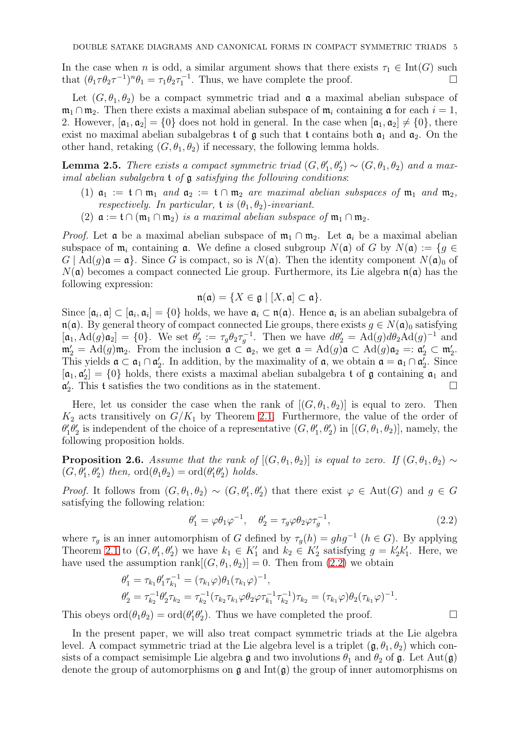In the case when $n$ is odd, a similar argument shows that there exists $\tau_1 \in \mathrm{Int}(G)$ such that $(\theta_1 \tau \theta_2 \tau^{-1})^n \theta_1 = \tau_1 \theta_2 \tau_1^{-1}$. Thus, we have complete the proof. □

Let $(G, \theta_1, \theta_2)$ be a compact symmetric triad and $\mathfrak{a}$ a maximal abelian subspace of $\mathfrak{m}_1 \cap \mathfrak{m}_2$. Then there exists a maximal abelian subspace of $\mathfrak{m}_i$ containing $\mathfrak{a}$ for each $i = 1$, 2. However, $[\mathfrak{a}_1, \mathfrak{a}_2] = \{0\}$ does not hold in general. In the case when $[\mathfrak{a}_1, \mathfrak{a}_2] \neq \{0\}$, there exist no maximal abelian subalgebras $\mathfrak{t}$ of $\mathfrak{g}$ such that $\mathfrak{t}$ contains both $\mathfrak{a}_1$ and $\mathfrak{a}_2$. On the other hand, retaking $(G, \theta_1, \theta_2)$ if necessary, the following lemma holds.

**Lemma 2.5.** *There exists a compact symmetric triad $(G, \theta_1', \theta_2') \sim (G, \theta_1, \theta_2)$ and a maximal abelian subalgebra $\mathfrak{t}$ of $\mathfrak{g}$ satisfying the following conditions*:

1. *$\mathfrak{a}_1 := \mathfrak{t} \cap \mathfrak{m}_1$ and $\mathfrak{a}_2 := \mathfrak{t} \cap \mathfrak{m}_2$ are maximal abelian subspaces of $\mathfrak{m}_1$ and $\mathfrak{m}_2$, respectively. In particular, $\mathfrak{t}$ is $(\theta_1, \theta_2)$-invariant.*
2. *$\mathfrak{a} := \mathfrak{t} \cap (\mathfrak{m}_1 \cap \mathfrak{m}_2)$ is a maximal abelian subspace of $\mathfrak{m}_1 \cap \mathfrak{m}_2$.*

*Proof.* Let $\mathfrak{a}$ be a maximal abelian subspace of $\mathfrak{m}_1 \cap \mathfrak{m}_2$. Let $\mathfrak{a}_i$ be a maximal abelian subspace of $\mathfrak{m}_i$ containing $\mathfrak{a}$. We define a closed subgroup $N(\mathfrak{a})$ of $G$ by $N(\mathfrak{a}) := \{g \in G \mid \mathrm{Ad}(g)\mathfrak{a} = \mathfrak{a}\}$. Since $G$ is compact, so is $N(\mathfrak{a})$. Then the identity component $N(\mathfrak{a})_0$ of $N(\mathfrak{a})$ becomes a compact connected Lie group. Furthermore, its Lie algebra $\mathfrak{n}(\mathfrak{a})$ has the following expression:

$$\mathfrak{n}(\mathfrak{a}) = \{X \in \mathfrak{g} \mid [X, \mathfrak{a}] \subset \mathfrak{a}\}.$$

Since $[\mathfrak{a}_i, \mathfrak{a}] \subset [\mathfrak{a}_i, \mathfrak{a}_i] = \{0\}$ holds, we have $\mathfrak{a}_i \subset \mathfrak{n}(\mathfrak{a})$. Hence $\mathfrak{a}_i$ is an abelian subalgebra of $\mathfrak{n}(\mathfrak{a})$. By general theory of compact connected Lie groups, there exists $g \in N(\mathfrak{a})_0$ satisfying $[\mathfrak{a}_1, \mathrm{Ad}(g)\mathfrak{a}_2] = \{0\}$. We set $\theta_2' := \tau_g \theta_2 \tau_g^{-1}$. Then we have $d\theta_2' = \mathrm{Ad}(g) d\theta_2 \mathrm{Ad}(g)^{-1}$ and $\mathfrak{m}_2' = \mathrm{Ad}(g)\mathfrak{m}_2$. From the inclusion $\mathfrak{a} \subset \mathfrak{a}_2$, we get $\mathfrak{a} = \mathrm{Ad}(g)\mathfrak{a} \subset \mathrm{Ad}(g)\mathfrak{a}_2 =: \mathfrak{a}_2' \subset \mathfrak{m}_2'$. This yields $\mathfrak{a} \subset \mathfrak{a}_1 \cap \mathfrak{a}_2'$. In addition, by the maximality of $\mathfrak{a}$, we obtain $\mathfrak{a} = \mathfrak{a}_1 \cap \mathfrak{a}_2'$. Since $[\mathfrak{a}_1, \mathfrak{a}_2'] = \{0\}$ holds, there exists a maximal abelian subalgebra $\mathfrak{t}$ of $\mathfrak{g}$ containing $\mathfrak{a}_1$ and $\mathfrak{a}_2'$. This $\mathfrak{t}$ satisfies the two conditions as in the statement. □

Here, let us consider the case when the rank of $[(G, \theta_1, \theta_2)]$ is equal to zero. Then $K_2$ acts transitively on $G/K_1$ by Theorem 2.1. Furthermore, the value of the order of $\theta_1'\theta_2'$ is independent of the choice of a representative $(G, \theta_1', \theta_2')$ in $[(G, \theta_1, \theta_2)]$, namely, the following proposition holds.

**Proposition 2.6.** *Assume that the rank of $[(G, \theta_1, \theta_2)]$ is equal to zero. If $(G, \theta_1, \theta_2) \sim (G, \theta_1', \theta_2')$ then, $\mathrm{ord}(\theta_1\theta_2) = \mathrm{ord}(\theta_1'\theta_2')$ holds.*

*Proof.* It follows from $(G, \theta_1, \theta_2) \sim (G, \theta_1', \theta_2')$ that there exist $\varphi \in \mathrm{Aut}(G)$ and $g \in G$ satisfying the following relation:

$$\theta_1' = \varphi \theta_1 \varphi^{-1}, \quad \theta_2' = \tau_g \varphi \theta_2 \varphi \tau_g^{-1}, \tag{2.2}$$

where $\tau_g$ is an inner automorphism of $G$ defined by $\tau_g(h) = ghg^{-1}$ $(h \in G)$. By applying Theorem 2.1 to $(G, \theta_1', \theta_2')$ we have $k_1 \in K_1'$ and $k_2 \in K_2'$ satisfying $g = k_2' k_1'$. Here, we have used the assumption $\mathrm{rank}[(G, \theta_1, \theta_2)] = 0$. Then from (2.2) we obtain

$$\begin{aligned}
\theta_1' &= \tau_{k_1} \theta_1' \tau_{k_1}^{-1} = (\tau_{k_1}\varphi)\theta_1(\tau_{k_1}\varphi)^{-1}, \\
\theta_2' &= \tau_{k_2}^{-1} \theta_2' \tau_{k_2} = \tau_{k_2}^{-1}(\tau_{k_2}\tau_{k_1}\varphi\theta_2\varphi\tau_{k_1}^{-1}\tau_{k_2}^{-1})\tau_{k_2} = (\tau_{k_1}\varphi)\theta_2(\tau_{k_1}\varphi)^{-1}.
\end{aligned}$$

This obeys $\mathrm{ord}(\theta_1\theta_2) = \mathrm{ord}(\theta_1'\theta_2')$. Thus we have completed the proof. □

In the present paper, we will also treat compact symmetric triads at the Lie algebra level. A compact symmetric triad at the Lie algebra level is a triplet $(\mathfrak{g}, \theta_1, \theta_2)$ which consists of a compact semisimple Lie algebra $\mathfrak{g}$ and two involutions $\theta_1$ and $\theta_2$ of $\mathfrak{g}$. Let $\mathrm{Aut}(\mathfrak{g})$ denote the group of automorphisms on $\mathfrak{g}$ and $\mathrm{Int}(\mathfrak{g})$ the group of inner automorphisms on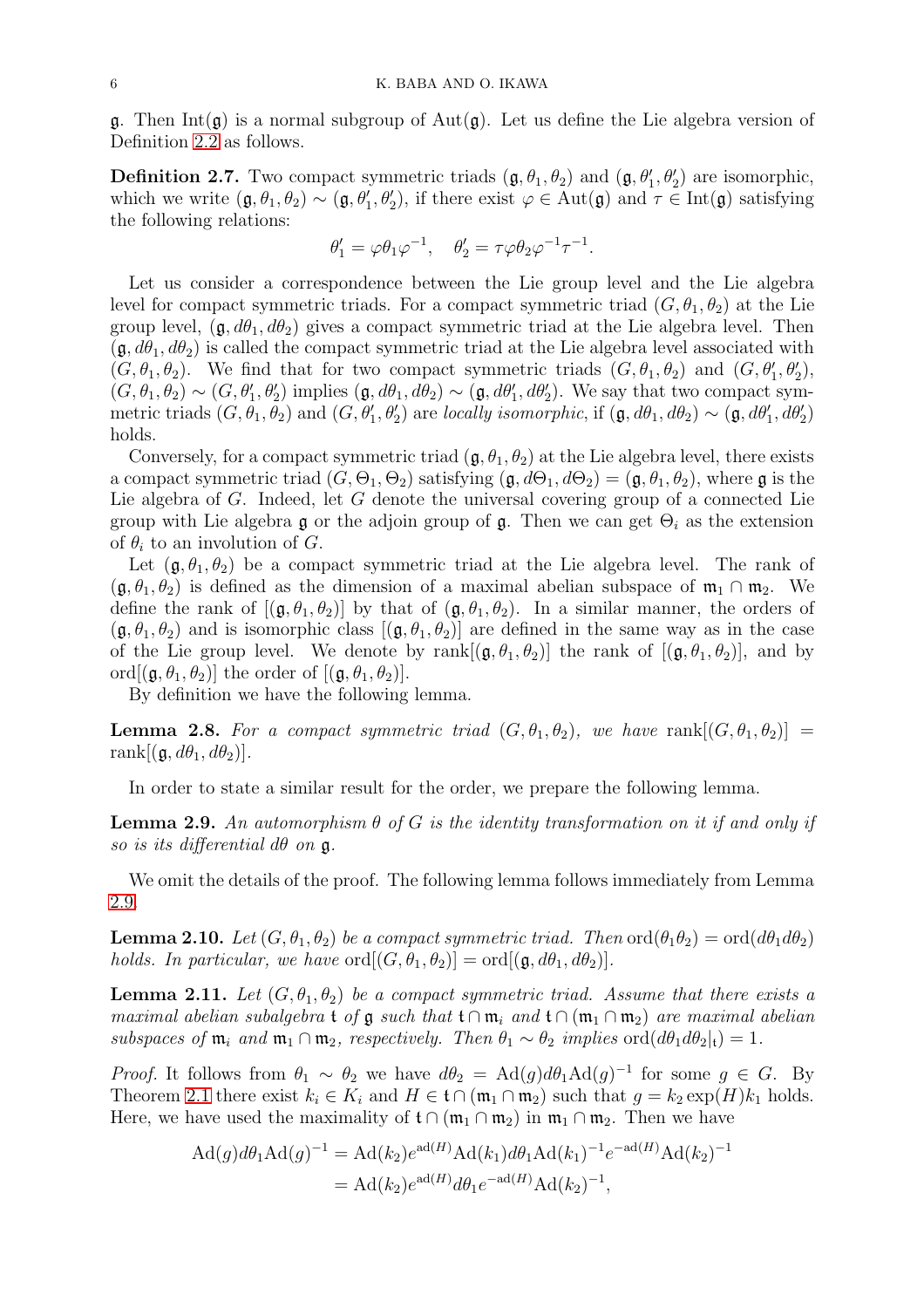$\mathfrak{g}$. Then $\mathrm{Int}(\mathfrak{g})$ is a normal subgroup of $\mathrm{Aut}(\mathfrak{g})$. Let us define the Lie algebra version of Definition 2.2 as follows.

**Definition 2.7.** Two compact symmetric triads $(\mathfrak{g}, \theta_1, \theta_2)$ and $(\mathfrak{g}, \theta_1', \theta_2')$ are isomorphic, which we write $(\mathfrak{g}, \theta_1, \theta_2) \sim (\mathfrak{g}, \theta_1', \theta_2')$, if there exist $\varphi \in \mathrm{Aut}(\mathfrak{g})$ and $\tau \in \mathrm{Int}(\mathfrak{g})$ satisfying the following relations:

$$\theta_1' = \varphi\theta_1\varphi^{-1}, \quad \theta_2' = \tau\varphi\theta_2\varphi^{-1}\tau^{-1}.$$

Let us consider a correspondence between the Lie group level and the Lie algebra level for compact symmetric triads. For a compact symmetric triad $(G, \theta_1, \theta_2)$ at the Lie group level, $(\mathfrak{g}, d\theta_1, d\theta_2)$ gives a compact symmetric triad at the Lie algebra level. Then $(\mathfrak{g}, d\theta_1, d\theta_2)$ is called the compact symmetric triad at the Lie algebra level associated with $(G, \theta_1, \theta_2)$. We find that for two compact symmetric triads $(G, \theta_1, \theta_2)$ and $(G, \theta_1', \theta_2')$, $(G, \theta_1, \theta_2) \sim (G, \theta_1', \theta_2')$ implies $(\mathfrak{g}, d\theta_1, d\theta_2) \sim (\mathfrak{g}, d\theta_1', d\theta_2')$. We say that two compact symmetric triads $(G, \theta_1, \theta_2)$ and $(G, \theta_1', \theta_2')$ are *locally isomorphic*, if $(\mathfrak{g}, d\theta_1, d\theta_2) \sim (\mathfrak{g}, d\theta_1', d\theta_2')$ holds.

Conversely, for a compact symmetric triad $(\mathfrak{g}, \theta_1, \theta_2)$ at the Lie algebra level, there exists a compact symmetric triad $(G, \Theta_1, \Theta_2)$ satisfying $(\mathfrak{g}, d\Theta_1, d\Theta_2) = (\mathfrak{g}, \theta_1, \theta_2)$, where $\mathfrak{g}$ is the Lie algebra of $G$. Indeed, let $G$ denote the universal covering group of a connected Lie group with Lie algebra $\mathfrak{g}$ or the adjoin group of $\mathfrak{g}$. Then we can get $\Theta_i$ as the extension of $\theta_i$ to an involution of $G$.

Let $(\mathfrak{g}, \theta_1, \theta_2)$ be a compact symmetric triad at the Lie algebra level. The rank of $(\mathfrak{g}, \theta_1, \theta_2)$ is defined as the dimension of a maximal abelian subspace of $\mathfrak{m}_1 \cap \mathfrak{m}_2$. We define the rank of $[(\mathfrak{g}, \theta_1, \theta_2)]$ by that of $(\mathfrak{g}, \theta_1, \theta_2)$. In a similar manner, the orders of $(\mathfrak{g}, \theta_1, \theta_2)$ and is isomorphic class $[(\mathfrak{g}, \theta_1, \theta_2)]$ are defined in the same way as in the case of the Lie group level. We denote by $\mathrm{rank}[(\mathfrak{g}, \theta_1, \theta_2)]$ the rank of $[(\mathfrak{g}, \theta_1, \theta_2)]$, and by $\mathrm{ord}[(\mathfrak{g}, \theta_1, \theta_2)]$ the order of $[(\mathfrak{g}, \theta_1, \theta_2)]$.

By definition we have the following lemma.

**Lemma 2.8.** *For a compact symmetric triad $(G, \theta_1, \theta_2)$, we have $\mathrm{rank}[(G, \theta_1, \theta_2)] = \mathrm{rank}[(\mathfrak{g}, d\theta_1, d\theta_2)]$.*

In order to state a similar result for the order, we prepare the following lemma.

**Lemma 2.9.** *An automorphism $\theta$ of $G$ is the identity transformation on it if and only if so is its differential $d\theta$ on $\mathfrak{g}$.*

We omit the details of the proof. The following lemma follows immediately from Lemma 2.9.

**Lemma 2.10.** *Let $(G, \theta_1, \theta_2)$ be a compact symmetric triad. Then $\mathrm{ord}(\theta_1\theta_2) = \mathrm{ord}(d\theta_1 d\theta_2)$ holds. In particular, we have $\mathrm{ord}[(G, \theta_1, \theta_2)] = \mathrm{ord}[(\mathfrak{g}, d\theta_1, d\theta_2)]$.*

**Lemma 2.11.** *Let $(G, \theta_1, \theta_2)$ be a compact symmetric triad. Assume that there exists a maximal abelian subalgebra $\mathfrak{t}$ of $\mathfrak{g}$ such that $\mathfrak{t} \cap \mathfrak{m}_i$ and $\mathfrak{t} \cap (\mathfrak{m}_1 \cap \mathfrak{m}_2)$ are maximal abelian subspaces of $\mathfrak{m}_i$ and $\mathfrak{m}_1 \cap \mathfrak{m}_2$, respectively. Then $\theta_1 \sim \theta_2$ implies $\mathrm{ord}(d\theta_1 d\theta_2|_{\mathfrak{t}}) = 1$.*

*Proof.* It follows from $\theta_1 \sim \theta_2$ we have $d\theta_2 = \mathrm{Ad}(g) d\theta_1 \mathrm{Ad}(g)^{-1}$ for some $g \in G$. By Theorem 2.1 there exist $k_i \in K_i$ and $H \in \mathfrak{t} \cap (\mathfrak{m}_1 \cap \mathfrak{m}_2)$ such that $g = k_2 \exp(H) k_1$ holds. Here, we have used the maximality of $\mathfrak{t} \cap (\mathfrak{m}_1 \cap \mathfrak{m}_2)$ in $\mathfrak{m}_1 \cap \mathfrak{m}_2$. Then we have

$$\begin{aligned}
\mathrm{Ad}(g) d\theta_1 \mathrm{Ad}(g)^{-1} &= \mathrm{Ad}(k_2) e^{\mathrm{ad}(H)} \mathrm{Ad}(k_1) d\theta_1 \mathrm{Ad}(k_1)^{-1} e^{-\mathrm{ad}(H)} \mathrm{Ad}(k_2)^{-1} \\
&= \mathrm{Ad}(k_2) e^{\mathrm{ad}(H)} d\theta_1 e^{-\mathrm{ad}(H)} \mathrm{Ad}(k_2)^{-1},
\end{aligned}$$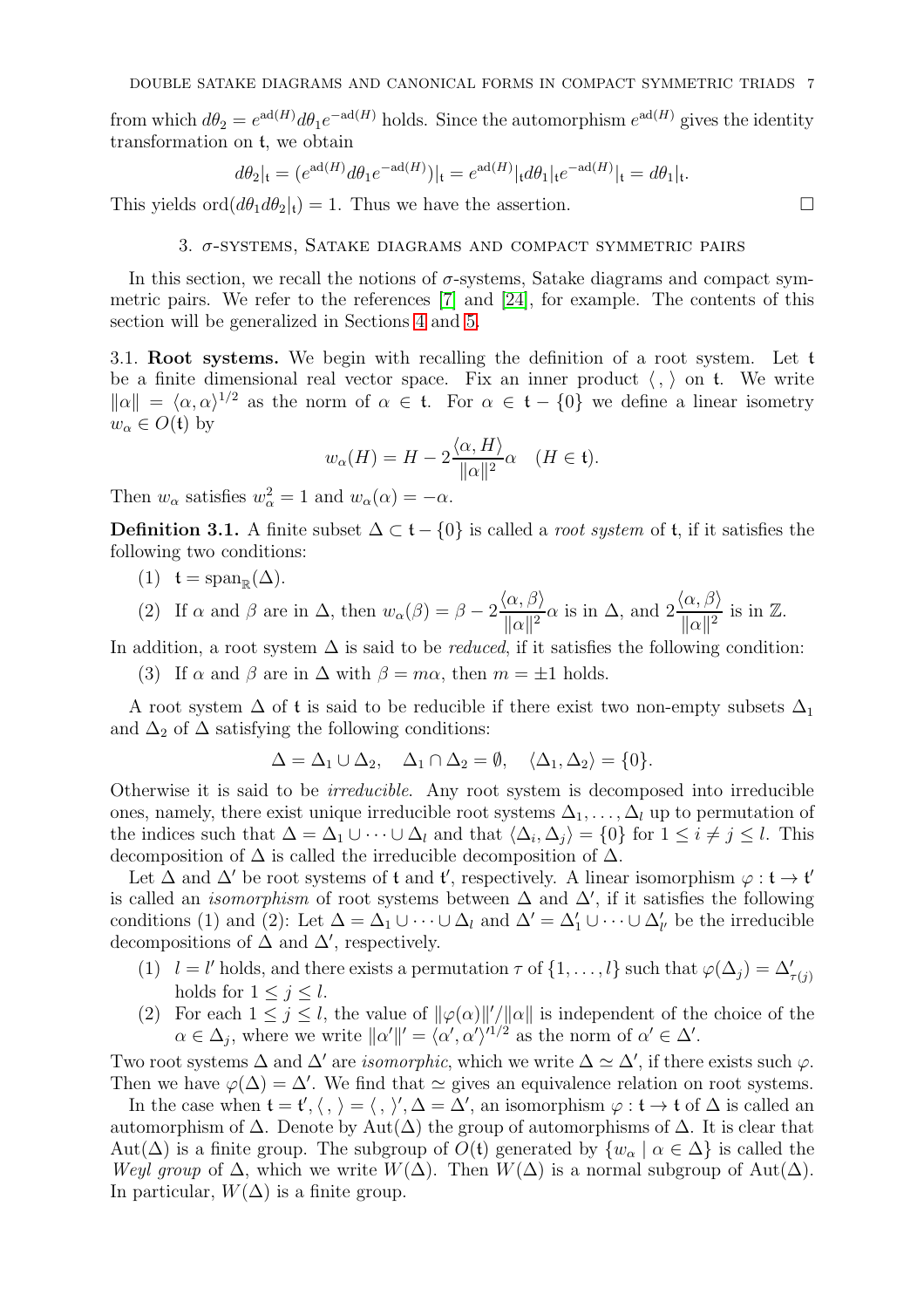from which $d\theta_2 = e^{\mathrm{ad}(H)} d\theta_1 e^{-\mathrm{ad}(H)}$ holds. Since the automorphism $e^{\mathrm{ad}(H)}$ gives the identity transformation on $\mathfrak{t}$, we obtain

$$d\theta_2|_{\mathfrak{t}} = (e^{\mathrm{ad}(H)} d\theta_1 e^{-\mathrm{ad}(H)})|_{\mathfrak{t}} = e^{\mathrm{ad}(H)}|_{\mathfrak{t}} d\theta_1|_{\mathfrak{t}} e^{-\mathrm{ad}(H)}|_{\mathfrak{t}} = d\theta_1|_{\mathfrak{t}}.$$

This yields $\mathrm{ord}(d\theta_1 d\theta_2|_{\mathfrak{t}}) = 1$. Thus we have the assertion. □

## 3. $\sigma$-systems, Satake diagrams and compact symmetric pairs

In this section, we recall the notions of $\sigma$-systems, Satake diagrams and compact symmetric pairs. We refer to the references [7] and [24], for example. The contents of this section will be generalized in Sections 4 and 5.

### 3.1. Root systems.

We begin with recalling the definition of a root system. Let $\mathfrak{t}$ be a finite dimensional real vector space. Fix an inner product $\langle\,,\,\rangle$ on $\mathfrak{t}$. We write $\|\alpha\| = \langle \alpha, \alpha \rangle^{1/2}$ as the norm of $\alpha \in \mathfrak{t}$. For $\alpha \in \mathfrak{t} - \{0\}$ we define a linear isometry $w_\alpha \in O(\mathfrak{t})$ by

$$w_\alpha(H) = H - 2\frac{\langle \alpha, H \rangle}{\|\alpha\|^2}\alpha \quad (H \in \mathfrak{t}).$$

Then $w_\alpha$ satisfies $w_\alpha^2 = 1$ and $w_\alpha(\alpha) = -\alpha$.

**Definition 3.1.** A finite subset $\Delta \subset \mathfrak{t} - \{0\}$ is called a *root system* of $\mathfrak{t}$, if it satisfies the following two conditions:

(1) $\mathfrak{t} = \mathrm{span}_{\mathbb{R}}(\Delta)$.

(2) If $\alpha$ and $\beta$ are in $\Delta$, then $w_\alpha(\beta) = \beta - 2\dfrac{\langle \alpha, \beta \rangle}{\|\alpha\|^2}\alpha$ is in $\Delta$, and $2\dfrac{\langle \alpha, \beta \rangle}{\|\alpha\|^2}$ is in $\mathbb{Z}$.

In addition, a root system $\Delta$ is said to be *reduced*, if it satisfies the following condition:

(3) If $\alpha$ and $\beta$ are in $\Delta$ with $\beta = m\alpha$, then $m = \pm 1$ holds.

A root system $\Delta$ of $\mathfrak{t}$ is said to be reducible if there exist two non-empty subsets $\Delta_1$ and $\Delta_2$ of $\Delta$ satisfying the following conditions:

$$\Delta = \Delta_1 \cup \Delta_2, \quad \Delta_1 \cap \Delta_2 = \emptyset, \quad \langle \Delta_1, \Delta_2 \rangle = \{0\}.$$

Otherwise it is said to be *irreducible*. Any root system is decomposed into irreducible ones, namely, there exist unique irreducible root systems $\Delta_1, \dots, \Delta_l$ up to permutation of the indices such that $\Delta = \Delta_1 \cup \dots \cup \Delta_l$ and that $\langle \Delta_i, \Delta_j \rangle = \{0\}$ for $1 \leq i \neq j \leq l$. This decomposition of $\Delta$ is called the irreducible decomposition of $\Delta$.

Let $\Delta$ and $\Delta'$ be root systems of $\mathfrak{t}$ and $\mathfrak{t}'$, respectively. A linear isomorphism $\varphi : \mathfrak{t} \to \mathfrak{t}'$ is called an *isomorphism* of root systems between $\Delta$ and $\Delta'$, if it satisfies the following conditions (1) and (2): Let $\Delta = \Delta_1 \cup \dots \cup \Delta_l$ and $\Delta' = \Delta'_1 \cup \dots \cup \Delta'_{l'}$ be the irreducible decompositions of $\Delta$ and $\Delta'$, respectively.

(1) $l = l'$ holds, and there exists a permutation $\tau$ of $\{1, \dots, l\}$ such that $\varphi(\Delta_j) = \Delta'_{\tau(j)}$ holds for $1 \leq j \leq l$.

(2) For each $1 \leq j \leq l$, the value of $\|\varphi(\alpha)\|'/\|\alpha\|$ is independent of the choice of the $\alpha \in \Delta_j$, where we write $\|\alpha'\|' = \langle \alpha', \alpha' \rangle'^{1/2}$ as the norm of $\alpha' \in \Delta'$.

Two root systems $\Delta$ and $\Delta'$ are *isomorphic*, which we write $\Delta \simeq \Delta'$, if there exists such $\varphi$. Then we have $\varphi(\Delta) = \Delta'$. We find that $\simeq$ gives an equivalence relation on root systems.

In the case when $\mathfrak{t} = \mathfrak{t}', \langle\,,\,\rangle = \langle\,,\,\rangle', \Delta = \Delta'$, an isomorphism $\varphi : \mathfrak{t} \to \mathfrak{t}$ of $\Delta$ is called an automorphism of $\Delta$. Denote by $\mathrm{Aut}(\Delta)$ the group of automorphisms of $\Delta$. It is clear that $\mathrm{Aut}(\Delta)$ is a finite group. The subgroup of $O(\mathfrak{t})$ generated by $\{w_\alpha \mid \alpha \in \Delta\}$ is called the *Weyl group* of $\Delta$, which we write $W(\Delta)$. Then $W(\Delta)$ is a normal subgroup of $\mathrm{Aut}(\Delta)$. In particular, $W(\Delta)$ is a finite group.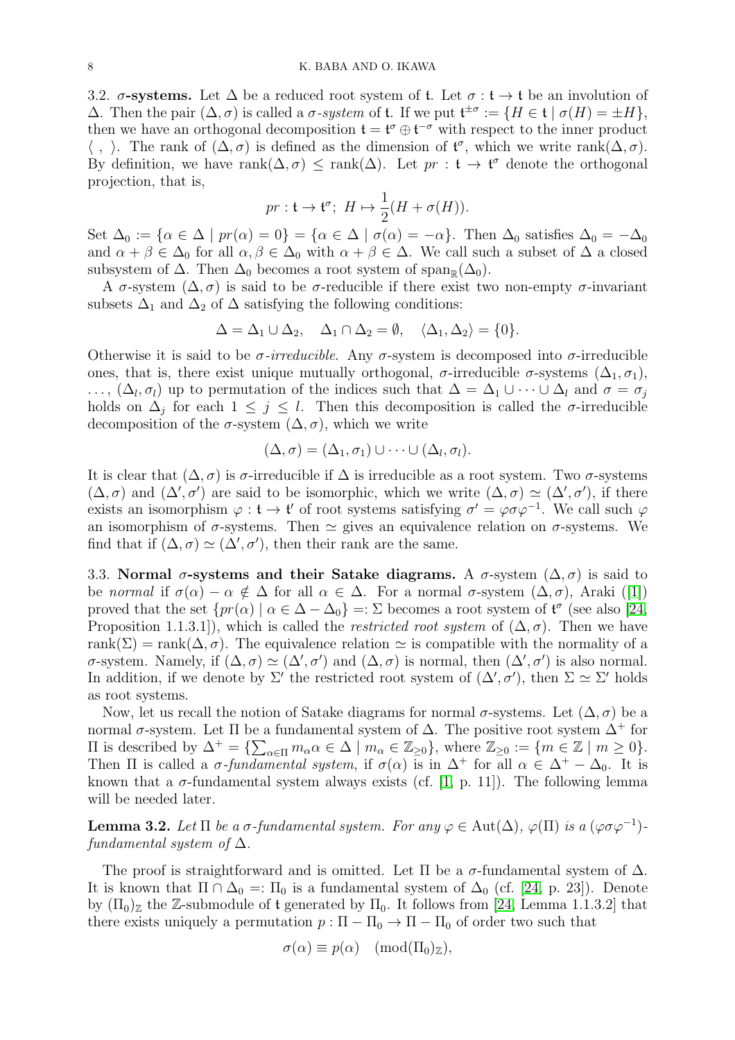3.2. **$\sigma$-systems.** Let $\Delta$ be a reduced root system of $\mathfrak{t}$. Let $\sigma : \mathfrak{t} \to \mathfrak{t}$ be an involution of $\Delta$. Then the pair $(\Delta, \sigma)$ is called a *$\sigma$-system* of $\mathfrak{t}$. If we put $\mathfrak{t}^{\pm\sigma} := \{H \in \mathfrak{t} \mid \sigma(H) = \pm H\}$, then we have an orthogonal decomposition $\mathfrak{t} = \mathfrak{t}^{\sigma} \oplus \mathfrak{t}^{-\sigma}$ with respect to the inner product $\langle\ ,\ \rangle$. The rank of $(\Delta, \sigma)$ is defined as the dimension of $\mathfrak{t}^{\sigma}$, which we write $\mathrm{rank}(\Delta, \sigma)$. By definition, we have $\mathrm{rank}(\Delta, \sigma) \leq \mathrm{rank}(\Delta)$. Let $pr : \mathfrak{t} \to \mathfrak{t}^{\sigma}$ denote the orthogonal projection, that is,

$$pr : \mathfrak{t} \to \mathfrak{t}^{\sigma};\ H \mapsto \frac{1}{2}(H + \sigma(H)).$$

Set $\Delta_0 := \{\alpha \in \Delta \mid pr(\alpha) = 0\} = \{\alpha \in \Delta \mid \sigma(\alpha) = -\alpha\}$. Then $\Delta_0$ satisfies $\Delta_0 = -\Delta_0$ and $\alpha + \beta \in \Delta_0$ for all $\alpha, \beta \in \Delta_0$ with $\alpha + \beta \in \Delta$. We call such a subset of $\Delta$ a closed subsystem of $\Delta$. Then $\Delta_0$ becomes a root system of $\mathrm{span}_{\mathbb{R}}(\Delta_0)$.

A $\sigma$-system $(\Delta, \sigma)$ is said to be $\sigma$-reducible if there exist two non-empty $\sigma$-invariant subsets $\Delta_1$ and $\Delta_2$ of $\Delta$ satisfying the following conditions:

$$\Delta = \Delta_1 \cup \Delta_2, \quad \Delta_1 \cap \Delta_2 = \emptyset, \quad \langle \Delta_1, \Delta_2 \rangle = \{0\}.$$

Otherwise it is said to be *$\sigma$-irreducible*. Any $\sigma$-system is decomposed into $\sigma$-irreducible ones, that is, there exist unique mutually orthogonal, $\sigma$-irreducible $\sigma$-systems $(\Delta_1, \sigma_1)$, $\dots$, $(\Delta_l, \sigma_l)$ up to permutation of the indices such that $\Delta = \Delta_1 \cup \dots \cup \Delta_l$ and $\sigma = \sigma_j$ holds on $\Delta_j$ for each $1 \leq j \leq l$. Then this decomposition is called the $\sigma$-irreducible decomposition of the $\sigma$-system $(\Delta, \sigma)$, which we write

$$(\Delta, \sigma) = (\Delta_1, \sigma_1) \cup \dots \cup (\Delta_l, \sigma_l).$$

It is clear that $(\Delta, \sigma)$ is $\sigma$-irreducible if $\Delta$ is irreducible as a root system. Two $\sigma$-systems $(\Delta, \sigma)$ and $(\Delta', \sigma')$ are said to be isomorphic, which we write $(\Delta, \sigma) \simeq (\Delta', \sigma')$, if there exists an isomorphism $\varphi : \mathfrak{t} \to \mathfrak{t}'$ of root systems satisfying $\sigma' = \varphi\sigma\varphi^{-1}$. We call such $\varphi$ an isomorphism of $\sigma$-systems. Then $\simeq$ gives an equivalence relation on $\sigma$-systems. We find that if $(\Delta, \sigma) \simeq (\Delta', \sigma')$, then their rank are the same.

3.3. **Normal $\sigma$-systems and their Satake diagrams.** A $\sigma$-system $(\Delta, \sigma)$ is said to be *normal* if $\sigma(\alpha) - \alpha \notin \Delta$ for all $\alpha \in \Delta$. For a normal $\sigma$-system $(\Delta, \sigma)$, Araki ([1]) proved that the set $\{pr(\alpha) \mid \alpha \in \Delta - \Delta_0\} =: \Sigma$ becomes a root system of $\mathfrak{t}^{\sigma}$ (see also [24, Proposition 1.1.3.1]), which is called the *restricted root system* of $(\Delta, \sigma)$. Then we have $\mathrm{rank}(\Sigma) = \mathrm{rank}(\Delta, \sigma)$. The equivalence relation $\simeq$ is compatible with the normality of a $\sigma$-system. Namely, if $(\Delta, \sigma) \simeq (\Delta', \sigma')$ and $(\Delta, \sigma)$ is normal, then $(\Delta', \sigma')$ is also normal. In addition, if we denote by $\Sigma'$ the restricted root system of $(\Delta', \sigma')$, then $\Sigma \simeq \Sigma'$ holds as root systems.

Now, let us recall the notion of Satake diagrams for normal $\sigma$-systems. Let $(\Delta, \sigma)$ be a normal $\sigma$-system. Let $\Pi$ be a fundamental system of $\Delta$. The positive root system $\Delta^+$ for $\Pi$ is described by $\Delta^+ = \{\sum_{\alpha \in \Pi} m_\alpha \alpha \in \Delta \mid m_\alpha \in \mathbb{Z}_{\geq 0}\}$, where $\mathbb{Z}_{\geq 0} := \{m \in \mathbb{Z} \mid m \geq 0\}$. Then $\Pi$ is called a *$\sigma$-fundamental system*, if $\sigma(\alpha)$ is in $\Delta^+$ for all $\alpha \in \Delta^+ - \Delta_0$. It is known that a $\sigma$-fundamental system always exists (cf. [1, p. 11]). The following lemma will be needed later.

**Lemma 3.2.** *Let $\Pi$ be a $\sigma$-fundamental system. For any $\varphi \in \mathrm{Aut}(\Delta)$, $\varphi(\Pi)$ is a $(\varphi\sigma\varphi^{-1})$-fundamental system of $\Delta$.*

The proof is straightforward and is omitted. Let $\Pi$ be a $\sigma$-fundamental system of $\Delta$. It is known that $\Pi \cap \Delta_0 =: \Pi_0$ is a fundamental system of $\Delta_0$ (cf. [24, p. 23]). Denote by $(\Pi_0)_{\mathbb{Z}}$ the $\mathbb{Z}$-submodule of $\mathfrak{t}$ generated by $\Pi_0$. It follows from [24, Lemma 1.1.3.2] that there exists uniquely a permutation $p : \Pi - \Pi_0 \to \Pi - \Pi_0$ of order two such that

$$\sigma(\alpha) \equiv p(\alpha) \pmod{(\Pi_0)_{\mathbb{Z}}},$$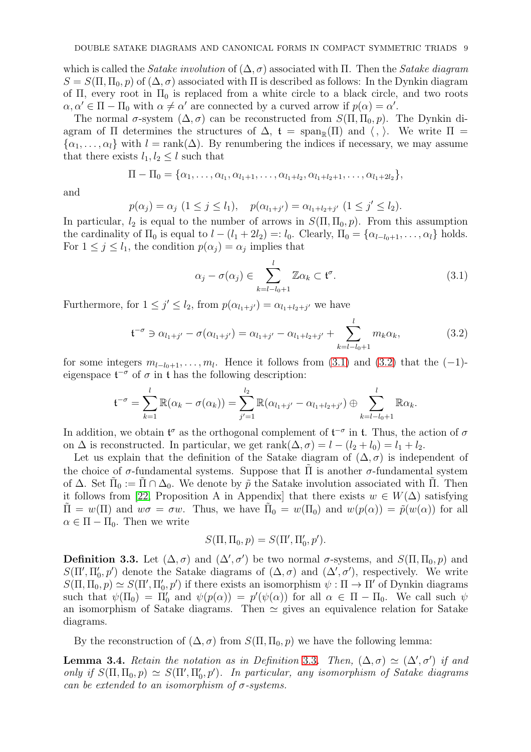which is called the *Satake involution* of $(\Delta, \sigma)$ associated with $\Pi$. Then the *Satake diagram* $S = S(\Pi, \Pi_0, p)$ of $(\Delta, \sigma)$ associated with $\Pi$ is described as follows: In the Dynkin diagram of $\Pi$, every root in $\Pi_0$ is replaced from a white circle to a black circle, and two roots $\alpha, \alpha' \in \Pi - \Pi_0$ with $\alpha \neq \alpha'$ are connected by a curved arrow if $p(\alpha) = \alpha'$.

The normal $\sigma$-system $(\Delta, \sigma)$ can be reconstructed from $S(\Pi, \Pi_0, p)$. The Dynkin diagram of $\Pi$ determines the structures of $\Delta$, $\mathfrak{t} = \mathrm{span}_{\mathbb{R}}(\Pi)$ and $\langle\, ,\, \rangle$. We write $\Pi = \{\alpha_1, \dots, \alpha_l\}$ with $l = \mathrm{rank}(\Delta)$. By renumbering the indices if necessary, we may assume that there exists $l_1, l_2 \leq l$ such that

$$\Pi - \Pi_0 = \{\alpha_1, \dots, \alpha_{l_1}, \alpha_{l_1+1}, \dots, \alpha_{l_1+l_2}, \alpha_{l_1+l_2+1}, \dots, \alpha_{l_1+2l_2}\},$$

and

$$p(\alpha_j) = \alpha_j \ (1 \leq j \leq l_1), \quad p(\alpha_{l_1+j'}) = \alpha_{l_1+l_2+j'} \ (1 \leq j' \leq l_2).$$

In particular, $l_2$ is equal to the number of arrows in $S(\Pi, \Pi_0, p)$. From this assumption the cardinality of $\Pi_0$ is equal to $l - (l_1 + 2l_2) =: l_0$. Clearly, $\Pi_0 = \{\alpha_{l-l_0+1}, \dots, \alpha_l\}$ holds. For $1 \leq j \leq l_1$, the condition $p(\alpha_j) = \alpha_j$ implies that

$$\alpha_j - \sigma(\alpha_j) \in \sum_{k=l-l_0+1}^{l} \mathbb{Z}\alpha_k \subset \mathfrak{t}^{\sigma}. \tag{3.1}$$

Furthermore, for $1 \leq j' \leq l_2$, from $p(\alpha_{l_1+j'}) = \alpha_{l_1+l_2+j'}$ we have

$$\mathfrak{t}^{-\sigma} \ni \alpha_{l_1+j'} - \sigma(\alpha_{l_1+j'}) = \alpha_{l_1+j'} - \alpha_{l_1+l_2+j'} + \sum_{k=l-l_0+1}^{l} m_k \alpha_k, \tag{3.2}$$

for some integers $m_{l-l_0+1}, \dots, m_l$. Hence it follows from (3.1) and (3.2) that the $(-1)$-eigenspace $\mathfrak{t}^{-\sigma}$ of $\sigma$ in $\mathfrak{t}$ has the following description:

$$\mathfrak{t}^{-\sigma} = \sum_{k=1}^{l} \mathbb{R}(\alpha_k - \sigma(\alpha_k)) = \sum_{j'=1}^{l_2} \mathbb{R}(\alpha_{l_1+j'} - \alpha_{l_1+l_2+j'}) \oplus \sum_{k=l-l_0+1}^{l} \mathbb{R}\alpha_k.$$

In addition, we obtain $\mathfrak{t}^{\sigma}$ as the orthogonal complement of $\mathfrak{t}^{-\sigma}$ in $\mathfrak{t}$. Thus, the action of $\sigma$ on $\Delta$ is reconstructed. In particular, we get $\mathrm{rank}(\Delta, \sigma) = l - (l_2 + l_0) = l_1 + l_2$.

Let us explain that the definition of the Satake diagram of $(\Delta, \sigma)$ is independent of the choice of $\sigma$-fundamental systems. Suppose that $\tilde{\Pi}$ is another $\sigma$-fundamental system of $\Delta$. Set $\tilde{\Pi}_0 := \tilde{\Pi} \cap \Delta_0$. We denote by $\tilde{p}$ the Satake involution associated with $\tilde{\Pi}$. Then it follows from [22, Proposition A in Appendix] that there exists $w \in W(\Delta)$ satisfying $\tilde{\Pi} = w(\Pi)$ and $w\sigma = \sigma w$. Thus, we have $\tilde{\Pi}_0 = w(\Pi_0)$ and $w(p(\alpha)) = \tilde{p}(w(\alpha))$ for all $\alpha \in \Pi - \Pi_0$. Then we write

$$S(\Pi, \Pi_0, p) = S(\Pi', \Pi'_0, p').$$

**Definition 3.3.** Let $(\Delta, \sigma)$ and $(\Delta', \sigma')$ be two normal $\sigma$-systems, and $S(\Pi, \Pi_0, p)$ and $S(\Pi', \Pi'_0, p')$ denote the Satake diagrams of $(\Delta, \sigma)$ and $(\Delta', \sigma')$, respectively. We write $S(\Pi, \Pi_0, p) \simeq S(\Pi', \Pi'_0, p')$ if there exists an isomorphism $\psi : \Pi \to \Pi'$ of Dynkin diagrams such that $\psi(\Pi_0) = \Pi'_0$ and $\psi(p(\alpha)) = p'(\psi(\alpha))$ for all $\alpha \in \Pi - \Pi_0$. We call such $\psi$ an isomorphism of Satake diagrams. Then $\simeq$ gives an equivalence relation for Satake diagrams.

By the reconstruction of $(\Delta, \sigma)$ from $S(\Pi, \Pi_0, p)$ we have the following lemma:

**Lemma 3.4.** *Retain the notation as in Definition 3.3. Then, $(\Delta, \sigma) \simeq (\Delta', \sigma')$ if and only if $S(\Pi, \Pi_0, p) \simeq S(\Pi', \Pi'_0, p')$. In particular, any isomorphism of Satake diagrams can be extended to an isomorphism of $\sigma$-systems.*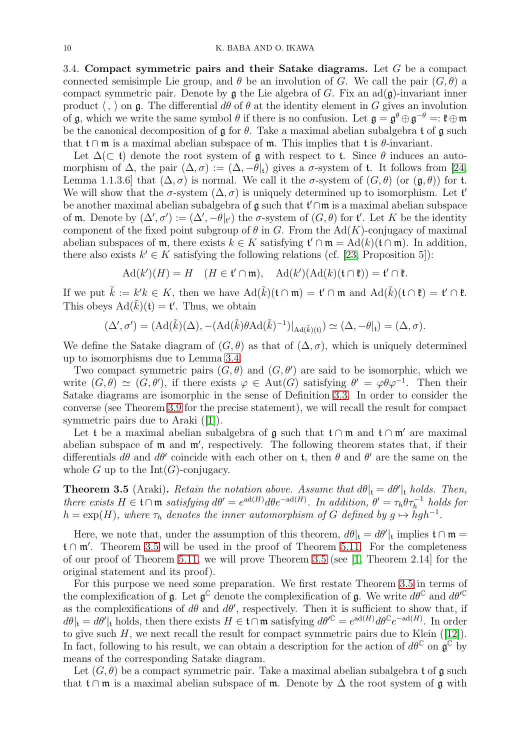### 3.4. Compact symmetric pairs and their Satake diagrams.

Let $G$ be a compact connected semisimple Lie group, and $\theta$ be an involution of $G$. We call the pair $(G, \theta)$ a compact symmetric pair. Denote by $\mathfrak{g}$ the Lie algebra of $G$. Fix an $\mathrm{ad}(\mathfrak{g})$-invariant inner product $\langle \, , \, \rangle$ on $\mathfrak{g}$. The differential $d\theta$ of $\theta$ at the identity element in $G$ gives an involution of $\mathfrak{g}$, which we write the same symbol $\theta$ if there is no confusion. Let $\mathfrak{g} = \mathfrak{g}^\theta \oplus \mathfrak{g}^{-\theta} =: \mathfrak{k} \oplus \mathfrak{m}$ be the canonical decomposition of $\mathfrak{g}$ for $\theta$. Take a maximal abelian subalgebra $\mathfrak{t}$ of $\mathfrak{g}$ such that $\mathfrak{t} \cap \mathfrak{m}$ is a maximal abelian subspace of $\mathfrak{m}$. This implies that $\mathfrak{t}$ is $\theta$-invariant.

Let $\Delta (\subset \mathfrak{t})$ denote the root system of $\mathfrak{g}$ with respect to $\mathfrak{t}$. Since $\theta$ induces an automorphism of $\Delta$, the pair $(\Delta, \sigma) := (\Delta, -\theta|_\mathfrak{t})$ gives a $\sigma$-system of $\mathfrak{t}$. It follows from [24, Lemma 1.1.3.6] that $(\Delta, \sigma)$ is normal. We call it the $\sigma$-system of $(G, \theta)$ (or $(\mathfrak{g}, \theta)$) for $\mathfrak{t}$. We will show that the $\sigma$-system $(\Delta, \sigma)$ is uniquely determined up to isomorphism. Let $\mathfrak{t}'$ be another maximal abelian subalgebra of $\mathfrak{g}$ such that $\mathfrak{t}' \cap \mathfrak{m}$ is a maximal abelian subspace of $\mathfrak{m}$. Denote by $(\Delta', \sigma') := (\Delta', -\theta|_{\mathfrak{t}'})$ the $\sigma$-system of $(G, \theta)$ for $\mathfrak{t}'$. Let $K$ be the identity component of the fixed point subgroup of $\theta$ in $G$. From the $\mathrm{Ad}(K)$-conjugacy of maximal abelian subspaces of $\mathfrak{m}$, there exists $k \in K$ satisfying $\mathfrak{t}' \cap \mathfrak{m} = \mathrm{Ad}(k)(\mathfrak{t} \cap \mathfrak{m})$. In addition, there also exists $k' \in K$ satisfying the following relations (cf. [23, Proposition 5]):

$$\mathrm{Ad}(k')(H) = H \quad (H \in \mathfrak{t}' \cap \mathfrak{m}), \quad \mathrm{Ad}(k')(\mathrm{Ad}(k)(\mathfrak{t} \cap \mathfrak{k})) = \mathfrak{t}' \cap \mathfrak{k}.$$

If we put $\tilde{k} := k'k \in K$, then we have $\mathrm{Ad}(\tilde{k})(\mathfrak{t} \cap \mathfrak{m}) = \mathfrak{t}' \cap \mathfrak{m}$ and $\mathrm{Ad}(\tilde{k})(\mathfrak{t} \cap \mathfrak{k}) = \mathfrak{t}' \cap \mathfrak{k}$. This obeys $\mathrm{Ad}(\tilde{k})(\mathfrak{t}) = \mathfrak{t}'$. Thus, we obtain

$$(\Delta', \sigma') = (\mathrm{Ad}(\tilde{k})(\Delta), -(\mathrm{Ad}(\tilde{k})\theta \mathrm{Ad}(\tilde{k})^{-1})|_{\mathrm{Ad}(\tilde{k})(\mathfrak{t})}) \simeq (\Delta, -\theta|_\mathfrak{t}) = (\Delta, \sigma).$$

We define the Satake diagram of $(G, \theta)$ as that of $(\Delta, \sigma)$, which is uniquely determined up to isomorphisms due to Lemma 3.4.

Two compact symmetric pairs $(G, \theta)$ and $(G, \theta')$ are said to be isomorphic, which we write $(G, \theta) \simeq (G, \theta')$, if there exists $\varphi \in \mathrm{Aut}(G)$ satisfying $\theta' = \varphi \theta \varphi^{-1}$. Then their Satake diagrams are isomorphic in the sense of Definition 3.3. In order to consider the converse (see Theorem 3.9 for the precise statement), we will recall the result for compact symmetric pairs due to Araki ([1]).

Let $\mathfrak{t}$ be a maximal abelian subalgebra of $\mathfrak{g}$ such that $\mathfrak{t} \cap \mathfrak{m}$ and $\mathfrak{t} \cap \mathfrak{m}'$ are maximal abelian subspace of $\mathfrak{m}$ and $\mathfrak{m}'$, respectively. The following theorem states that, if their differentials $d\theta$ and $d\theta'$ coincide with each other on $\mathfrak{t}$, then $\theta$ and $\theta'$ are the same on the whole $G$ up to the $\mathrm{Int}(G)$-conjugacy.

**Theorem 3.5** (Araki)**.** *Retain the notation above. Assume that $d\theta|_\mathfrak{t} = d\theta'|_\mathfrak{t}$ holds. Then, there exists $H \in \mathfrak{t} \cap \mathfrak{m}$ satisfying $d\theta' = e^{\mathrm{ad}(H)} d\theta e^{-\mathrm{ad}(H)}$. In addition, $\theta' = \tau_h \theta \tau_h^{-1}$ holds for $h = \exp(H)$, where $\tau_h$ denotes the inner automorphism of $G$ defined by $g \mapsto hgh^{-1}$.*

Here, we note that, under the assumption of this theorem, $d\theta|_\mathfrak{t} = d\theta'|_\mathfrak{t}$ implies $\mathfrak{t} \cap \mathfrak{m} = \mathfrak{t} \cap \mathfrak{m}'$. Theorem 3.5 will be used in the proof of Theorem 5.11. For the completeness of our proof of Theorem 5.11, we will prove Theorem 3.5 (see [1, Theorem 2.14] for the original statement and its proof).

For this purpose we need some preparation. We first restate Theorem 3.5 in terms of the complexification of $\mathfrak{g}$. Let $\mathfrak{g}^\mathbb{C}$ denote the complexification of $\mathfrak{g}$. We write $d\theta^\mathbb{C}$ and $d\theta'^\mathbb{C}$ as the complexifications of $d\theta$ and $d\theta'$, respectively. Then it is sufficient to show that, if $d\theta|_\mathfrak{t} = d\theta'|_\mathfrak{t}$ holds, then there exists $H \in \mathfrak{t} \cap \mathfrak{m}$ satisfying $d\theta'^\mathbb{C} = e^{\mathrm{ad}(H)} d\theta^\mathbb{C} e^{-\mathrm{ad}(H)}$. In order to give such $H$, we next recall the result for compact symmetric pairs due to Klein ([12]). In fact, following to his result, we can obtain a description for the action of $d\theta^\mathbb{C}$ on $\mathfrak{g}^\mathbb{C}$ by means of the corresponding Satake diagram.

Let $(G, \theta)$ be a compact symmetric pair. Take a maximal abelian subalgebra $\mathfrak{t}$ of $\mathfrak{g}$ such that $\mathfrak{t} \cap \mathfrak{m}$ is a maximal abelian subspace of $\mathfrak{m}$. Denote by $\Delta$ the root system of $\mathfrak{g}$ with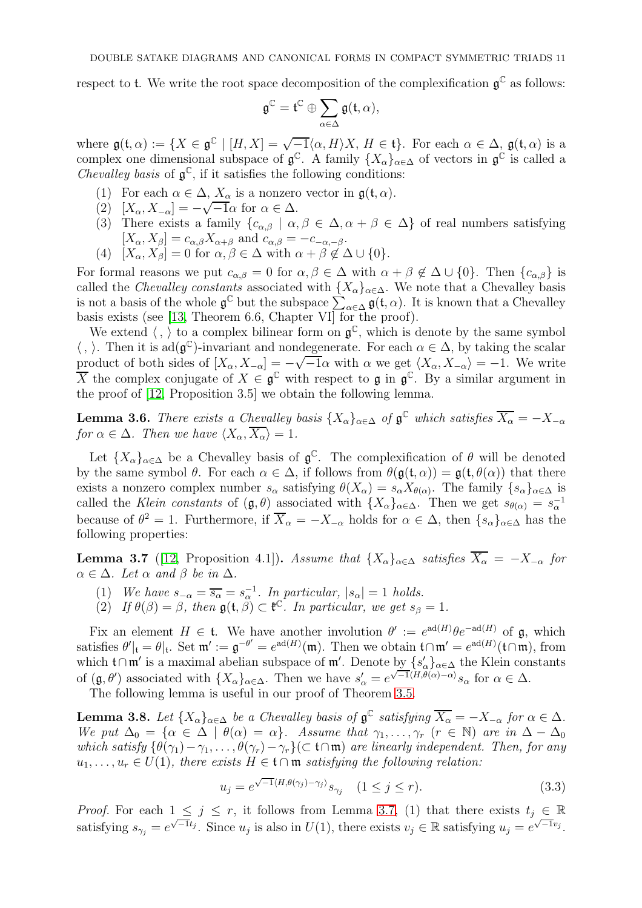respect to $\mathfrak{t}$. We write the root space decomposition of the complexification $\mathfrak{g}^{\mathbb{C}}$ as follows:

$$\mathfrak{g}^{\mathbb{C}} = \mathfrak{t}^{\mathbb{C}} \oplus \sum_{\alpha \in \Delta} \mathfrak{g}(\mathfrak{t}, \alpha),$$

where $\mathfrak{g}(\mathfrak{t}, \alpha) := \{X \in \mathfrak{g}^{\mathbb{C}} \mid [H, X] = \sqrt{-1}\langle \alpha, H\rangle X, \ H \in \mathfrak{t}\}$. For each $\alpha \in \Delta$, $\mathfrak{g}(\mathfrak{t}, \alpha)$ is a complex one dimensional subspace of $\mathfrak{g}^{\mathbb{C}}$. A family $\{X_\alpha\}_{\alpha \in \Delta}$ of vectors in $\mathfrak{g}^{\mathbb{C}}$ is called a *Chevalley basis* of $\mathfrak{g}^{\mathbb{C}}$, if it satisfies the following conditions:

(1) For each $\alpha \in \Delta$, $X_\alpha$ is a nonzero vector in $\mathfrak{g}(\mathfrak{t}, \alpha)$.
(2) $[X_\alpha, X_{-\alpha}] = -\sqrt{-1}\alpha$ for $\alpha \in \Delta$.
(3) There exists a family $\{c_{\alpha,\beta} \mid \alpha, \beta \in \Delta, \alpha + \beta \in \Delta\}$ of real numbers satisfying $[X_\alpha, X_\beta] = c_{\alpha,\beta} X_{\alpha+\beta}$ and $c_{\alpha,\beta} = -c_{-\alpha,-\beta}$.
(4) $[X_\alpha, X_\beta] = 0$ for $\alpha, \beta \in \Delta$ with $\alpha + \beta \notin \Delta \cup \{0\}$.

For formal reasons we put $c_{\alpha,\beta} = 0$ for $\alpha, \beta \in \Delta$ with $\alpha + \beta \notin \Delta \cup \{0\}$. Then $\{c_{\alpha,\beta}\}$ is called the *Chevalley constants* associated with $\{X_\alpha\}_{\alpha\in\Delta}$. We note that a Chevalley basis is not a basis of the whole $\mathfrak{g}^{\mathbb{C}}$ but the subspace $\sum_{\alpha\in\Delta} \mathfrak{g}(\mathfrak{t}, \alpha)$. It is known that a Chevalley basis exists (see [13, Theorem 6.6, Chapter VI] for the proof).

We extend $\langle\, , \,\rangle$ to a complex bilinear form on $\mathfrak{g}^{\mathbb{C}}$, which is denote by the same symbol $\langle\, , \,\rangle$. Then it is $\mathrm{ad}(\mathfrak{g}^{\mathbb{C}})$-invariant and nondegenerate. For each $\alpha \in \Delta$, by taking the scalar product of both sides of $[X_\alpha, X_{-\alpha}] = -\sqrt{-1}\alpha$ with $\alpha$ we get $\langle X_\alpha, X_{-\alpha}\rangle = -1$. We write $\overline{X}$ the complex conjugate of $X \in \mathfrak{g}^{\mathbb{C}}$ with respect to $\mathfrak{g}$ in $\mathfrak{g}^{\mathbb{C}}$. By a similar argument in the proof of [12, Proposition 3.5] we obtain the following lemma.

**Lemma 3.6.** *There exists a Chevalley basis $\{X_\alpha\}_{\alpha\in\Delta}$ of $\mathfrak{g}^{\mathbb{C}}$ which satisfies $\overline{X_\alpha} = -X_{-\alpha}$ for $\alpha \in \Delta$. Then we have $\langle X_\alpha, \overline{X_\alpha}\rangle = 1$.*

Let $\{X_\alpha\}_{\alpha\in\Delta}$ be a Chevalley basis of $\mathfrak{g}^{\mathbb{C}}$. The complexification of $\theta$ will be denoted by the same symbol $\theta$. For each $\alpha \in \Delta$, if follows from $\theta(\mathfrak{g}(\mathfrak{t}, \alpha)) = \mathfrak{g}(\mathfrak{t}, \theta(\alpha))$ that there exists a nonzero complex number $s_\alpha$ satisfying $\theta(X_\alpha) = s_\alpha X_{\theta(\alpha)}$. The family $\{s_\alpha\}_{\alpha\in\Delta}$ is called the *Klein constants* of $(\mathfrak{g}, \theta)$ associated with $\{X_\alpha\}_{\alpha\in\Delta}$. Then we get $s_{\theta(\alpha)} = s_\alpha^{-1}$ because of $\theta^2 = 1$. Furthermore, if $\overline{X}_\alpha = -X_{-\alpha}$ holds for $\alpha \in \Delta$, then $\{s_\alpha\}_{\alpha\in\Delta}$ has the following properties:

**Lemma 3.7** ([12, Proposition 4.1])**.** *Assume that $\{X_\alpha\}_{\alpha\in\Delta}$ satisfies $\overline{X_\alpha} = -X_{-\alpha}$ for $\alpha \in \Delta$. Let $\alpha$ and $\beta$ be in $\Delta$.*

*(1) We have $s_{-\alpha} = \overline{s_\alpha} = s_\alpha^{-1}$. In particular, $|s_\alpha| = 1$ holds.*
*(2) If $\theta(\beta) = \beta$, then $\mathfrak{g}(\mathfrak{t}, \beta) \subset \mathfrak{k}^{\mathbb{C}}$. In particular, we get $s_\beta = 1$.*

Fix an element $H \in \mathfrak{t}$. We have another involution $\theta' := e^{\mathrm{ad}(H)}\theta e^{-\mathrm{ad}(H)}$ of $\mathfrak{g}$, which satisfies $\theta'|_{\mathfrak{t}} = \theta|_{\mathfrak{t}}$. Set $\mathfrak{m}' := \mathfrak{g}^{-\theta'} = e^{\mathrm{ad}(H)}(\mathfrak{m})$. Then we obtain $\mathfrak{t} \cap \mathfrak{m}' = e^{\mathrm{ad}(H)}(\mathfrak{t} \cap \mathfrak{m})$, from which $\mathfrak{t} \cap \mathfrak{m}'$ is a maximal abelian subspace of $\mathfrak{m}'$. Denote by $\{s'_\alpha\}_{\alpha\in\Delta}$ the Klein constants of $(\mathfrak{g}, \theta')$ associated with $\{X_\alpha\}_{\alpha\in\Delta}$. Then we have $s'_\alpha = e^{\sqrt{-1}\langle H, \theta(\alpha) - \alpha\rangle} s_\alpha$ for $\alpha \in \Delta$.

The following lemma is useful in our proof of Theorem 3.5.

**Lemma 3.8.** *Let $\{X_\alpha\}_{\alpha\in\Delta}$ be a Chevalley basis of $\mathfrak{g}^{\mathbb{C}}$ satisfying $\overline{X_\alpha} = -X_{-\alpha}$ for $\alpha \in \Delta$. We put $\Delta_0 = \{\alpha \in \Delta \mid \theta(\alpha) = \alpha\}$. Assume that $\gamma_1, \dots, \gamma_r$ ($r \in \mathbb{N}$) are in $\Delta - \Delta_0$ which satisfy $\{\theta(\gamma_1) - \gamma_1, \dots, \theta(\gamma_r) - \gamma_r\} (\subset \mathfrak{t} \cap \mathfrak{m})$ are linearly independent. Then, for any $u_1, \dots, u_r \in U(1)$, there exists $H \in \mathfrak{t} \cap \mathfrak{m}$ satisfying the following relation:*

$$u_j = e^{\sqrt{-1}\langle H, \theta(\gamma_j) - \gamma_j\rangle} s_{\gamma_j} \quad (1 \leq j \leq r). \tag{3.3}$$

*Proof.* For each $1 \leq j \leq r$, it follows from Lemma 3.7, (1) that there exists $t_j \in \mathbb{R}$ satisfying $s_{\gamma_j} = e^{\sqrt{-1}t_j}$. Since $u_j$ is also in $U(1)$, there exists $v_j \in \mathbb{R}$ satisfying $u_j = e^{\sqrt{-1}v_j}$.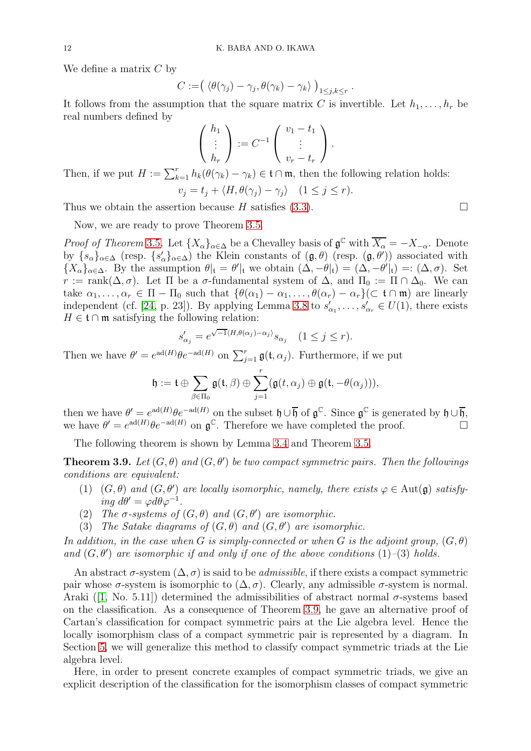We define a matrix $C$ by

$$C := \big( \langle \theta(\gamma_j) - \gamma_j, \theta(\gamma_k) - \gamma_k \rangle \big)_{1 \le j,k \le r}.$$

It follows from the assumption that the square matrix $C$ is invertible. Let $h_1, \dots, h_r$ be real numbers defined by

$$\begin{pmatrix} h_1 \\ \vdots \\ h_r \end{pmatrix} := C^{-1} \begin{pmatrix} v_1 - t_1 \\ \vdots \\ v_r - t_r \end{pmatrix}.$$

Then, if we put $H := \sum_{k=1}^r h_k(\theta(\gamma_k) - \gamma_k) \in \mathfrak{t} \cap \mathfrak{m}$, then the following relation holds:

$$v_j = t_j + \langle H, \theta(\gamma_j) - \gamma_j \rangle \quad (1 \le j \le r).$$

Thus we obtain the assertion because $H$ satisfies (3.3). $\square$

Now, we are ready to prove Theorem 3.5.

*Proof of Theorem* 3.5. Let $\{X_\alpha\}_{\alpha \in \Delta}$ be a Chevalley basis of $\mathfrak{g}^{\mathbb{C}}$ with $\overline{X_\alpha} = -X_{-\alpha}$. Denote by $\{s_\alpha\}_{\alpha \in \Delta}$ (resp. $\{s'_\alpha\}_{\alpha \in \Delta}$) the Klein constants of $(\mathfrak{g}, \theta)$ (resp. $(\mathfrak{g}, \theta')$) associated with $\{X_\alpha\}_{\alpha \in \Delta}$. By the assumption $\theta|_{\mathfrak{t}} = \theta'|_{\mathfrak{t}}$ we obtain $(\Delta, -\theta|_{\mathfrak{t}}) = (\Delta, -\theta'|_{\mathfrak{t}}) =: (\Delta, \sigma)$. Set $r := \mathrm{rank}(\Delta, \sigma)$. Let $\Pi$ be a $\sigma$-fundamental system of $\Delta$, and $\Pi_0 := \Pi \cap \Delta_0$. We can take $\alpha_1, \dots, \alpha_r \in \Pi - \Pi_0$ such that $\{\theta(\alpha_1) - \alpha_1, \dots, \theta(\alpha_r) - \alpha_r\} (\subset \mathfrak{t} \cap \mathfrak{m})$ are linearly independent (cf. [24, p. 23]). By applying Lemma 3.8 to $s'_{\alpha_1}, \dots, s'_{\alpha_r} \in U(1)$, there exists $H \in \mathfrak{t} \cap \mathfrak{m}$ satisfying the following relation:

$$s'_{\alpha_j} = e^{\sqrt{-1}\langle H, \theta(\alpha_j) - \alpha_j \rangle} s_{\alpha_j} \quad (1 \le j \le r).$$

Then we have $\theta' = e^{\mathrm{ad}(H)} \theta e^{-\mathrm{ad}(H)}$ on $\sum_{j=1}^r \mathfrak{g}(\mathfrak{t}, \alpha_j)$. Furthermore, if we put

$$\mathfrak{h} := \mathfrak{t} \oplus \sum_{\beta \in \Pi_0} \mathfrak{g}(\mathfrak{t}, \beta) \oplus \sum_{j=1}^r (\mathfrak{g}(t, \alpha_j) \oplus \mathfrak{g}(\mathfrak{t}, -\theta(\alpha_j))),$$

then we have $\theta' = e^{\mathrm{ad}(H)} \theta e^{-\mathrm{ad}(H)}$ on the subset $\mathfrak{h} \cup \overline{\mathfrak{h}}$ of $\mathfrak{g}^{\mathbb{C}}$. Since $\mathfrak{g}^{\mathbb{C}}$ is generated by $\mathfrak{h} \cup \overline{\mathfrak{h}}$, we have $\theta' = e^{\mathrm{ad}(H)} \theta e^{-\mathrm{ad}(H)}$ on $\mathfrak{g}^{\mathbb{C}}$. Therefore we have completed the proof. $\square$

The following theorem is shown by Lemma 3.4 and Theorem 3.5.

**Theorem 3.9.** *Let $(G, \theta)$ and $(G, \theta')$ be two compact symmetric pairs. Then the followings conditions are equivalent:*

1. *$(G, \theta)$ and $(G, \theta')$ are locally isomorphic, namely, there exists $\varphi \in \mathrm{Aut}(\mathfrak{g})$ satisfying $d\theta' = \varphi d\theta \varphi^{-1}$.*
2. *The $\sigma$-systems of $(G, \theta)$ and $(G, \theta')$ are isomorphic.*
3. *The Satake diagrams of $(G, \theta)$ and $(G, \theta')$ are isomorphic.*

*In addition, in the case when $G$ is simply-connected or when $G$ is the adjoint group, $(G, \theta)$ and $(G, \theta')$ are isomorphic if and only if one of the above conditions (1)–(3) holds.*

An abstract $\sigma$-system $(\Delta, \sigma)$ is said to be *admissible*, if there exists a compact symmetric pair whose $\sigma$-system is isomorphic to $(\Delta, \sigma)$. Clearly, any admissible $\sigma$-system is normal. Araki ([1, No. 5.11]) determined the admissibilities of abstract normal $\sigma$-systems based on the classification. As a consequence of Theorem 3.9, he gave an alternative proof of Cartan's classification for compact symmetric pairs at the Lie algebra level. Hence the locally isomorphism class of a compact symmetric pair is represented by a diagram. In Section 5, we will generalize this method to classify compact symmetric triads at the Lie algebra level.

Here, in order to present concrete examples of compact symmetric triads, we give an explicit description of the classification for the isomorphism classes of compact symmetric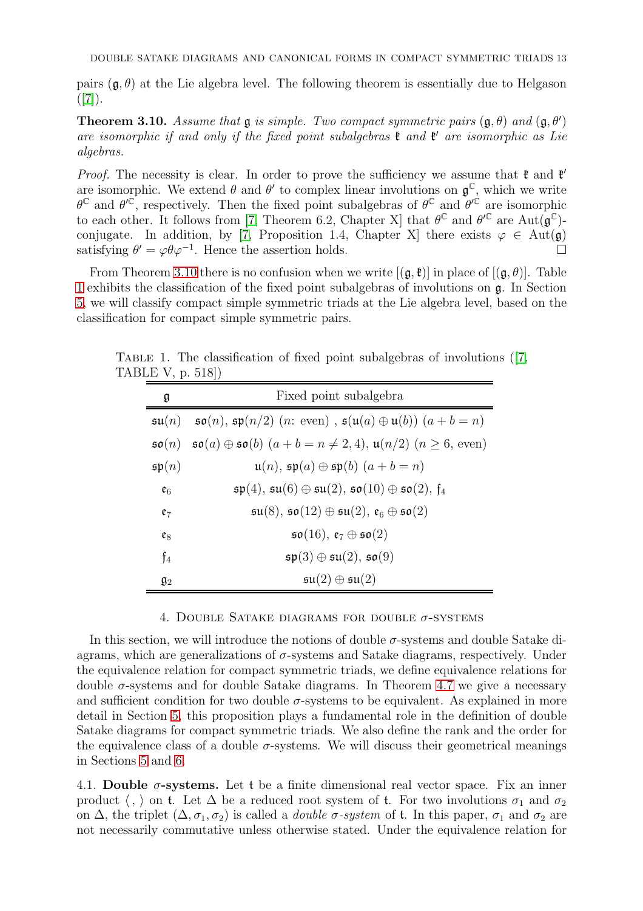pairs $(\mathfrak{g}, \theta)$ at the Lie algebra level. The following theorem is essentially due to Helgason ([7]).

**Theorem 3.10.** *Assume that $\mathfrak{g}$ is simple. Two compact symmetric pairs $(\mathfrak{g}, \theta)$ and $(\mathfrak{g}, \theta')$ are isomorphic if and only if the fixed point subalgebras $\mathfrak{k}$ and $\mathfrak{k}'$ are isomorphic as Lie algebras.*

*Proof.* The necessity is clear. In order to prove the sufficiency we assume that $\mathfrak{k}$ and $\mathfrak{k}'$ are isomorphic. We extend $\theta$ and $\theta'$ to complex linear involutions on $\mathfrak{g}^{\mathbb{C}}$, which we write $\theta^{\mathbb{C}}$ and $\theta'^{\mathbb{C}}$, respectively. Then the fixed point subalgebras of $\theta^{\mathbb{C}}$ and $\theta'^{\mathbb{C}}$ are isomorphic to each other. It follows from [7, Theorem 6.2, Chapter X] that $\theta^{\mathbb{C}}$ and $\theta'^{\mathbb{C}}$ are $\mathrm{Aut}(\mathfrak{g}^{\mathbb{C}})$-conjugate. In addition, by [7, Proposition 1.4, Chapter X] there exists $\varphi \in \mathrm{Aut}(\mathfrak{g})$ satisfying $\theta' = \varphi\theta\varphi^{-1}$. Hence the assertion holds. □

From Theorem 3.10 there is no confusion when we write $[(\mathfrak{g}, \mathfrak{k})]$ in place of $[(\mathfrak{g}, \theta)]$. Table 1 exhibits the classification of the fixed point subalgebras of involutions on $\mathfrak{g}$. In Section 5, we will classify compact simple symmetric triads at the Lie algebra level, based on the classification for compact simple symmetric pairs.

Table 1. The classification of fixed point subalgebras of involutions ([7, TABLE V, p. 518])

| $\mathfrak{g}$ | Fixed point subalgebra |
|---|---|
| $\mathfrak{su}(n)$ | $\mathfrak{so}(n)$, $\mathfrak{sp}(n/2)$ ($n$: even) , $\mathfrak{s}(\mathfrak{u}(a) \oplus \mathfrak{u}(b))$ $(a + b = n)$ |
| $\mathfrak{so}(n)$ | $\mathfrak{so}(a) \oplus \mathfrak{so}(b)$ $(a + b = n \neq 2, 4)$, $\mathfrak{u}(n/2)$ $(n \geq 6$, even$)$ |
| $\mathfrak{sp}(n)$ | $\mathfrak{u}(n)$, $\mathfrak{sp}(a) \oplus \mathfrak{sp}(b)$ $(a + b = n)$ |
| $\mathfrak{e}_6$ | $\mathfrak{sp}(4)$, $\mathfrak{su}(6) \oplus \mathfrak{su}(2)$, $\mathfrak{so}(10) \oplus \mathfrak{so}(2)$, $\mathfrak{f}_4$ |
| $\mathfrak{e}_7$ | $\mathfrak{su}(8)$, $\mathfrak{so}(12) \oplus \mathfrak{su}(2)$, $\mathfrak{e}_6 \oplus \mathfrak{so}(2)$ |
| $\mathfrak{e}_8$ | $\mathfrak{so}(16)$, $\mathfrak{e}_7 \oplus \mathfrak{so}(2)$ |
| $\mathfrak{f}_4$ | $\mathfrak{sp}(3) \oplus \mathfrak{su}(2)$, $\mathfrak{so}(9)$ |
| $\mathfrak{g}_2$ | $\mathfrak{su}(2) \oplus \mathfrak{su}(2)$ |

## 4. Double Satake diagrams for double $\sigma$-systems

In this section, we will introduce the notions of double $\sigma$-systems and double Satake diagrams, which are generalizations of $\sigma$-systems and Satake diagrams, respectively. Under the equivalence relation for compact symmetric triads, we define equivalence relations for double $\sigma$-systems and for double Satake diagrams. In Theorem 4.7 we give a necessary and sufficient condition for two double $\sigma$-systems to be equivalent. As explained in more detail in Section 5, this proposition plays a fundamental role in the definition of double Satake diagrams for compact symmetric triads. We also define the rank and the order for the equivalence class of a double $\sigma$-systems. We will discuss their geometrical meanings in Sections 5 and 6.

**4.1. Double $\sigma$-systems.** Let $\mathfrak{t}$ be a finite dimensional real vector space. Fix an inner product $\langle\, , \rangle$ on $\mathfrak{t}$. Let $\Delta$ be a reduced root system of $\mathfrak{t}$. For two involutions $\sigma_1$ and $\sigma_2$ on $\Delta$, the triplet $(\Delta, \sigma_1, \sigma_2)$ is called a *double $\sigma$-system* of $\mathfrak{t}$. In this paper, $\sigma_1$ and $\sigma_2$ are not necessarily commutative unless otherwise stated. Under the equivalence relation for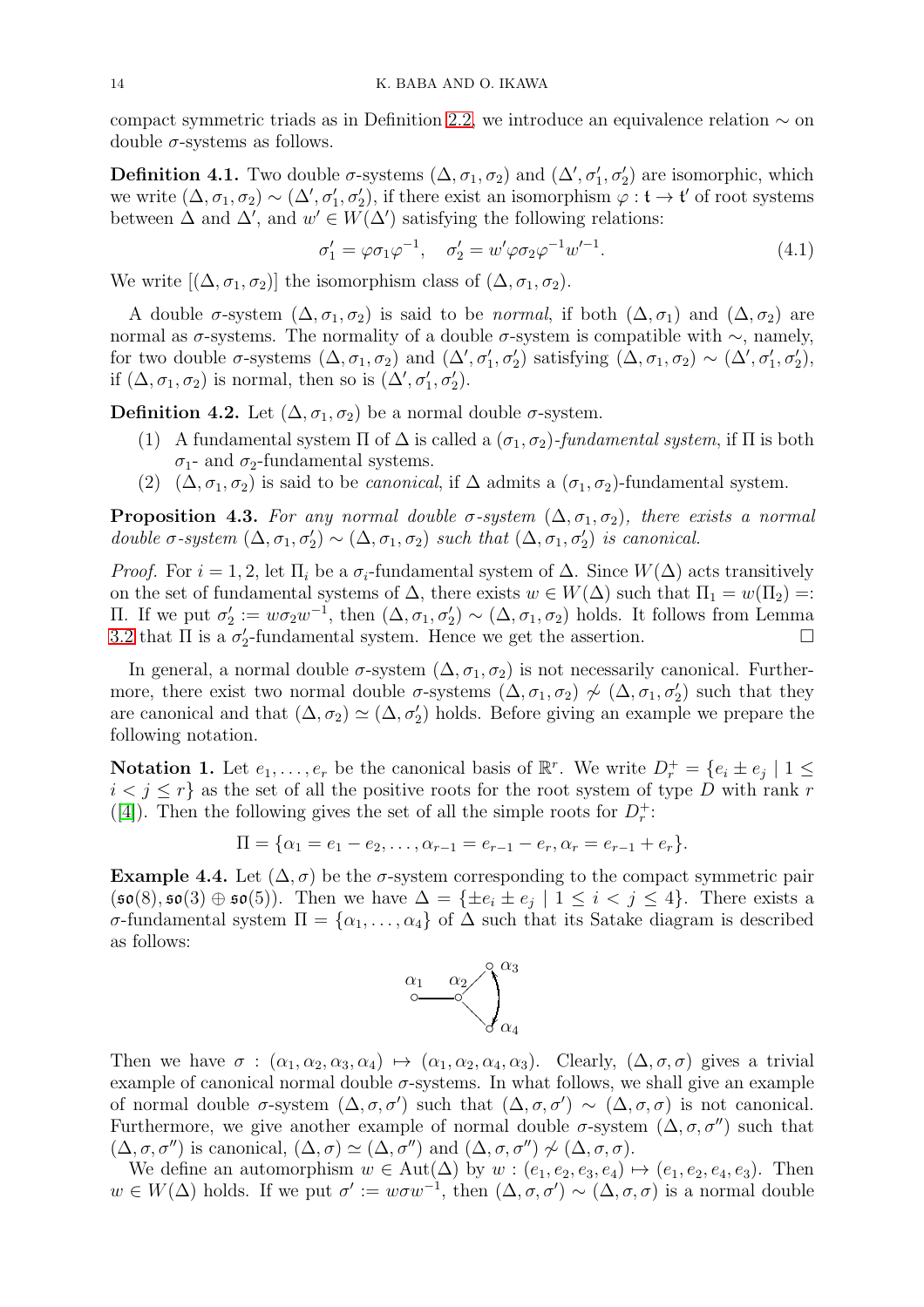compact symmetric triads as in Definition 2.2, we introduce an equivalence relation $\sim$ on double $\sigma$-systems as follows.

**Definition 4.1.** Two double $\sigma$-systems $(\Delta, \sigma_1, \sigma_2)$ and $(\Delta', \sigma_1', \sigma_2')$ are isomorphic, which we write $(\Delta, \sigma_1, \sigma_2) \sim (\Delta', \sigma_1', \sigma_2')$, if there exist an isomorphism $\varphi : \mathfrak{t} \to \mathfrak{t}'$ of root systems between $\Delta$ and $\Delta'$, and $w' \in W(\Delta')$ satisfying the following relations:

$$\sigma_1' = \varphi\sigma_1\varphi^{-1}, \quad \sigma_2' = w'\varphi\sigma_2\varphi^{-1}w'^{-1}. \tag{4.1}$$

We write $[(\Delta, \sigma_1, \sigma_2)]$ the isomorphism class of $(\Delta, \sigma_1, \sigma_2)$.

A double $\sigma$-system $(\Delta, \sigma_1, \sigma_2)$ is said to be *normal*, if both $(\Delta, \sigma_1)$ and $(\Delta, \sigma_2)$ are normal as $\sigma$-systems. The normality of a double $\sigma$-system is compatible with $\sim$, namely, for two double $\sigma$-systems $(\Delta, \sigma_1, \sigma_2)$ and $(\Delta', \sigma_1', \sigma_2')$ satisfying $(\Delta, \sigma_1, \sigma_2) \sim (\Delta', \sigma_1', \sigma_2')$, if $(\Delta, \sigma_1, \sigma_2)$ is normal, then so is $(\Delta', \sigma_1', \sigma_2')$.

**Definition 4.2.** Let $(\Delta, \sigma_1, \sigma_2)$ be a normal double $\sigma$-system.

1. A fundamental system $\Pi$ of $\Delta$ is called a $(\sigma_1, \sigma_2)$*-fundamental system*, if $\Pi$ is both $\sigma_1$- and $\sigma_2$-fundamental systems.
2. $(\Delta, \sigma_1, \sigma_2)$ is said to be *canonical*, if $\Delta$ admits a $(\sigma_1, \sigma_2)$-fundamental system.

**Proposition 4.3.** *For any normal double $\sigma$-system $(\Delta, \sigma_1, \sigma_2)$, there exists a normal double $\sigma$-system $(\Delta, \sigma_1, \sigma_2') \sim (\Delta, \sigma_1, \sigma_2)$ such that $(\Delta, \sigma_1, \sigma_2')$ is canonical.*

*Proof.* For $i = 1, 2$, let $\Pi_i$ be a $\sigma_i$-fundamental system of $\Delta$. Since $W(\Delta)$ acts transitively on the set of fundamental systems of $\Delta$, there exists $w \in W(\Delta)$ such that $\Pi_1 = w(\Pi_2) =: \Pi$. If we put $\sigma_2' := w\sigma_2 w^{-1}$, then $(\Delta, \sigma_1, \sigma_2') \sim (\Delta, \sigma_1, \sigma_2)$ holds. It follows from Lemma 3.2 that $\Pi$ is a $\sigma_2'$-fundamental system. Hence we get the assertion. $\square$

In general, a normal double $\sigma$-system $(\Delta, \sigma_1, \sigma_2)$ is not necessarily canonical. Furthermore, there exist two normal double $\sigma$-systems $(\Delta, \sigma_1, \sigma_2) \not\sim (\Delta, \sigma_1, \sigma_2')$ such that they are canonical and that $(\Delta, \sigma_2) \simeq (\Delta, \sigma_2')$ holds. Before giving an example we prepare the following notation.

**Notation 1.** Let $e_1, \ldots, e_r$ be the canonical basis of $\mathbb{R}^r$. We write $D_r^+ = \{e_i \pm e_j \mid 1 \leq i < j \leq r\}$ as the set of all the positive roots for the root system of type $D$ with rank $r$ ([4]). Then the following gives the set of all the simple roots for $D_r^+$:

$$\Pi = \{\alpha_1 = e_1 - e_2, \ldots, \alpha_{r-1} = e_{r-1} - e_r, \alpha_r = e_{r-1} + e_r\}.$$

**Example 4.4.** Let $(\Delta, \sigma)$ be the $\sigma$-system corresponding to the compact symmetric pair $(\mathfrak{so}(8), \mathfrak{so}(3) \oplus \mathfrak{so}(5))$. Then we have $\Delta = \{\pm e_i \pm e_j \mid 1 \leq i < j \leq 4\}$. There exists a $\sigma$-fundamental system $\Pi = \{\alpha_1, \ldots, \alpha_4\}$ of $\Delta$ such that its Satake diagram is described as follows:

Then we have $\sigma : (\alpha_1, \alpha_2, \alpha_3, \alpha_4) \mapsto (\alpha_1, \alpha_2, \alpha_4, \alpha_3)$. Clearly, $(\Delta, \sigma, \sigma)$ gives a trivial example of canonical normal double $\sigma$-systems. In what follows, we shall give an example of normal double $\sigma$-system $(\Delta, \sigma, \sigma')$ such that $(\Delta, \sigma, \sigma') \sim (\Delta, \sigma, \sigma)$ is not canonical. Furthermore, we give another example of normal double $\sigma$-system $(\Delta, \sigma, \sigma'')$ such that $(\Delta, \sigma, \sigma'')$ is canonical, $(\Delta, \sigma) \simeq (\Delta, \sigma'')$ and $(\Delta, \sigma, \sigma'') \not\sim (\Delta, \sigma, \sigma)$.

We define an automorphism $w \in \mathrm{Aut}(\Delta)$ by $w : (e_1, e_2, e_3, e_4) \mapsto (e_1, e_2, e_4, e_3)$. Then $w \in W(\Delta)$ holds. If we put $\sigma' := w\sigma w^{-1}$, then $(\Delta, \sigma, \sigma') \sim (\Delta, \sigma, \sigma)$ is a normal double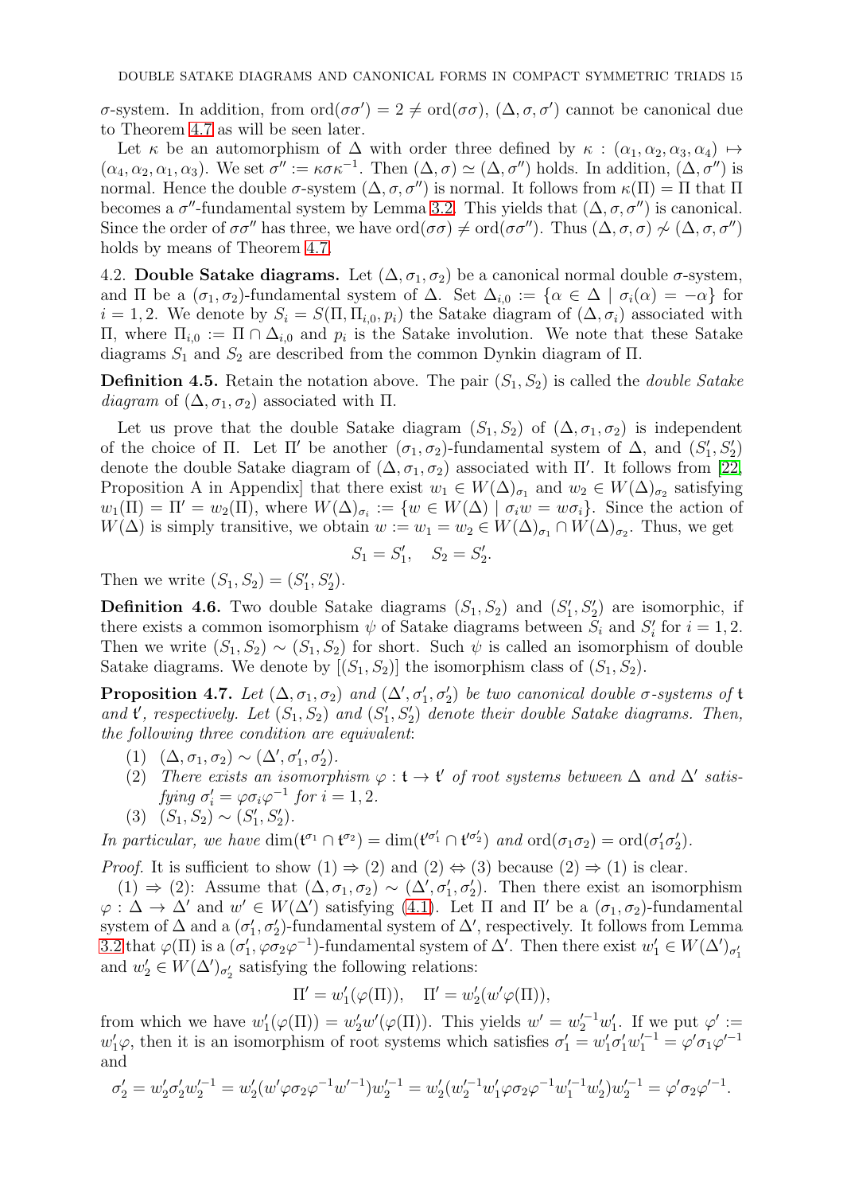$\sigma$-system. In addition, from $\mathrm{ord}(\sigma\sigma') = 2 \neq \mathrm{ord}(\sigma\sigma)$, $(\Delta, \sigma, \sigma')$ cannot be canonical due to Theorem 4.7 as will be seen later.

Let $\kappa$ be an automorphism of $\Delta$ with order three defined by $\kappa : (\alpha_1, \alpha_2, \alpha_3, \alpha_4) \mapsto (\alpha_4, \alpha_2, \alpha_1, \alpha_3)$. We set $\sigma'' := \kappa\sigma\kappa^{-1}$. Then $(\Delta, \sigma) \simeq (\Delta, \sigma'')$ holds. In addition, $(\Delta, \sigma'')$ is normal. Hence the double $\sigma$-system $(\Delta, \sigma, \sigma'')$ is normal. It follows from $\kappa(\Pi) = \Pi$ that $\Pi$ becomes a $\sigma''$-fundamental system by Lemma 3.2. This yields that $(\Delta, \sigma, \sigma'')$ is canonical. Since the order of $\sigma\sigma''$ has three, we have $\mathrm{ord}(\sigma\sigma) \neq \mathrm{ord}(\sigma\sigma'')$. Thus $(\Delta, \sigma, \sigma) \not\sim (\Delta, \sigma, \sigma'')$ holds by means of Theorem 4.7.

4.2. **Double Satake diagrams.** Let $(\Delta, \sigma_1, \sigma_2)$ be a canonical normal double $\sigma$-system, and $\Pi$ be a $(\sigma_1, \sigma_2)$-fundamental system of $\Delta$. Set $\Delta_{i,0} := \{\alpha \in \Delta \mid \sigma_i(\alpha) = -\alpha\}$ for $i = 1, 2$. We denote by $S_i = S(\Pi, \Pi_{i,0}, p_i)$ the Satake diagram of $(\Delta, \sigma_i)$ associated with $\Pi$, where $\Pi_{i,0} := \Pi \cap \Delta_{i,0}$ and $p_i$ is the Satake involution. We note that these Satake diagrams $S_1$ and $S_2$ are described from the common Dynkin diagram of $\Pi$.

**Definition 4.5.** Retain the notation above. The pair $(S_1, S_2)$ is called the *double Satake diagram* of $(\Delta, \sigma_1, \sigma_2)$ associated with $\Pi$.

Let us prove that the double Satake diagram $(S_1, S_2)$ of $(\Delta, \sigma_1, \sigma_2)$ is independent of the choice of $\Pi$. Let $\Pi'$ be another $(\sigma_1, \sigma_2)$-fundamental system of $\Delta$, and $(S_1', S_2')$ denote the double Satake diagram of $(\Delta, \sigma_1, \sigma_2)$ associated with $\Pi'$. It follows from [22, Proposition A in Appendix] that there exist $w_1 \in W(\Delta)_{\sigma_1}$ and $w_2 \in W(\Delta)_{\sigma_2}$ satisfying $w_1(\Pi) = \Pi' = w_2(\Pi)$, where $W(\Delta)_{\sigma_i} := \{w \in W(\Delta) \mid \sigma_i w = w\sigma_i\}$. Since the action of $W(\Delta)$ is simply transitive, we obtain $w := w_1 = w_2 \in W(\Delta)_{\sigma_1} \cap W(\Delta)_{\sigma_2}$. Thus, we get

$$S_1 = S_1', \quad S_2 = S_2'.$$

Then we write $(S_1, S_2) = (S_1', S_2')$.

**Definition 4.6.** Two double Satake diagrams $(S_1, S_2)$ and $(S_1', S_2')$ are isomorphic, if there exists a common isomorphism $\psi$ of Satake diagrams between $S_i$ and $S_i'$ for $i = 1, 2$. Then we write $(S_1, S_2) \sim (S_1, S_2)$ for short. Such $\psi$ is called an isomorphism of double Satake diagrams. We denote by $[(S_1, S_2)]$ the isomorphism class of $(S_1, S_2)$.

**Proposition 4.7.** *Let $(\Delta, \sigma_1, \sigma_2)$ and $(\Delta', \sigma_1', \sigma_2')$ be two canonical double $\sigma$-systems of $\mathfrak{t}$ and $\mathfrak{t}'$, respectively. Let $(S_1, S_2)$ and $(S_1', S_2')$ denote their double Satake diagrams. Then, the following three condition are equivalent*:

1. $(\Delta, \sigma_1, \sigma_2) \sim (\Delta', \sigma_1', \sigma_2')$.
2. *There exists an isomorphism $\varphi : \mathfrak{t} \to \mathfrak{t}'$ of root systems between $\Delta$ and $\Delta'$ satisfying $\sigma_i' = \varphi\sigma_i\varphi^{-1}$ for $i = 1, 2$.*
3. $(S_1, S_2) \sim (S_1', S_2')$.

*In particular, we have $\dim(\mathfrak{t}^{\sigma_1} \cap \mathfrak{t}^{\sigma_2}) = \dim(\mathfrak{t}'^{\sigma_1'} \cap \mathfrak{t}'^{\sigma_2'})$ and $\mathrm{ord}(\sigma_1\sigma_2) = \mathrm{ord}(\sigma_1'\sigma_2')$.*

*Proof.* It is sufficient to show (1) $\Rightarrow$ (2) and (2) $\Leftrightarrow$ (3) because (2) $\Rightarrow$ (1) is clear.

(1) $\Rightarrow$ (2): Assume that $(\Delta, \sigma_1, \sigma_2) \sim (\Delta', \sigma_1', \sigma_2')$. Then there exist an isomorphism $\varphi : \Delta \to \Delta'$ and $w' \in W(\Delta')$ satisfying (4.1). Let $\Pi$ and $\Pi'$ be a $(\sigma_1, \sigma_2)$-fundamental system of $\Delta$ and a $(\sigma_1', \sigma_2')$-fundamental system of $\Delta'$, respectively. It follows from Lemma 3.2 that $\varphi(\Pi)$ is a $(\sigma_1', \varphi\sigma_2\varphi^{-1})$-fundamental system of $\Delta'$. Then there exist $w_1' \in W(\Delta')_{\sigma_1'}$ and $w_2' \in W(\Delta')_{\sigma_2'}$ satisfying the following relations:

$$\Pi' = w_1'(\varphi(\Pi)), \quad \Pi' = w_2'(w'\varphi(\Pi)),$$

from which we have $w_1'(\varphi(\Pi)) = w_2'w'(\varphi(\Pi))$. This yields $w' = w_2'^{-1}w_1'$. If we put $\varphi' := w_1'\varphi$, then it is an isomorphism of root systems which satisfies $\sigma_1' = w_1'\sigma_1'w_1'^{-1} = \varphi'\sigma_1\varphi'^{-1}$ and

$$\sigma_2' = w_2'\sigma_2'w_2'^{-1} = w_2'(w'\varphi\sigma_2\varphi^{-1}w'^{-1})w_2'^{-1} = w_2'(w_2'^{-1}w_1'\varphi\sigma_2\varphi^{-1}w_1'^{-1}w_2')w_2'^{-1} = \varphi'\sigma_2\varphi'^{-1}.$$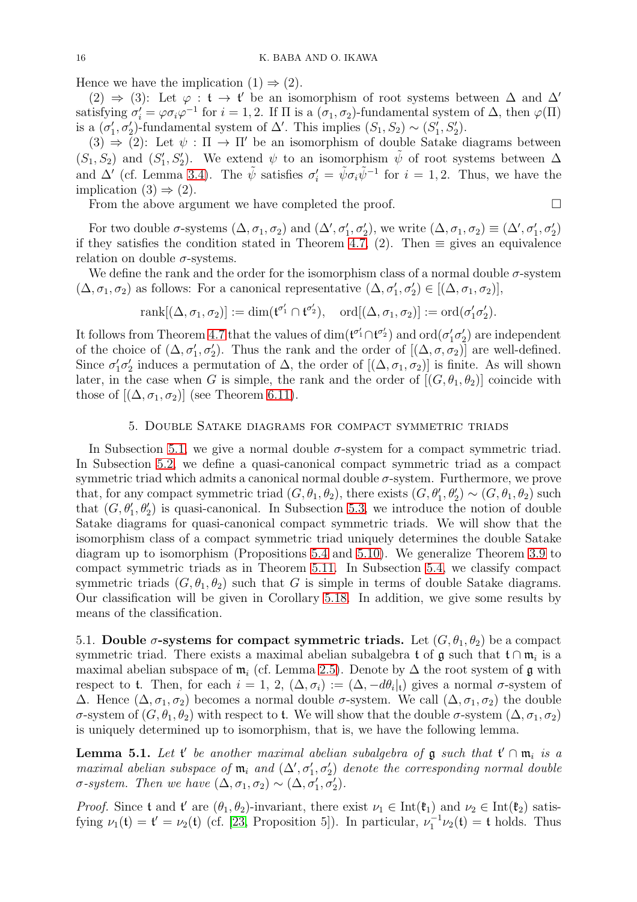Hence we have the implication (1) ⇒ (2).

(2) ⇒ (3): Let $\varphi : \mathfrak{t} \to \mathfrak{t}'$ be an isomorphism of root systems between $\Delta$ and $\Delta'$ satisfying $\sigma_i' = \varphi\sigma_i\varphi^{-1}$ for $i = 1, 2$. If $\Pi$ is a $(\sigma_1, \sigma_2)$-fundamental system of $\Delta$, then $\varphi(\Pi)$ is a $(\sigma_1', \sigma_2')$-fundamental system of $\Delta'$. This implies $(S_1, S_2) \sim (S_1', S_2')$.

(3) ⇒ (2): Let $\psi : \Pi \to \Pi'$ be an isomorphism of double Satake diagrams between $(S_1, S_2)$ and $(S_1', S_2')$. We extend $\psi$ to an isomorphism $\tilde{\psi}$ of root systems between $\Delta$ and $\Delta'$ (cf. Lemma 3.4). The $\tilde{\psi}$ satisfies $\sigma_i' = \tilde{\psi}\sigma_i\tilde{\psi}^{-1}$ for $i = 1, 2$. Thus, we have the implication (3) ⇒ (2).

From the above argument we have completed the proof. □

For two double $\sigma$-systems $(\Delta, \sigma_1, \sigma_2)$ and $(\Delta', \sigma_1', \sigma_2')$, we write $(\Delta, \sigma_1, \sigma_2) \equiv (\Delta', \sigma_1', \sigma_2')$ if they satisfies the condition stated in Theorem 4.7, (2). Then $\equiv$ gives an equivalence relation on double $\sigma$-systems.

We define the rank and the order for the isomorphism class of a normal double $\sigma$-system $(\Delta, \sigma_1, \sigma_2)$ as follows: For a canonical representative $(\Delta, \sigma_1', \sigma_2') \in [(\Delta, \sigma_1, \sigma_2)]$,

$$\mathrm{rank}[(\Delta, \sigma_1, \sigma_2)] := \dim(\mathfrak{t}^{\sigma_1'} \cap \mathfrak{t}^{\sigma_2'}), \quad \mathrm{ord}[(\Delta, \sigma_1, \sigma_2)] := \mathrm{ord}(\sigma_1'\sigma_2').$$

It follows from Theorem 4.7 that the values of $\dim(\mathfrak{t}^{\sigma_1'} \cap \mathfrak{t}^{\sigma_2'})$ and $\mathrm{ord}(\sigma_1'\sigma_2')$ are independent of the choice of $(\Delta, \sigma_1', \sigma_2')$. Thus the rank and the order of $[(\Delta, \sigma, \sigma_2)]$ are well-defined. Since $\sigma_1'\sigma_2'$ induces a permutation of $\Delta$, the order of $[(\Delta, \sigma_1, \sigma_2)]$ is finite. As will shown later, in the case when $G$ is simple, the rank and the order of $[(G, \theta_1, \theta_2)]$ coincide with those of $[(\Delta, \sigma_1, \sigma_2)]$ (see Theorem 6.11).

## 5. Double Satake diagrams for compact symmetric triads

In Subsection 5.1, we give a normal double $\sigma$-system for a compact symmetric triad. In Subsection 5.2, we define a quasi-canonical compact symmetric triad as a compact symmetric triad which admits a canonical normal double $\sigma$-system. Furthermore, we prove that, for any compact symmetric triad $(G, \theta_1, \theta_2)$, there exists $(G, \theta_1', \theta_2') \sim (G, \theta_1, \theta_2)$ such that $(G, \theta_1', \theta_2')$ is quasi-canonical. In Subsection 5.3, we introduce the notion of double Satake diagrams for quasi-canonical compact symmetric triads. We will show that the isomorphism class of a compact symmetric triad uniquely determines the double Satake diagram up to isomorphism (Propositions 5.4 and 5.10). We generalize Theorem 3.9 to compact symmetric triads as in Theorem 5.11. In Subsection 5.4, we classify compact symmetric triads $(G, \theta_1, \theta_2)$ such that $G$ is simple in terms of double Satake diagrams. Our classification will be given in Corollary 5.18. In addition, we give some results by means of the classification.

**5.1. Double $\sigma$-systems for compact symmetric triads.** Let $(G, \theta_1, \theta_2)$ be a compact symmetric triad. There exists a maximal abelian subalgebra $\mathfrak{t}$ of $\mathfrak{g}$ such that $\mathfrak{t} \cap \mathfrak{m}_i$ is a maximal abelian subspace of $\mathfrak{m}_i$ (cf. Lemma 2.5). Denote by $\Delta$ the root system of $\mathfrak{g}$ with respect to $\mathfrak{t}$. Then, for each $i = 1, 2$, $(\Delta, \sigma_i) := (\Delta, -d\theta_i|_{\mathfrak{t}})$ gives a normal $\sigma$-system of $\Delta$. Hence $(\Delta, \sigma_1, \sigma_2)$ becomes a normal double $\sigma$-system. We call $(\Delta, \sigma_1, \sigma_2)$ the double $\sigma$-system of $(G, \theta_1, \theta_2)$ with respect to $\mathfrak{t}$. We will show that the double $\sigma$-system $(\Delta, \sigma_1, \sigma_2)$ is uniquely determined up to isomorphism, that is, we have the following lemma.

**Lemma 5.1.** *Let $\mathfrak{t}'$ be another maximal abelian subalgebra of $\mathfrak{g}$ such that $\mathfrak{t}' \cap \mathfrak{m}_i$ is a maximal abelian subspace of $\mathfrak{m}_i$ and $(\Delta', \sigma_1', \sigma_2')$ denote the corresponding normal double $\sigma$-system. Then we have $(\Delta, \sigma_1, \sigma_2) \sim (\Delta, \sigma_1', \sigma_2')$.*

*Proof.* Since $\mathfrak{t}$ and $\mathfrak{t}'$ are $(\theta_1, \theta_2)$-invariant, there exist $\nu_1 \in \mathrm{Int}(\mathfrak{k}_1)$ and $\nu_2 \in \mathrm{Int}(\mathfrak{k}_2)$ satisfying $\nu_1(\mathfrak{t}) = \mathfrak{t}' = \nu_2(\mathfrak{t})$ (cf. [23, Proposition 5]). In particular, $\nu_1^{-1}\nu_2(\mathfrak{t}) = \mathfrak{t}$ holds. Thus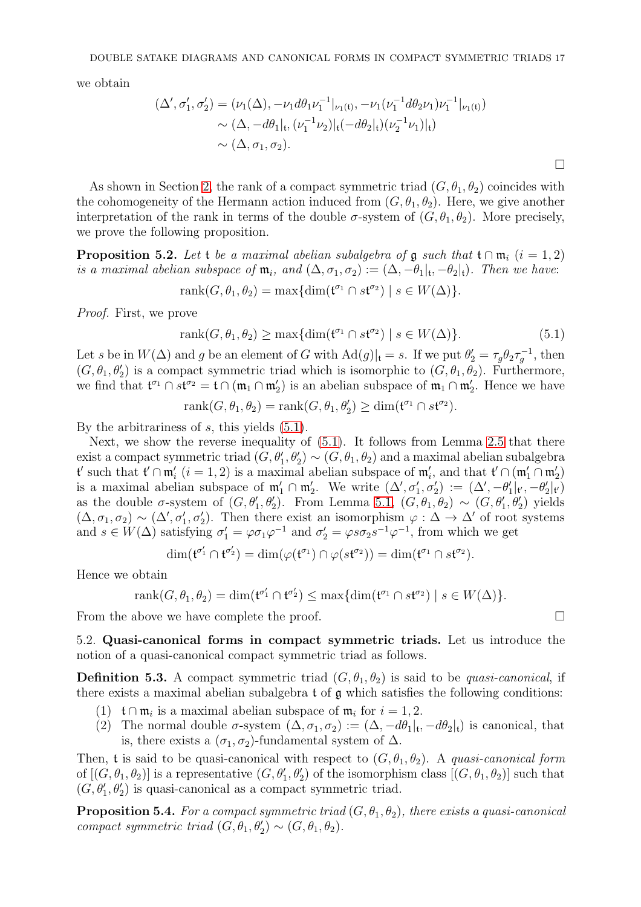we obtain

$$
\begin{aligned}
(\Delta', \sigma_1', \sigma_2') &= (\nu_1(\Delta), -\nu_1 d\theta_1 \nu_1^{-1}|_{\nu_1(\mathfrak{t})}, -\nu_1(\nu_1^{-1} d\theta_2 \nu_1)\nu_1^{-1}|_{\nu_1(\mathfrak{t})}) \\
&\sim (\Delta, -d\theta_1|_{\mathfrak{t}}, (\nu_1^{-1}\nu_2)|_{\mathfrak{t}}(-d\theta_2|_{\mathfrak{t}})(\nu_2^{-1}\nu_1)|_{\mathfrak{t}}) \\
&\sim (\Delta, \sigma_1, \sigma_2).
\end{aligned}
$$

□

As shown in Section 2, the rank of a compact symmetric triad $(G, \theta_1, \theta_2)$ coincides with the cohomogeneity of the Hermann action induced from $(G, \theta_1, \theta_2)$. Here, we give another interpretation of the rank in terms of the double $\sigma$-system of $(G, \theta_1, \theta_2)$. More precisely, we prove the following proposition.

**Proposition 5.2.** *Let $\mathfrak{t}$ be a maximal abelian subalgebra of $\mathfrak{g}$ such that $\mathfrak{t} \cap \mathfrak{m}_i$ $(i = 1, 2)$ is a maximal abelian subspace of $\mathfrak{m}_i$, and $(\Delta, \sigma_1, \sigma_2) := (\Delta, -\theta_1|_{\mathfrak{t}}, -\theta_2|_{\mathfrak{t}})$. Then we have:*

$$\mathrm{rank}(G, \theta_1, \theta_2) = \max\{\dim(\mathfrak{t}^{\sigma_1} \cap s\mathfrak{t}^{\sigma_2}) \mid s \in W(\Delta)\}.$$

*Proof.* First, we prove

$$\mathrm{rank}(G, \theta_1, \theta_2) \geq \max\{\dim(\mathfrak{t}^{\sigma_1} \cap s\mathfrak{t}^{\sigma_2}) \mid s \in W(\Delta)\}. \tag{5.1}$$

Let $s$ be in $W(\Delta)$ and $g$ be an element of $G$ with $\mathrm{Ad}(g)|_{\mathfrak{t}} = s$. If we put $\theta_2' = \tau_g \theta_2 \tau_g^{-1}$, then $(G, \theta_1, \theta_2')$ is a compact symmetric triad which is isomorphic to $(G, \theta_1, \theta_2)$. Furthermore, we find that $\mathfrak{t}^{\sigma_1} \cap s\mathfrak{t}^{\sigma_2} = \mathfrak{t} \cap (\mathfrak{m}_1 \cap \mathfrak{m}_2')$ is an abelian subspace of $\mathfrak{m}_1 \cap \mathfrak{m}_2'$. Hence we have

$$\mathrm{rank}(G, \theta_1, \theta_2) = \mathrm{rank}(G, \theta_1, \theta_2') \geq \dim(\mathfrak{t}^{\sigma_1} \cap s\mathfrak{t}^{\sigma_2}).$$

By the arbitrariness of $s$, this yields (5.1).

Next, we show the reverse inequality of (5.1). It follows from Lemma 2.5 that there exist a compact symmetric triad $(G, \theta_1', \theta_2') \sim (G, \theta_1, \theta_2)$ and a maximal abelian subalgebra $\mathfrak{t}'$ such that $\mathfrak{t}' \cap \mathfrak{m}_i'$ $(i = 1, 2)$ is a maximal abelian subspace of $\mathfrak{m}_i'$, and that $\mathfrak{t}' \cap (\mathfrak{m}_1' \cap \mathfrak{m}_2')$ is a maximal abelian subspace of $\mathfrak{m}_1' \cap \mathfrak{m}_2'$. We write $(\Delta', \sigma_1', \sigma_2') := (\Delta', -\theta_1'|_{\mathfrak{t}'}, -\theta_2'|_{\mathfrak{t}'})$ as the double $\sigma$-system of $(G, \theta_1', \theta_2')$. From Lemma 5.1, $(G, \theta_1, \theta_2) \sim (G, \theta_1', \theta_2')$ yields $(\Delta, \sigma_1, \sigma_2) \sim (\Delta', \sigma_1', \sigma_2')$. Then there exist an isomorphism $\varphi : \Delta \to \Delta'$ of root systems and $s \in W(\Delta)$ satisfying $\sigma_1' = \varphi \sigma_1 \varphi^{-1}$ and $\sigma_2' = \varphi s \sigma_2 s^{-1} \varphi^{-1}$, from which we get

$$\dim(\mathfrak{t}^{\sigma_1'} \cap \mathfrak{t}^{\sigma_2'}) = \dim(\varphi(\mathfrak{t}^{\sigma_1}) \cap \varphi(s\mathfrak{t}^{\sigma_2})) = \dim(\mathfrak{t}^{\sigma_1} \cap s\mathfrak{t}^{\sigma_2}).$$

Hence we obtain

$$\mathrm{rank}(G, \theta_1, \theta_2) = \dim(\mathfrak{t}^{\sigma_1'} \cap \mathfrak{t}^{\sigma_2'}) \leq \max\{\dim(\mathfrak{t}^{\sigma_1} \cap s\mathfrak{t}^{\sigma_2}) \mid s \in W(\Delta)\}.$$

From the above we have complete the proof. □

5.2. **Quasi-canonical forms in compact symmetric triads.** Let us introduce the notion of a quasi-canonical compact symmetric triad as follows.

**Definition 5.3.** A compact symmetric triad $(G, \theta_1, \theta_2)$ is said to be *quasi-canonical*, if there exists a maximal abelian subalgebra $\mathfrak{t}$ of $\mathfrak{g}$ which satisfies the following conditions:

1. $\mathfrak{t} \cap \mathfrak{m}_i$ is a maximal abelian subspace of $\mathfrak{m}_i$ for $i = 1, 2$.
2. The normal double $\sigma$-system $(\Delta, \sigma_1, \sigma_2) := (\Delta, -d\theta_1|_{\mathfrak{t}}, -d\theta_2|_{\mathfrak{t}})$ is canonical, that is, there exists a $(\sigma_1, \sigma_2)$-fundamental system of $\Delta$.

Then, $\mathfrak{t}$ is said to be quasi-canonical with respect to $(G, \theta_1, \theta_2)$. A *quasi-canonical form* of $[(G, \theta_1, \theta_2)]$ is a representative $(G, \theta_1', \theta_2')$ of the isomorphism class $[(G, \theta_1, \theta_2)]$ such that $(G, \theta_1', \theta_2')$ is quasi-canonical as a compact symmetric triad.

**Proposition 5.4.** *For a compact symmetric triad $(G, \theta_1, \theta_2)$, there exists a quasi-canonical compact symmetric triad $(G, \theta_1, \theta_2') \sim (G, \theta_1, \theta_2)$.*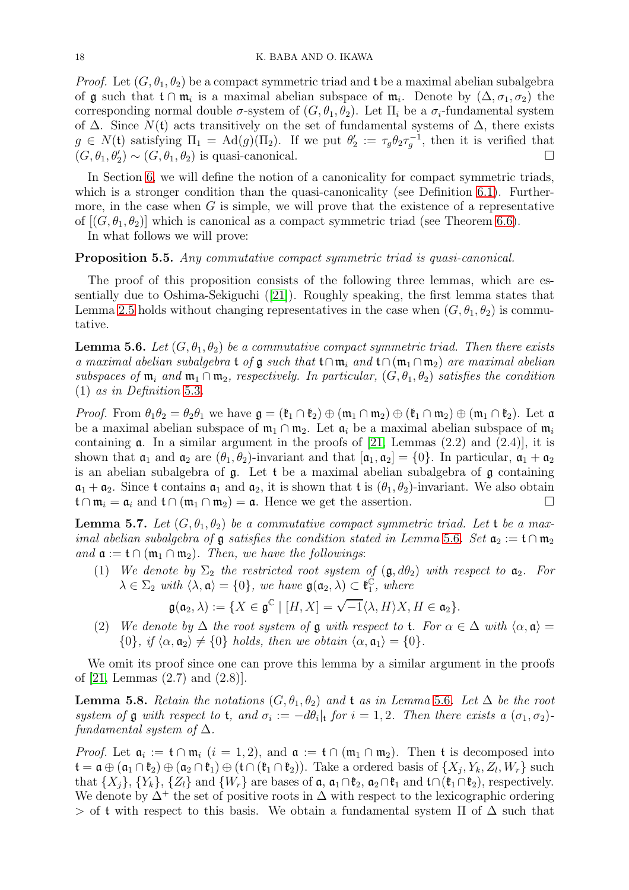*Proof.* Let $(G, \theta_1, \theta_2)$ be a compact symmetric triad and $\mathfrak{t}$ be a maximal abelian subalgebra of $\mathfrak{g}$ such that $\mathfrak{t} \cap \mathfrak{m}_i$ is a maximal abelian subspace of $\mathfrak{m}_i$. Denote by $(\Delta, \sigma_1, \sigma_2)$ the corresponding normal double $\sigma$-system of $(G, \theta_1, \theta_2)$. Let $\Pi_i$ be a $\sigma_i$-fundamental system of $\Delta$. Since $N(\mathfrak{t})$ acts transitively on the set of fundamental systems of $\Delta$, there exists $g \in N(\mathfrak{t})$ satisfying $\Pi_1 = \mathrm{Ad}(g)(\Pi_2)$. If we put $\theta_2' := \tau_g \theta_2 \tau_g^{-1}$, then it is verified that $(G, \theta_1, \theta_2') \sim (G, \theta_1, \theta_2)$ is quasi-canonical. □

In Section 6, we will define the notion of a canonicality for compact symmetric triads, which is a stronger condition than the quasi-canonicality (see Definition 6.1). Furthermore, in the case when $G$ is simple, we will prove that the existence of a representative of $[(G, \theta_1, \theta_2)]$ which is canonical as a compact symmetric triad (see Theorem 6.6).

In what follows we will prove:

**Proposition 5.5.** *Any commutative compact symmetric triad is quasi-canonical.*

The proof of this proposition consists of the following three lemmas, which are essentially due to Oshima-Sekiguchi ([21]). Roughly speaking, the first lemma states that Lemma 2.5 holds without changing representatives in the case when $(G, \theta_1, \theta_2)$ is commutative.

**Lemma 5.6.** *Let $(G, \theta_1, \theta_2)$ be a commutative compact symmetric triad. Then there exists a maximal abelian subalgebra $\mathfrak{t}$ of $\mathfrak{g}$ such that $\mathfrak{t} \cap \mathfrak{m}_i$ and $\mathfrak{t} \cap (\mathfrak{m}_1 \cap \mathfrak{m}_2)$ are maximal abelian subspaces of $\mathfrak{m}_i$ and $\mathfrak{m}_1 \cap \mathfrak{m}_2$, respectively. In particular, $(G, \theta_1, \theta_2)$ satisfies the condition* (1) *as in Definition* 5.3.

*Proof.* From $\theta_1\theta_2 = \theta_2\theta_1$ we have $\mathfrak{g} = (\mathfrak{k}_1 \cap \mathfrak{k}_2) \oplus (\mathfrak{m}_1 \cap \mathfrak{m}_2) \oplus (\mathfrak{k}_1 \cap \mathfrak{m}_2) \oplus (\mathfrak{m}_1 \cap \mathfrak{k}_2)$. Let $\mathfrak{a}$ be a maximal abelian subspace of $\mathfrak{m}_1 \cap \mathfrak{m}_2$. Let $\mathfrak{a}_i$ be a maximal abelian subspace of $\mathfrak{m}_i$ containing $\mathfrak{a}$. In a similar argument in the proofs of [21, Lemmas (2.2) and (2.4)], it is shown that $\mathfrak{a}_1$ and $\mathfrak{a}_2$ are $(\theta_1, \theta_2)$-invariant and that $[\mathfrak{a}_1, \mathfrak{a}_2] = \{0\}$. In particular, $\mathfrak{a}_1 + \mathfrak{a}_2$ is an abelian subalgebra of $\mathfrak{g}$. Let $\mathfrak{t}$ be a maximal abelian subalgebra of $\mathfrak{g}$ containing $\mathfrak{a}_1 + \mathfrak{a}_2$. Since $\mathfrak{t}$ contains $\mathfrak{a}_1$ and $\mathfrak{a}_2$, it is shown that $\mathfrak{t}$ is $(\theta_1, \theta_2)$-invariant. We also obtain $\mathfrak{t} \cap \mathfrak{m}_i = \mathfrak{a}_i$ and $\mathfrak{t} \cap (\mathfrak{m}_1 \cap \mathfrak{m}_2) = \mathfrak{a}$. Hence we get the assertion. □

**Lemma 5.7.** *Let $(G, \theta_1, \theta_2)$ be a commutative compact symmetric triad. Let $\mathfrak{t}$ be a maximal abelian subalgebra of $\mathfrak{g}$ satisfies the condition stated in Lemma* 5.6*. Set $\mathfrak{a}_2 := \mathfrak{t} \cap \mathfrak{m}_2$ and $\mathfrak{a} := \mathfrak{t} \cap (\mathfrak{m}_1 \cap \mathfrak{m}_2)$. Then, we have the followings*:

(1) *We denote by $\Sigma_2$ the restricted root system of $(\mathfrak{g}, d\theta_2)$ with respect to $\mathfrak{a}_2$. For $\lambda \in \Sigma_2$ with $\langle \lambda, \mathfrak{a} \rangle = \{0\}$, we have $\mathfrak{g}(\mathfrak{a}_2, \lambda) \subset \mathfrak{k}_1^{\mathbb{C}}$, where*
$$\mathfrak{g}(\mathfrak{a}_2, \lambda) := \{X \in \mathfrak{g}^{\mathbb{C}} \mid [H, X] = \sqrt{-1}\langle \lambda, H \rangle X, H \in \mathfrak{a}_2\}.$$

(2) *We denote by $\Delta$ the root system of $\mathfrak{g}$ with respect to $\mathfrak{t}$. For $\alpha \in \Delta$ with $\langle \alpha, \mathfrak{a} \rangle = \{0\}$, if $\langle \alpha, \mathfrak{a}_2 \rangle \neq \{0\}$ holds, then we obtain $\langle \alpha, \mathfrak{a}_1 \rangle = \{0\}$.*

We omit its proof since one can prove this lemma by a similar argument in the proofs of [21, Lemmas (2.7) and (2.8)].

**Lemma 5.8.** *Retain the notations $(G, \theta_1, \theta_2)$ and $\mathfrak{t}$ as in Lemma* 5.6*. Let $\Delta$ be the root system of $\mathfrak{g}$ with respect to $\mathfrak{t}$, and $\sigma_i := -d\theta_i|_{\mathfrak{t}}$ for $i = 1, 2$. Then there exists a $(\sigma_1, \sigma_2)$-fundamental system of $\Delta$.*

*Proof.* Let $\mathfrak{a}_i := \mathfrak{t} \cap \mathfrak{m}_i$ $(i = 1, 2)$, and $\mathfrak{a} := \mathfrak{t} \cap (\mathfrak{m}_1 \cap \mathfrak{m}_2)$. Then $\mathfrak{t}$ is decomposed into $\mathfrak{t} = \mathfrak{a} \oplus (\mathfrak{a}_1 \cap \mathfrak{k}_2) \oplus (\mathfrak{a}_2 \cap \mathfrak{k}_1) \oplus (\mathfrak{t} \cap (\mathfrak{k}_1 \cap \mathfrak{k}_2))$. Take a ordered basis of $\{X_j, Y_k, Z_l, W_r\}$ such that $\{X_j\}$, $\{Y_k\}$, $\{Z_l\}$ and $\{W_r\}$ are bases of $\mathfrak{a}$, $\mathfrak{a}_1 \cap \mathfrak{k}_2$, $\mathfrak{a}_2 \cap \mathfrak{k}_1$ and $\mathfrak{t} \cap (\mathfrak{k}_1 \cap \mathfrak{k}_2)$, respectively. We denote by $\Delta^+$ the set of positive roots in $\Delta$ with respect to the lexicographic ordering $>$ of $\mathfrak{t}$ with respect to this basis. We obtain a fundamental system $\Pi$ of $\Delta$ such that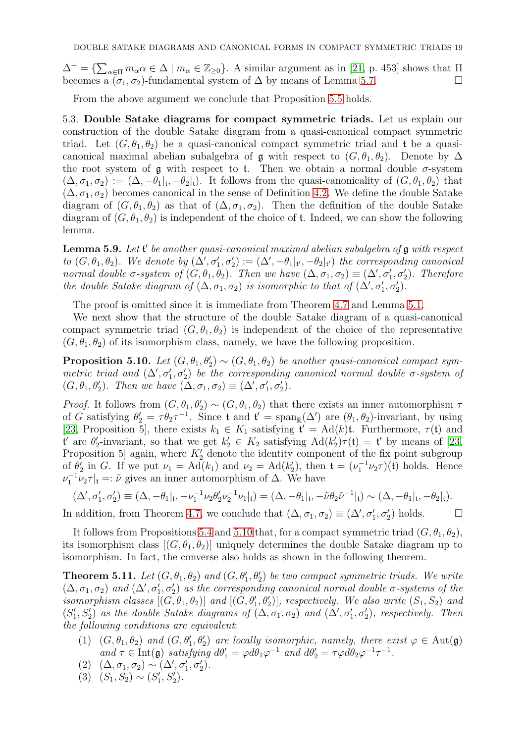$\Delta^+ = \{\sum_{\alpha \in \Pi} m_\alpha \alpha \in \Delta \mid m_\alpha \in \mathbb{Z}_{\geq 0}\}$. A similar argument as in [21, p. 453] shows that $\Pi$ becomes a $(\sigma_1, \sigma_2)$-fundamental system of $\Delta$ by means of Lemma 5.7. □

From the above argument we conclude that Proposition 5.5 holds.

### 5.3. Double Satake diagrams for compact symmetric triads.

Let us explain our construction of the double Satake diagram from a quasi-canonical compact symmetric triad. Let $(G, \theta_1, \theta_2)$ be a quasi-canonical compact symmetric triad and $\mathfrak{t}$ be a quasi-canonical maximal abelian subalgebra of $\mathfrak{g}$ with respect to $(G, \theta_1, \theta_2)$. Denote by $\Delta$ the root system of $\mathfrak{g}$ with respect to $\mathfrak{t}$. Then we obtain a normal double $\sigma$-system $(\Delta, \sigma_1, \sigma_2) := (\Delta, -\theta_1|_{\mathfrak{t}}, -\theta_2|_{\mathfrak{t}})$. It follows from the quasi-canonicality of $(G, \theta_1, \theta_2)$ that $(\Delta, \sigma_1, \sigma_2)$ becomes canonical in the sense of Definition 4.2. We define the double Satake diagram of $(G, \theta_1, \theta_2)$ as that of $(\Delta, \sigma_1, \sigma_2)$. Then the definition of the double Satake diagram of $(G, \theta_1, \theta_2)$ is independent of the choice of $\mathfrak{t}$. Indeed, we can show the following lemma.

**Lemma 5.9.** *Let $\mathfrak{t}'$ be another quasi-canonical maximal abelian subalgebra of $\mathfrak{g}$ with respect to $(G, \theta_1, \theta_2)$. We denote by $(\Delta', \sigma_1', \sigma_2') := (\Delta', -\theta_1|_{\mathfrak{t}'}, -\theta_2|_{\mathfrak{t}'})$ the corresponding canonical normal double $\sigma$-system of $(G, \theta_1, \theta_2)$. Then we have $(\Delta, \sigma_1, \sigma_2) \equiv (\Delta', \sigma_1', \sigma_2')$. Therefore the double Satake diagram of $(\Delta, \sigma_1, \sigma_2)$ is isomorphic to that of $(\Delta', \sigma_1', \sigma_2')$.*

The proof is omitted since it is immediate from Theorem 4.7 and Lemma 5.1.

We next show that the structure of the double Satake diagram of a quasi-canonical compact symmetric triad $(G, \theta_1, \theta_2)$ is independent of the choice of the representative $(G, \theta_1, \theta_2)$ of its isomorphism class, namely, we have the following proposition.

**Proposition 5.10.** *Let $(G, \theta_1, \theta_2') \sim (G, \theta_1, \theta_2)$ be another quasi-canonical compact symmetric triad and $(\Delta', \sigma_1', \sigma_2')$ be the corresponding canonical normal double $\sigma$-system of $(G, \theta_1, \theta_2')$. Then we have $(\Delta, \sigma_1, \sigma_2) \equiv (\Delta', \sigma_1', \sigma_2')$.*

*Proof.* It follows from $(G, \theta_1, \theta_2') \sim (G, \theta_1, \theta_2)$ that there exists an inner automorphism $\tau$ of $G$ satisfying $\theta_2' = \tau\theta_2\tau^{-1}$. Since $\mathfrak{t}$ and $\mathfrak{t}' = \mathrm{span}_{\mathbb{R}}(\Delta')$ are $(\theta_1, \theta_2)$-invariant, by using [23, Proposition 5], there exists $k_1 \in K_1$ satisfying $\mathfrak{t}' = \mathrm{Ad}(k)\mathfrak{t}$. Furthermore, $\tau(\mathfrak{t})$ and $\mathfrak{t}'$ are $\theta_2'$-invariant, so that we get $k_2' \in K_2$ satisfying $\mathrm{Ad}(k_2')\tau(\mathfrak{t}) = \mathfrak{t}'$ by means of [23, Proposition 5] again, where $K_2'$ denote the identity component of the fix point subgroup of $\theta_2'$ in $G$. If we put $\nu_1 = \mathrm{Ad}(k_1)$ and $\nu_2 = \mathrm{Ad}(k_2')$, then $\mathfrak{t} = (\nu_1^{-1}\nu_2\tau)(\mathfrak{t})$ holds. Hence $\nu_1^{-1}\nu_2\tau|_{\mathfrak{t}} =: \tilde{\nu}$ gives an inner automorphism of $\Delta$. We have

$$(\Delta', \sigma_1', \sigma_2') \equiv (\Delta, -\theta_1|_{\mathfrak{t}}, -\nu_1^{-1}\nu_2\theta_2'\nu_2^{-1}\nu_1|_{\mathfrak{t}}) = (\Delta, -\theta_1|_{\mathfrak{t}}, -\tilde{\nu}\theta_2\tilde{\nu}^{-1}|_{\mathfrak{t}}) \sim (\Delta, -\theta_1|_{\mathfrak{t}}, -\theta_2|_{\mathfrak{t}}).$$

In addition, from Theorem 4.7, we conclude that $(\Delta, \sigma_1, \sigma_2) \equiv (\Delta', \sigma_1', \sigma_2')$ holds. □

It follows from Propositions 5.4 and 5.10 that, for a compact symmetric triad $(G, \theta_1, \theta_2)$, its isomorphism class $[(G, \theta_1, \theta_2)]$ uniquely determines the double Satake diagram up to isomorphism. In fact, the converse also holds as shown in the following theorem.

**Theorem 5.11.** *Let $(G, \theta_1, \theta_2)$ and $(G, \theta_1', \theta_2')$ be two compact symmetric triads. We write $(\Delta, \sigma_1, \sigma_2)$ and $(\Delta', \sigma_1', \sigma_2')$ as the corresponding canonical normal double $\sigma$-systems of the isomorphism classes $[(G, \theta_1, \theta_2)]$ and $[(G, \theta_1', \theta_2')]$, respectively. We also write $(S_1, S_2)$ and $(S_1', S_2')$ as the double Satake diagrams of $(\Delta, \sigma_1, \sigma_2)$ and $(\Delta', \sigma_1', \sigma_2')$, respectively. Then the following conditions are equivalent*:

1. *$(G, \theta_1, \theta_2)$ and $(G, \theta_1', \theta_2')$ are locally isomorphic, namely, there exist $\varphi \in \mathrm{Aut}(\mathfrak{g})$ and $\tau \in \mathrm{Int}(\mathfrak{g})$ satisfying $d\theta_1' = \varphi d\theta_1 \varphi^{-1}$ and $d\theta_2' = \tau\varphi d\theta_2 \varphi^{-1}\tau^{-1}$.*
2. *$(\Delta, \sigma_1, \sigma_2) \sim (\Delta', \sigma_1', \sigma_2')$.*
3. *$(S_1, S_2) \sim (S_1', S_2')$.*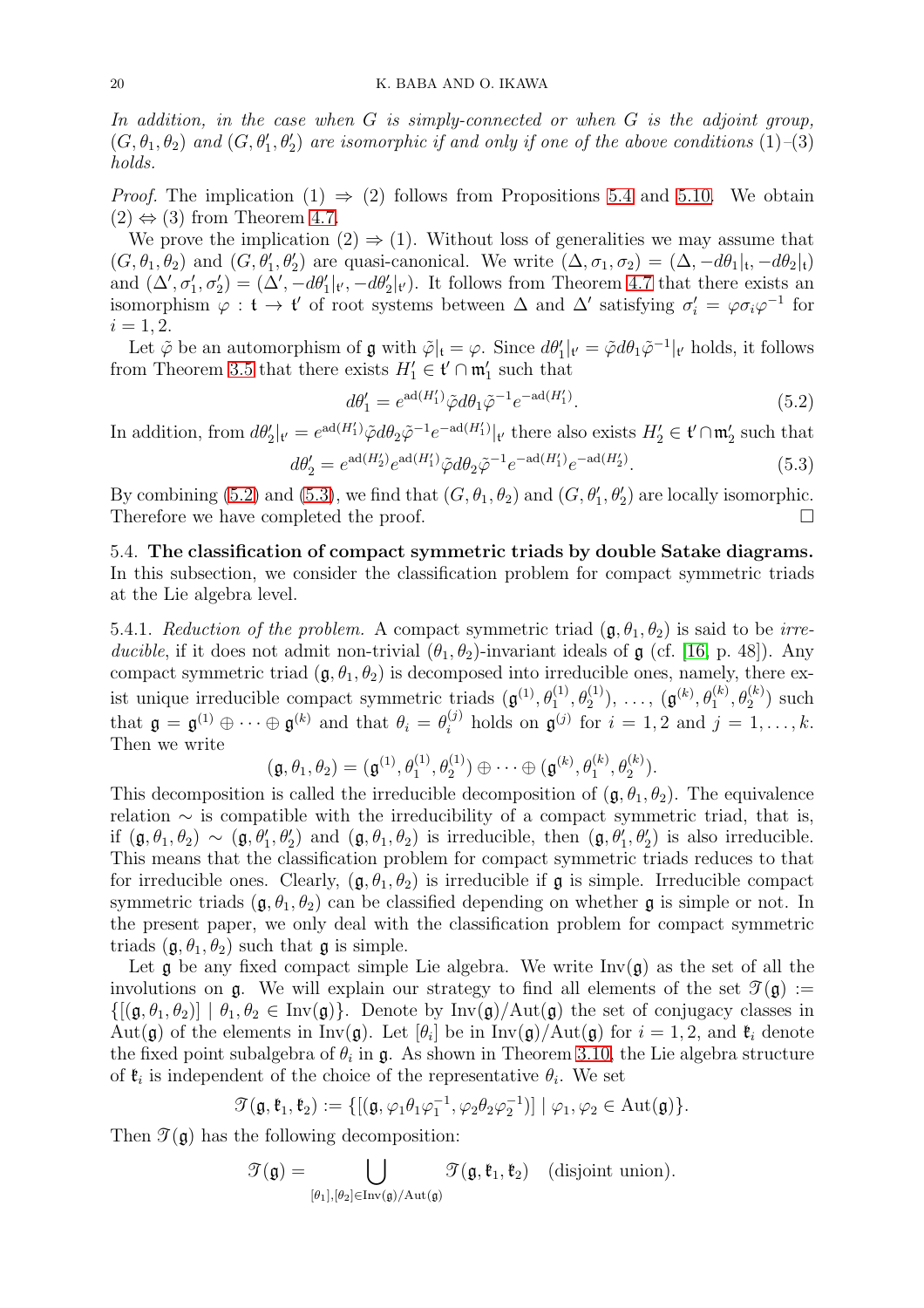*In addition, in the case when $G$ is simply-connected or when $G$ is the adjoint group, $(G, \theta_1, \theta_2)$ and $(G, \theta_1', \theta_2')$ are isomorphic if and only if one of the above conditions (1)–(3) holds.*

*Proof.* The implication (1) $\Rightarrow$ (2) follows from Propositions 5.4 and 5.10. We obtain (2) $\Leftrightarrow$ (3) from Theorem 4.7.

We prove the implication (2) $\Rightarrow$ (1). Without loss of generalities we may assume that $(G, \theta_1, \theta_2)$ and $(G, \theta_1', \theta_2')$ are quasi-canonical. We write $(\Delta, \sigma_1, \sigma_2) = (\Delta, -d\theta_1|_{\mathfrak{t}}, -d\theta_2|_{\mathfrak{t}})$ and $(\Delta', \sigma_1', \sigma_2') = (\Delta', -d\theta_1'|_{\mathfrak{t}'}, -d\theta_2'|_{\mathfrak{t}'})$. It follows from Theorem 4.7 that there exists an isomorphism $\varphi : \mathfrak{t} \to \mathfrak{t}'$ of root systems between $\Delta$ and $\Delta'$ satisfying $\sigma_i' = \varphi \sigma_i \varphi^{-1}$ for $i = 1, 2$.

Let $\tilde{\varphi}$ be an automorphism of $\mathfrak{g}$ with $\tilde{\varphi}|_{\mathfrak{t}} = \varphi$. Since $d\theta_1'|_{\mathfrak{t}'} = \tilde{\varphi} d\theta_1 \tilde{\varphi}^{-1}|_{\mathfrak{t}'}$ holds, it follows from Theorem 3.5 that there exists $H_1' \in \mathfrak{t}' \cap \mathfrak{m}_1'$ such that

$$d\theta_1' = e^{\mathrm{ad}(H_1')} \tilde{\varphi} d\theta_1 \tilde{\varphi}^{-1} e^{-\mathrm{ad}(H_1')}. \tag{5.2}$$

In addition, from $d\theta_2'|_{\mathfrak{t}'} = e^{\mathrm{ad}(H_1')} \tilde{\varphi} d\theta_2 \tilde{\varphi}^{-1} e^{-\mathrm{ad}(H_1')}|_{\mathfrak{t}'}$ there also exists $H_2' \in \mathfrak{t}' \cap \mathfrak{m}_2'$ such that

$$d\theta_2' = e^{\mathrm{ad}(H_2')} e^{\mathrm{ad}(H_1')} \tilde{\varphi} d\theta_2 \tilde{\varphi}^{-1} e^{-\mathrm{ad}(H_1')} e^{-\mathrm{ad}(H_2')}. \tag{5.3}$$

By combining (5.2) and (5.3), we find that $(G, \theta_1, \theta_2)$ and $(G, \theta_1', \theta_2')$ are locally isomorphic. Therefore we have completed the proof. $\square$

## 5.4. The classification of compact symmetric triads by double Satake diagrams.

In this subsection, we consider the classification problem for compact symmetric triads at the Lie algebra level.

5.4.1. *Reduction of the problem.* A compact symmetric triad $(\mathfrak{g}, \theta_1, \theta_2)$ is said to be *irreducible*, if it does not admit non-trivial $(\theta_1, \theta_2)$-invariant ideals of $\mathfrak{g}$ (cf. [16, p. 48]). Any compact symmetric triad $(\mathfrak{g}, \theta_1, \theta_2)$ is decomposed into irreducible ones, namely, there exist unique irreducible compact symmetric triads $(\mathfrak{g}^{(1)}, \theta_1^{(1)}, \theta_2^{(1)}), \ldots, (\mathfrak{g}^{(k)}, \theta_1^{(k)}, \theta_2^{(k)})$ such that $\mathfrak{g} = \mathfrak{g}^{(1)} \oplus \cdots \oplus \mathfrak{g}^{(k)}$ and that $\theta_i = \theta_i^{(j)}$ holds on $\mathfrak{g}^{(j)}$ for $i = 1, 2$ and $j = 1, \ldots, k$. Then we write

$$(\mathfrak{g}, \theta_1, \theta_2) = (\mathfrak{g}^{(1)}, \theta_1^{(1)}, \theta_2^{(1)}) \oplus \cdots \oplus (\mathfrak{g}^{(k)}, \theta_1^{(k)}, \theta_2^{(k)}).$$

This decomposition is called the irreducible decomposition of $(\mathfrak{g}, \theta_1, \theta_2)$. The equivalence relation $\sim$ is compatible with the irreducibility of a compact symmetric triad, that is, if $(\mathfrak{g}, \theta_1, \theta_2) \sim (\mathfrak{g}, \theta_1', \theta_2')$ and $(\mathfrak{g}, \theta_1, \theta_2)$ is irreducible, then $(\mathfrak{g}, \theta_1', \theta_2')$ is also irreducible. This means that the classification problem for compact symmetric triads reduces to that for irreducible ones. Clearly, $(\mathfrak{g}, \theta_1, \theta_2)$ is irreducible if $\mathfrak{g}$ is simple. Irreducible compact symmetric triads $(\mathfrak{g}, \theta_1, \theta_2)$ can be classified depending on whether $\mathfrak{g}$ is simple or not. In the present paper, we only deal with the classification problem for compact symmetric triads $(\mathfrak{g}, \theta_1, \theta_2)$ such that $\mathfrak{g}$ is simple.

Let $\mathfrak{g}$ be any fixed compact simple Lie algebra. We write $\mathrm{Inv}(\mathfrak{g})$ as the set of all the involutions on $\mathfrak{g}$. We will explain our strategy to find all elements of the set $\mathscr{T}(\mathfrak{g}) := \{[(\mathfrak{g}, \theta_1, \theta_2)] \mid \theta_1, \theta_2 \in \mathrm{Inv}(\mathfrak{g})\}$. Denote by $\mathrm{Inv}(\mathfrak{g})/\mathrm{Aut}(\mathfrak{g})$ the set of conjugacy classes in $\mathrm{Aut}(\mathfrak{g})$ of the elements in $\mathrm{Inv}(\mathfrak{g})$. Let $[\theta_i]$ be in $\mathrm{Inv}(\mathfrak{g})/\mathrm{Aut}(\mathfrak{g})$ for $i = 1, 2$, and $\mathfrak{k}_i$ denote the fixed point subalgebra of $\theta_i$ in $\mathfrak{g}$. As shown in Theorem 3.10, the Lie algebra structure of $\mathfrak{k}_i$ is independent of the choice of the representative $\theta_i$. We set

$$\mathscr{T}(\mathfrak{g}, \mathfrak{k}_1, \mathfrak{k}_2) := \{[(\mathfrak{g}, \varphi_1 \theta_1 \varphi_1^{-1}, \varphi_2 \theta_2 \varphi_2^{-1})] \mid \varphi_1, \varphi_2 \in \mathrm{Aut}(\mathfrak{g})\}.$$

Then $\mathscr{T}(\mathfrak{g})$ has the following decomposition:

$$\mathscr{T}(\mathfrak{g}) = \bigcup_{[\theta_1], [\theta_2] \in \mathrm{Inv}(\mathfrak{g})/\mathrm{Aut}(\mathfrak{g})} \mathscr{T}(\mathfrak{g}, \mathfrak{k}_1, \mathfrak{k}_2) \quad \text{(disjoint union)}.$$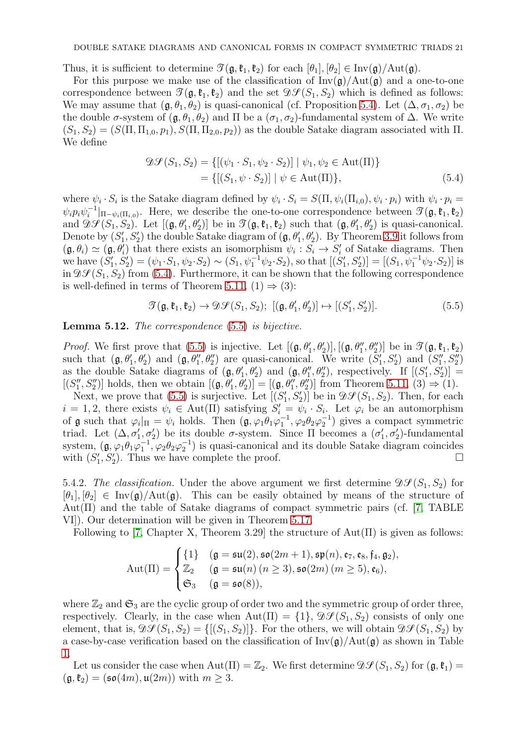Thus, it is sufficient to determine $\mathscr{T}(\mathfrak{g}, \mathfrak{k}_1, \mathfrak{k}_2)$ for each $[\theta_1], [\theta_2] \in \mathrm{Inv}(\mathfrak{g})/\mathrm{Aut}(\mathfrak{g})$.

For this purpose we make use of the classification of $\mathrm{Inv}(\mathfrak{g})/\mathrm{Aut}(\mathfrak{g})$ and a one-to-one correspondence between $\mathscr{T}(\mathfrak{g}, \mathfrak{k}_1, \mathfrak{k}_2)$ and the set $\mathscr{DS}(S_1, S_2)$ which is defined as follows: We may assume that $(\mathfrak{g}, \theta_1, \theta_2)$ is quasi-canonical (cf. Proposition 5.4). Let $(\Delta, \sigma_1, \sigma_2)$ be the double $\sigma$-system of $(\mathfrak{g}, \theta_1, \theta_2)$ and $\Pi$ be a $(\sigma_1, \sigma_2)$-fundamental system of $\Delta$. We write $(S_1, S_2) = (S(\Pi, \Pi_{1,0}, p_1), S(\Pi, \Pi_{2,0}, p_2))$ as the double Satake diagram associated with $\Pi$. We define

$$
\begin{aligned}
\mathscr{DS}(S_1, S_2) &= \{[(\psi_1 \cdot S_1, \psi_2 \cdot S_2)] \mid \psi_1, \psi_2 \in \mathrm{Aut}(\Pi)\} \\
&= \{[(S_1, \psi \cdot S_2)] \mid \psi \in \mathrm{Aut}(\Pi)\},
\end{aligned} \tag{5.4}
$$

where $\psi_i \cdot S_i$ is the Satake diagram defined by $\psi_i \cdot S_i = S(\Pi, \psi_i(\Pi_{i,0}), \psi_i \cdot p_i)$ with $\psi_i \cdot p_i = \psi_i p_i \psi_i^{-1}|_{\Pi - \psi_i(\Pi_{i,0})}$. Here, we describe the one-to-one correspondence between $\mathscr{T}(\mathfrak{g}, \mathfrak{k}_1, \mathfrak{k}_2)$ and $\mathscr{DS}(S_1, S_2)$. Let $[(\mathfrak{g}, \theta_1', \theta_2')]$ be in $\mathscr{T}(\mathfrak{g}, \mathfrak{k}_1, \mathfrak{k}_2)$ such that $(\mathfrak{g}, \theta_1', \theta_2')$ is quasi-canonical. Denote by $(S_1', S_2')$ the double Satake diagram of $(\mathfrak{g}, \theta_1', \theta_2')$. By Theorem 3.9 it follows from $(\mathfrak{g}, \theta_i) \simeq (\mathfrak{g}, \theta_i')$ that there exists an isomorphism $\psi_i : S_i \to S_i'$ of Satake diagrams. Then we have $(S_1', S_2') = (\psi_1 \cdot S_1, \psi_2 \cdot S_2) \sim (S_1, \psi_1^{-1}\psi_2 \cdot S_2)$, so that $[(S_1', S_2')] = [(S_1, \psi_1^{-1}\psi_2 \cdot S_2)]$ is in $\mathscr{DS}(S_1, S_2)$ from (5.4). Furthermore, it can be shown that the following correspondence is well-defined in terms of Theorem 5.11, (1) $\Rightarrow$ (3):

$$
\mathscr{T}(\mathfrak{g}, \mathfrak{k}_1, \mathfrak{k}_2) \to \mathscr{DS}(S_1, S_2);\ [(\mathfrak{g}, \theta_1', \theta_2')] \mapsto [(S_1', S_2')]. \tag{5.5}
$$

**Lemma 5.12.** *The correspondence* (5.5) *is bijective.*

*Proof.* We first prove that (5.5) is injective. Let $[(\mathfrak{g}, \theta_1', \theta_2')], [(\mathfrak{g}, \theta_1'', \theta_2'')]$ be in $\mathscr{T}(\mathfrak{g}, \mathfrak{k}_1, \mathfrak{k}_2)$ such that $(\mathfrak{g}, \theta_1', \theta_2')$ and $(\mathfrak{g}, \theta_1'', \theta_2'')$ are quasi-canonical. We write $(S_1', S_2')$ and $(S_1'', S_2'')$ as the double Satake diagrams of $(\mathfrak{g}, \theta_1', \theta_2')$ and $(\mathfrak{g}, \theta_1'', \theta_2'')$, respectively. If $[(S_1', S_2')] = [(S_1'', S_2'')]$ holds, then we obtain $[(\mathfrak{g}, \theta_1', \theta_2')] = [(\mathfrak{g}, \theta_1'', \theta_2'')]$ from Theorem 5.11, (3) $\Rightarrow$ (1).

Next, we prove that (5.5) is surjective. Let $[(S_1', S_2')]$ be in $\mathscr{DS}(S_1, S_2)$. Then, for each $i = 1, 2$, there exists $\psi_i \in \mathrm{Aut}(\Pi)$ satisfying $S_i' = \psi_i \cdot S_i$. Let $\varphi_i$ be an automorphism of $\mathfrak{g}$ such that $\varphi_i|_\Pi = \psi_i$ holds. Then $(\mathfrak{g}, \varphi_1\theta_1\varphi_1^{-1}, \varphi_2\theta_2\varphi_2^{-1})$ gives a compact symmetric triad. Let $(\Delta, \sigma_1', \sigma_2')$ be its double $\sigma$-system. Since $\Pi$ becomes a $(\sigma_1', \sigma_2')$-fundamental system, $(\mathfrak{g}, \varphi_1\theta_1\varphi_1^{-1}, \varphi_2\theta_2\varphi_2^{-1})$ is quasi-canonical and its double Satake diagram coincides with $(S_1', S_2')$. Thus we have complete the proof. $\square$

5.4.2. *The classification.* Under the above argument we first determine $\mathscr{DS}(S_1, S_2)$ for $[\theta_1], [\theta_2] \in \mathrm{Inv}(\mathfrak{g})/\mathrm{Aut}(\mathfrak{g})$. This can be easily obtained by means of the structure of $\mathrm{Aut}(\Pi)$ and the table of Satake diagrams of compact symmetric pairs (cf. [7, TABLE VI]). Our determination will be given in Theorem 5.17.

Following to [7, Chapter X, Theorem 3.29] the structure of $\mathrm{Aut}(\Pi)$ is given as follows:

$$
\mathrm{Aut}(\Pi) = \begin{cases}
\{1\} & (\mathfrak{g} = \mathfrak{su}(2), \mathfrak{so}(2m+1), \mathfrak{sp}(n), \mathfrak{e}_7, \mathfrak{e}_8, \mathfrak{f}_4, \mathfrak{g}_2), \\
\mathbb{Z}_2 & (\mathfrak{g} = \mathfrak{su}(n)\ (n \geq 3), \mathfrak{so}(2m)\ (m \geq 5), \mathfrak{e}_6), \\
\mathfrak{S}_3 & (\mathfrak{g} = \mathfrak{so}(8)),
\end{cases}
$$

where $\mathbb{Z}_2$ and $\mathfrak{S}_3$ are the cyclic group of order two and the symmetric group of order three, respectively. Clearly, in the case when $\mathrm{Aut}(\Pi) = \{1\}$, $\mathscr{DS}(S_1, S_2)$ consists of only one element, that is, $\mathscr{DS}(S_1, S_2) = \{[(S_1, S_2)]\}$. For the others, we will obtain $\mathscr{DS}(S_1, S_2)$ by a case-by-case verification based on the classification of $\mathrm{Inv}(\mathfrak{g})/\mathrm{Aut}(\mathfrak{g})$ as shown in Table 1.

Let us consider the case when $\mathrm{Aut}(\Pi) = \mathbb{Z}_2$. We first determine $\mathscr{DS}(S_1, S_2)$ for $(\mathfrak{g}, \mathfrak{k}_1) = (\mathfrak{g}, \mathfrak{k}_2) = (\mathfrak{so}(4m), \mathfrak{u}(2m))$ with $m \geq 3$.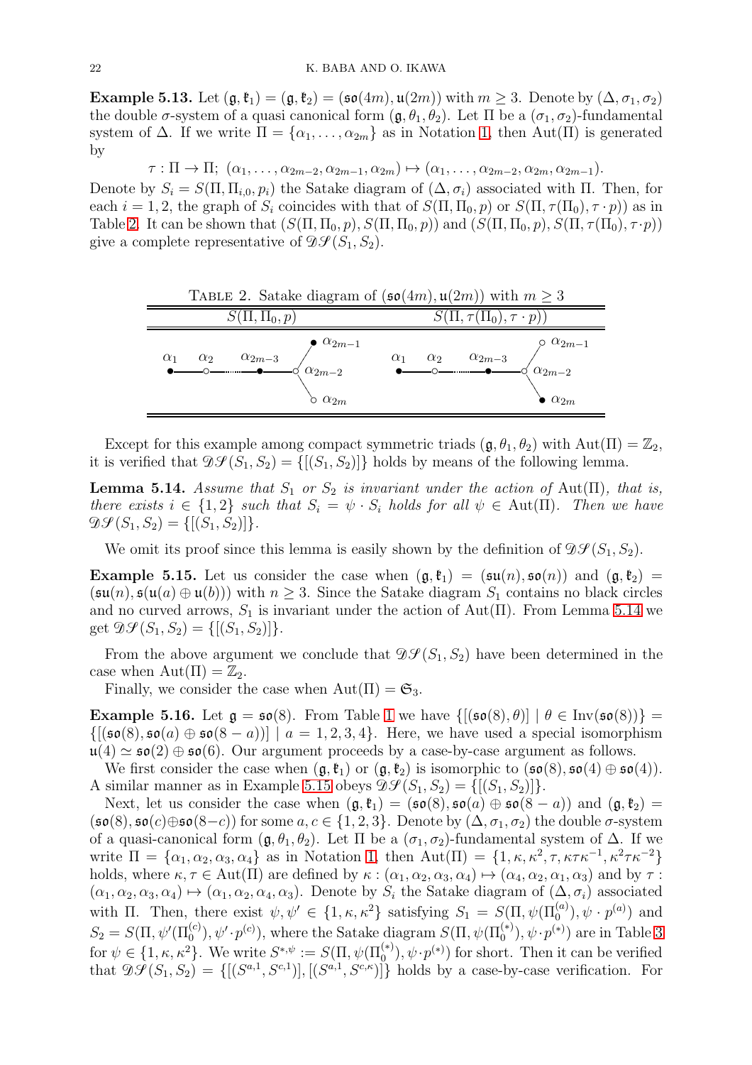**Example 5.13.** Let $(\mathfrak{g}, \mathfrak{k}_1) = (\mathfrak{g}, \mathfrak{k}_2) = (\mathfrak{so}(4m), \mathfrak{u}(2m))$ with $m \geq 3$. Denote by $(\Delta, \sigma_1, \sigma_2)$ the double $\sigma$-system of a quasi canonical form $(\mathfrak{g}, \theta_1, \theta_2)$. Let $\Pi$ be a $(\sigma_1, \sigma_2)$-fundamental system of $\Delta$. If we write $\Pi = \{\alpha_1, \ldots, \alpha_{2m}\}$ as in Notation 1, then $\mathrm{Aut}(\Pi)$ is generated by

$$\tau : \Pi \to \Pi;\ (\alpha_1, \ldots, \alpha_{2m-2}, \alpha_{2m-1}, \alpha_{2m}) \mapsto (\alpha_1, \ldots, \alpha_{2m-2}, \alpha_{2m}, \alpha_{2m-1}).$$

Denote by $S_i = S(\Pi, \Pi_{i,0}, p_i)$ the Satake diagram of $(\Delta, \sigma_i)$ associated with $\Pi$. Then, for each $i = 1, 2$, the graph of $S_i$ coincides with that of $S(\Pi, \Pi_0, p)$ or $S(\Pi, \tau(\Pi_0), \tau \cdot p))$ as in Table 2. It can be shown that $(S(\Pi, \Pi_0, p), S(\Pi, \Pi_0, p))$ and $(S(\Pi, \Pi_0, p), S(\Pi, \tau(\Pi_0), \tau \cdot p))$ give a complete representative of $\mathscr{DS}(S_1, S_2)$.

Table 2. Satake diagram of $(\mathfrak{so}(4m), \mathfrak{u}(2m))$ with $m \geq 3$

| $S(\Pi, \Pi_0, p)$ | $S(\Pi, \tau(\Pi_0), \tau \cdot p))$ |
|---|---|
| $\alpha_1$ (●) — $\alpha_2$ (○) — ⋯ — $\alpha_{2m-3}$ (●) — $\alpha_{2m-2}$ (○), branching to $\alpha_{2m-1}$ (●) and $\alpha_{2m}$ (○) | $\alpha_1$ (●) — $\alpha_2$ (○) — ⋯ — $\alpha_{2m-3}$ (●) — $\alpha_{2m-2}$ (○), branching to $\alpha_{2m-1}$ (○) and $\alpha_{2m}$ (●) |

Except for this example among compact symmetric triads $(\mathfrak{g}, \theta_1, \theta_2)$ with $\mathrm{Aut}(\Pi) = \mathbb{Z}_2$, it is verified that $\mathscr{DS}(S_1, S_2) = \{[(S_1, S_2)]\}$ holds by means of the following lemma.

**Lemma 5.14.** *Assume that $S_1$ or $S_2$ is invariant under the action of $\mathrm{Aut}(\Pi)$, that is, there exist $i \in \{1, 2\}$ such that $S_i = \psi \cdot S_i$ holds for all $\psi \in \mathrm{Aut}(\Pi)$. Then we have $\mathscr{DS}(S_1, S_2) = \{[(S_1, S_2)]\}$.*

We omit its proof since this lemma is easily shown by the definition of $\mathscr{DS}(S_1, S_2)$.

**Example 5.15.** Let us consider the case when $(\mathfrak{g}, \mathfrak{k}_1) = (\mathfrak{su}(n), \mathfrak{so}(n))$ and $(\mathfrak{g}, \mathfrak{k}_2) = (\mathfrak{su}(n), \mathfrak{s}(\mathfrak{u}(a) \oplus \mathfrak{u}(b)))$ with $n \geq 3$. Since the Satake diagram $S_1$ contains no black circles and no curved arrows, $S_1$ is invariant under the action of $\mathrm{Aut}(\Pi)$. From Lemma 5.14 we get $\mathscr{DS}(S_1, S_2) = \{[(S_1, S_2)]\}$.

From the above argument we conclude that $\mathscr{DS}(S_1, S_2)$ have been determined in the case when $\mathrm{Aut}(\Pi) = \mathbb{Z}_2$.

Finally, we consider the case when $\mathrm{Aut}(\Pi) = \mathfrak{S}_3$.

**Example 5.16.** Let $\mathfrak{g} = \mathfrak{so}(8)$. From Table 1 we have $\{[(\mathfrak{so}(8), \theta)] \mid \theta \in \mathrm{Inv}(\mathfrak{so}(8))\} = \{[(\mathfrak{so}(8), \mathfrak{so}(a) \oplus \mathfrak{so}(8-a))] \mid a = 1, 2, 3, 4\}$. Here, we have used a special isomorphism $\mathfrak{u}(4) \simeq \mathfrak{so}(2) \oplus \mathfrak{so}(6)$. Our argument proceeds by a case-by-case argument as follows.

We first consider the case when $(\mathfrak{g}, \mathfrak{k}_1)$ or $(\mathfrak{g}, \mathfrak{k}_2)$ is isomorphic to $(\mathfrak{so}(8), \mathfrak{so}(4) \oplus \mathfrak{so}(4))$. A similar manner as in Example 5.15 obeys $\mathscr{DS}(S_1, S_2) = \{[(S_1, S_2)]\}$.

Next, let us consider the case when $(\mathfrak{g}, \mathfrak{k}_1) = (\mathfrak{so}(8), \mathfrak{so}(a) \oplus \mathfrak{so}(8-a))$ and $(\mathfrak{g}, \mathfrak{k}_2) = (\mathfrak{so}(8), \mathfrak{so}(c) \oplus \mathfrak{so}(8-c))$ for some $a, c \in \{1, 2, 3\}$. Denote by $(\Delta, \sigma_1, \sigma_2)$ the double $\sigma$-system of a quasi-canonical form $(\mathfrak{g}, \theta_1, \theta_2)$. Let $\Pi$ be a $(\sigma_1, \sigma_2)$-fundamental system of $\Delta$. If we write $\Pi = \{\alpha_1, \alpha_2, \alpha_3, \alpha_4\}$ as in Notation 1, then $\mathrm{Aut}(\Pi) = \{1, \kappa, \kappa^2, \tau, \kappa\tau\kappa^{-1}, \kappa^2\tau\kappa^{-2}\}$ holds, where $\kappa, \tau \in \mathrm{Aut}(\Pi)$ are defined by $\kappa : (\alpha_1, \alpha_2, \alpha_3, \alpha_4) \mapsto (\alpha_4, \alpha_2, \alpha_1, \alpha_3)$ and by $\tau : (\alpha_1, \alpha_2, \alpha_3, \alpha_4) \mapsto (\alpha_1, \alpha_2, \alpha_4, \alpha_3)$. Denote by $S_i$ the Satake diagram of $(\Delta, \sigma_i)$ associated with $\Pi$. Then, there exist $\psi, \psi' \in \{1, \kappa, \kappa^2\}$ satisfying $S_1 = S(\Pi, \psi(\Pi_0^{(a)}), \psi \cdot p^{(a)})$ and $S_2 = S(\Pi, \psi'(\Pi_0^{(c)}), \psi' \cdot p^{(c)})$, where the Satake diagram $S(\Pi, \psi(\Pi_0^{(*)}), \psi \cdot p^{(*)})$ are in Table 3 for $\psi \in \{1, \kappa, \kappa^2\}$. We write $S^{*,\psi} := S(\Pi, \psi(\Pi_0^{(*)}), \psi \cdot p^{(*)})$ for short. Then it can be verified that $\mathscr{DS}(S_1, S_2) = \{[(S^{a,1}, S^{c,1})], [(S^{a,1}, S^{c,\kappa})]\}$ holds by a case-by-case verification. For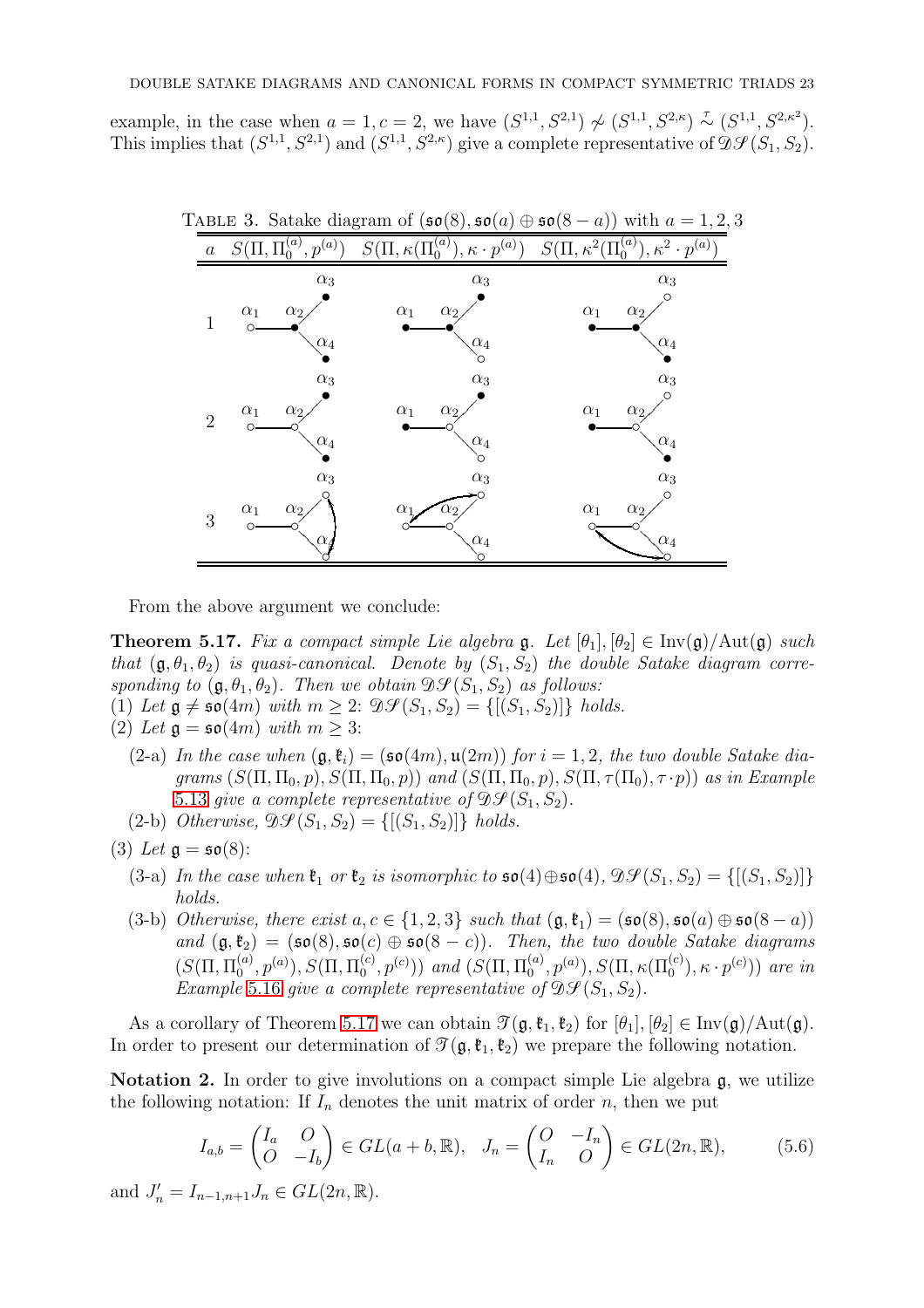example, in the case when $a = 1, c = 2$, we have $(S^{1,1}, S^{2,1}) \not\sim (S^{1,1}, S^{2,\kappa}) \overset{\tau}{\sim} (S^{1,1}, S^{2,\kappa^2})$. This implies that $(S^{1,1}, S^{2,1})$ and $(S^{1,1}, S^{2,\kappa})$ give a complete representative of $\mathscr{DS}(S_1, S_2)$.

Table 3. Satake diagram of $(\mathfrak{so}(8), \mathfrak{so}(a) \oplus \mathfrak{so}(8-a))$ with $a = 1, 2, 3$

| $a$ | $S(\Pi, \Pi_0^{(a)}, p^{(a)})$ | $S(\Pi, \kappa(\Pi_0^{(a)}), \kappa \cdot p^{(a)})$ | $S(\Pi, \kappa^2(\Pi_0^{(a)}), \kappa^2 \cdot p^{(a)})$ |
|---|---|---|---|
| 1 | $\alpha_1$ ○, $\alpha_2$ ●, $\alpha_3$ ●, $\alpha_4$ ● | $\alpha_1$ ●, $\alpha_2$ ●, $\alpha_3$ ●, $\alpha_4$ ○ | $\alpha_1$ ●, $\alpha_2$ ●, $\alpha_3$ ○, $\alpha_4$ ● |
| 2 | $\alpha_1$ ○, $\alpha_2$ ○, $\alpha_3$ ●, $\alpha_4$ ● | $\alpha_1$ ●, $\alpha_2$ ○, $\alpha_3$ ●, $\alpha_4$ ○ | $\alpha_1$ ●, $\alpha_2$ ○, $\alpha_3$ ○, $\alpha_4$ ● |
| 3 | all ○, arrow $\alpha_3 \leftrightarrow \alpha_4$ | all ○, arrow $\alpha_1 \leftrightarrow \alpha_3$ | all ○, arrow $\alpha_1 \leftrightarrow \alpha_4$ |

From the above argument we conclude:

**Theorem 5.17.** *Fix a compact simple Lie algebra $\mathfrak{g}$. Let $[\theta_1], [\theta_2] \in \mathrm{Inv}(\mathfrak{g})/\mathrm{Aut}(\mathfrak{g})$ such that $(\mathfrak{g}, \theta_1, \theta_2)$ is quasi-canonical. Denote by $(S_1, S_2)$ the double Satake diagram corresponding to $(\mathfrak{g}, \theta_1, \theta_2)$. Then we obtain $\mathscr{DS}(S_1, S_2)$ as follows:*

(1) *Let $\mathfrak{g} \neq \mathfrak{so}(4m)$ with $m \geq 2$: $\mathscr{DS}(S_1, S_2) = \{[(S_1, S_2)]\}$ holds.*

(2) *Let $\mathfrak{g} = \mathfrak{so}(4m)$ with $m \geq 3$:*

- (2-a) *In the case when $(\mathfrak{g}, \mathfrak{k}_i) = (\mathfrak{so}(4m), \mathfrak{u}(2m))$ for $i = 1, 2$, the two double Satake diagrams $(S(\Pi, \Pi_0, p), S(\Pi, \Pi_0, p))$ and $(S(\Pi, \Pi_0, p), S(\Pi, \tau(\Pi_0), \tau \cdot p))$ as in Example 5.13 give a complete representative of $\mathscr{DS}(S_1, S_2)$.*
- (2-b) *Otherwise, $\mathscr{DS}(S_1, S_2) = \{[(S_1, S_2)]\}$ holds.*

(3) *Let $\mathfrak{g} = \mathfrak{so}(8)$:*

- (3-a) *In the case when $\mathfrak{k}_1$ or $\mathfrak{k}_2$ is isomorphic to $\mathfrak{so}(4) \oplus \mathfrak{so}(4)$, $\mathscr{DS}(S_1, S_2) = \{[(S_1, S_2)]\}$ holds.*
- (3-b) *Otherwise, there exist $a, c \in \{1, 2, 3\}$ such that $(\mathfrak{g}, \mathfrak{k}_1) = (\mathfrak{so}(8), \mathfrak{so}(a) \oplus \mathfrak{so}(8-a))$ and $(\mathfrak{g}, \mathfrak{k}_2) = (\mathfrak{so}(8), \mathfrak{so}(c) \oplus \mathfrak{so}(8-c))$. Then, the two double Satake diagrams $(S(\Pi, \Pi_0^{(a)}, p^{(a)}), S(\Pi, \Pi_0^{(c)}, p^{(c)}))$ and $(S(\Pi, \Pi_0^{(a)}, p^{(a)}), S(\Pi, \kappa(\Pi_0^{(c)}), \kappa \cdot p^{(c)}))$ are in Example 5.16 give a complete representative of $\mathscr{DS}(S_1, S_2)$.*

As a corollary of Theorem 5.17 we can obtain $\mathscr{T}(\mathfrak{g}, \mathfrak{k}_1, \mathfrak{k}_2)$ for $[\theta_1], [\theta_2] \in \mathrm{Inv}(\mathfrak{g})/\mathrm{Aut}(\mathfrak{g})$. In order to present our determination of $\mathscr{T}(\mathfrak{g}, \mathfrak{k}_1, \mathfrak{k}_2)$ we prepare the following notation.

**Notation 2.** In order to give involutions on a compact simple Lie algebra $\mathfrak{g}$, we utilize the following notation: If $I_n$ denotes the unit matrix of order $n$, then we put

$$I_{a,b} = \begin{pmatrix} I_a & O \\ O & -I_b \end{pmatrix} \in GL(a+b, \mathbb{R}), \quad J_n = \begin{pmatrix} O & -I_n \\ I_n & O \end{pmatrix} \in GL(2n, \mathbb{R}), \tag{5.6}$$

and $J'_n = I_{n-1,n+1} J_n \in GL(2n, \mathbb{R})$.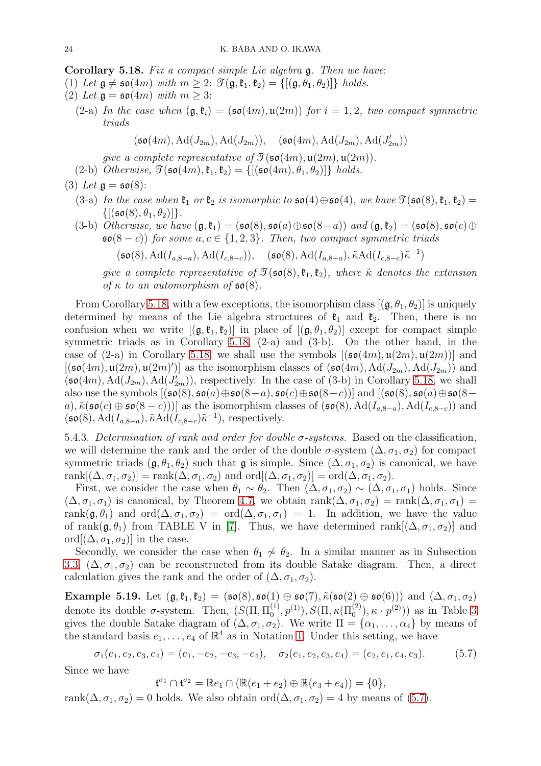**Corollary 5.18.** *Fix a compact simple Lie algebra* $\mathfrak{g}$. *Then we have*:

(1) *Let* $\mathfrak{g} \neq \mathfrak{so}(4m)$ *with* $m \geq 2$: $\mathscr{T}(\mathfrak{g}, \mathfrak{k}_1, \mathfrak{k}_2) = \{[(\mathfrak{g}, \theta_1, \theta_2)]\}$ *holds.*

(2) *Let* $\mathfrak{g} = \mathfrak{so}(4m)$ *with* $m \geq 3$:

- (2-a) *In the case when* $(\mathfrak{g}, \mathfrak{k}_i) = (\mathfrak{so}(4m), \mathfrak{u}(2m))$ *for* $i = 1, 2$, *two compact symmetric triads*
$$(\mathfrak{so}(4m), \mathrm{Ad}(J_{2m}), \mathrm{Ad}(J_{2m})), \quad (\mathfrak{so}(4m), \mathrm{Ad}(J_{2m}), \mathrm{Ad}(J'_{2m}))$$
*give a complete representative of* $\mathscr{T}(\mathfrak{so}(4m), \mathfrak{u}(2m), \mathfrak{u}(2m))$.
- (2-b) *Otherwise,* $\mathscr{T}(\mathfrak{so}(4m), \mathfrak{k}_1, \mathfrak{k}_2) = \{[(\mathfrak{so}(4m), \theta_1, \theta_2)]\}$ *holds.*

(3) *Let* $\mathfrak{g} = \mathfrak{so}(8)$:

- (3-a) *In the case when* $\mathfrak{k}_1$ *or* $\mathfrak{k}_2$ *is isomorphic to* $\mathfrak{so}(4) \oplus \mathfrak{so}(4)$, *we have* $\mathscr{T}(\mathfrak{so}(8), \mathfrak{k}_1, \mathfrak{k}_2) = \{[(\mathfrak{so}(8), \theta_1, \theta_2)]\}$.
- (3-b) *Otherwise, we have* $(\mathfrak{g}, \mathfrak{k}_1) = (\mathfrak{so}(8), \mathfrak{so}(a) \oplus \mathfrak{so}(8-a))$ *and* $(\mathfrak{g}, \mathfrak{k}_2) = (\mathfrak{so}(8), \mathfrak{so}(c) \oplus \mathfrak{so}(8-c))$ *for some* $a, c \in \{1, 2, 3\}$. *Then, two compact symmetric triads*
$$(\mathfrak{so}(8), \mathrm{Ad}(I_{a,8-a}), \mathrm{Ad}(I_{c,8-c})), \quad (\mathfrak{so}(8), \mathrm{Ad}(I_{a,8-a}), \tilde{\kappa}\mathrm{Ad}(I_{c,8-c})\tilde{\kappa}^{-1})$$
*give a complete representative of* $\mathscr{T}(\mathfrak{so}(8), \mathfrak{k}_1, \mathfrak{k}_2)$, *where* $\tilde{\kappa}$ *denotes the extension of* $\kappa$ *to an automorphism of* $\mathfrak{so}(8)$.

From Corollary 5.18, with a few exceptions, the isomorphism class $[(\mathfrak{g}, \theta_1, \theta_2)]$ is uniquely determined by means of the Lie algebra structures of $\mathfrak{k}_1$ and $\mathfrak{k}_2$. Then, there is no confusion when we write $[(\mathfrak{g}, \mathfrak{k}_1, \mathfrak{k}_2)]$ in place of $[(\mathfrak{g}, \theta_1, \theta_2)]$ except for compact simple symmetric triads as in Corollary 5.18 (2-a) and (3-b). On the other hand, in the case of (2-a) in Corollary 5.18, we shall use the symbols $[(\mathfrak{so}(4m), \mathfrak{u}(2m), \mathfrak{u}(2m))]$ and $[(\mathfrak{so}(4m), \mathfrak{u}(2m), \mathfrak{u}(2m)')]$ as the isomorphism classes of $(\mathfrak{so}(4m), \mathrm{Ad}(J_{2m}), \mathrm{Ad}(J_{2m}))$ and $(\mathfrak{so}(4m), \mathrm{Ad}(J_{2m}), \mathrm{Ad}(J'_{2m}))$, respectively. In the case of (3-b) in Corollary 5.18, we shall also use the symbols $[(\mathfrak{so}(8), \mathfrak{so}(a) \oplus \mathfrak{so}(8-a), \mathfrak{so}(c) \oplus \mathfrak{so}(8-c))]$ and $[(\mathfrak{so}(8), \mathfrak{so}(a) \oplus \mathfrak{so}(8-a), \tilde{\kappa}(\mathfrak{so}(c) \oplus \mathfrak{so}(8-c)))]$ as the isomorphism classes of $(\mathfrak{so}(8), \mathrm{Ad}(I_{a,8-a}), \mathrm{Ad}(I_{c,8-c}))$ and $(\mathfrak{so}(8), \mathrm{Ad}(I_{a,8-a}), \tilde{\kappa}\mathrm{Ad}(I_{c,8-c})\tilde{\kappa}^{-1})$, respectively.

5.4.3. *Determination of rank and order for double* $\sigma$*-systems.* Based on the classification, we will determine the rank and the order of the double $\sigma$-system $(\Delta, \sigma_1, \sigma_2)$ for compact symmetric triads $(\mathfrak{g}, \theta_1, \theta_2)$ such that $\mathfrak{g}$ is simple. Since $(\Delta, \sigma_1, \sigma_2)$ is canonical, we have $\mathrm{rank}[(\Delta, \sigma_1, \sigma_2)] = \mathrm{rank}(\Delta, \sigma_1, \sigma_2)$ and $\mathrm{ord}[(\Delta, \sigma_1, \sigma_2)] = \mathrm{ord}(\Delta, \sigma_1, \sigma_2)$.

First, we consider the case when $\theta_1 \sim \theta_2$. Then $(\Delta, \sigma_1, \sigma_2) \sim (\Delta, \sigma_1, \sigma_1)$ holds. Since $(\Delta, \sigma_1, \sigma_1)$ is canonical, by Theorem 4.7, we obtain $\mathrm{rank}(\Delta, \sigma_1, \sigma_2) = \mathrm{rank}(\Delta, \sigma_1, \sigma_1) = \mathrm{rank}(\mathfrak{g}, \theta_1)$ and $\mathrm{ord}(\Delta, \sigma_1, \sigma_2) = \mathrm{ord}(\Delta, \sigma_1, \sigma_1) = 1$. In addition, we have the value of $\mathrm{rank}(\mathfrak{g}, \theta_1)$ from TABLE V in [7]. Thus, we have determined $\mathrm{rank}[(\Delta, \sigma_1, \sigma_2)]$ and $\mathrm{ord}[(\Delta, \sigma_1, \sigma_2)]$ in the case.

Secondly, we consider the case when $\theta_1 \not\sim \theta_2$. In a similar manner as in Subsection 3.3, $(\Delta, \sigma_1, \sigma_2)$ can be reconstructed from its double Satake diagram. Then, a direct calculation gives the rank and the order of $(\Delta, \sigma_1, \sigma_2)$.

**Example 5.19.** Let $(\mathfrak{g}, \mathfrak{k}_1, \mathfrak{k}_2) = (\mathfrak{so}(8), \mathfrak{so}(1) \oplus \mathfrak{so}(7), \tilde{\kappa}(\mathfrak{so}(2) \oplus \mathfrak{so}(6)))$ and $(\Delta, \sigma_1, \sigma_2)$ denote its double $\sigma$-system. Then, $(S(\Pi, \Pi_0^{(1)}, p^{(1)}), S(\Pi, \kappa(\Pi_0^{(2)}), \kappa \cdot p^{(2)}))$ as in Table 3 gives the double Satake diagram of $(\Delta, \sigma_1, \sigma_2)$. We write $\Pi = \{\alpha_1, \ldots, \alpha_4\}$ by means of the standard basis $e_1, \ldots, e_4$ of $\mathbb{R}^4$ as in Notation 1. Under this setting, we have

$$\sigma_1(e_1, e_2, e_3, e_4) = (e_1, -e_2, -e_3, -e_4), \quad \sigma_2(e_1, e_2, e_3, e_4) = (e_2, e_1, e_4, e_3). \tag{5.7}$$

Since we have

$$\mathfrak{t}^{\sigma_1} \cap \mathfrak{t}^{\sigma_2} = \mathbb{R}e_1 \cap (\mathbb{R}(e_1 + e_2) \oplus \mathbb{R}(e_3 + e_4)) = \{0\},$$

$\mathrm{rank}(\Delta, \sigma_1, \sigma_2) = 0$ holds. We also obtain $\mathrm{ord}(\Delta, \sigma_1, \sigma_2) = 4$ by means of (5.7).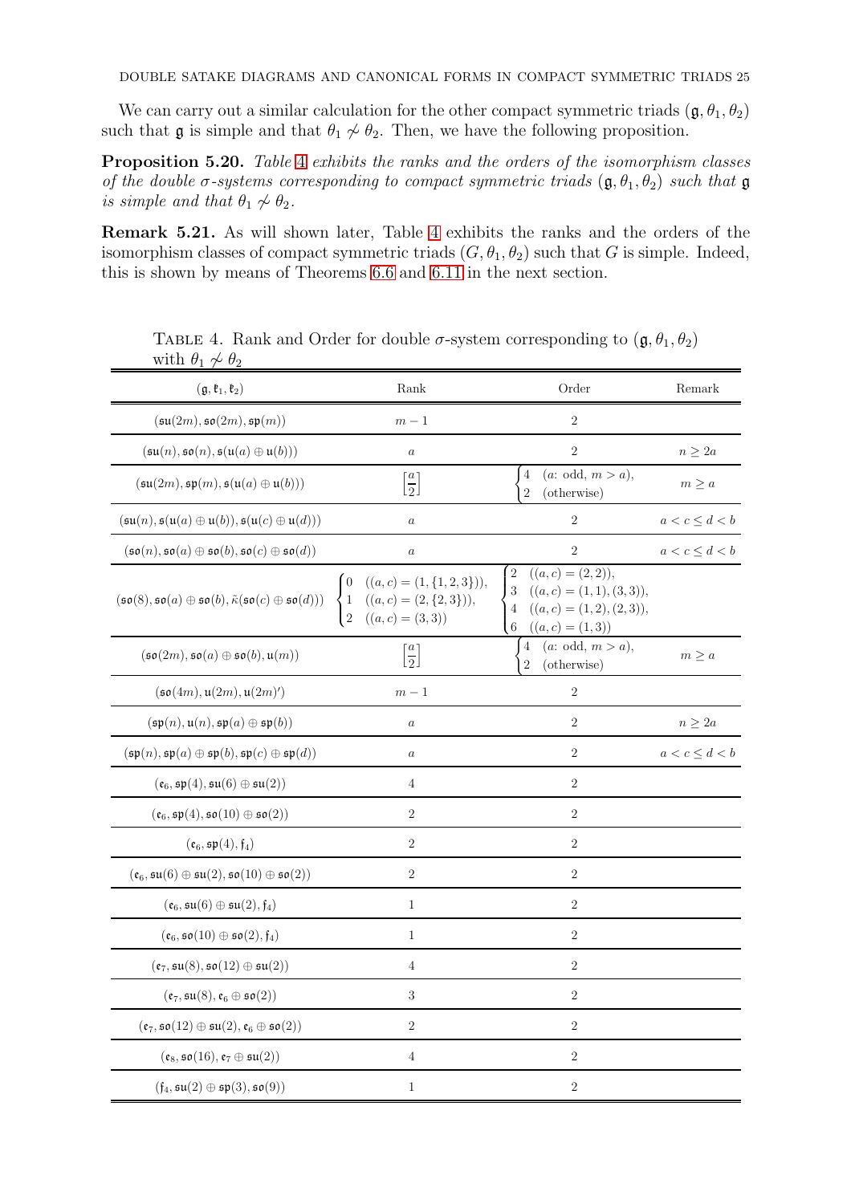We can carry out a similar calculation for the other compact symmetric triads $(\mathfrak{g}, \theta_1, \theta_2)$ such that $\mathfrak{g}$ is simple and that $\theta_1 \not\sim \theta_2$. Then, we have the following proposition.

**Proposition 5.20.** *Table 4 exhibits the ranks and the orders of the isomorphism classes of the double $\sigma$-systems corresponding to compact symmetric triads $(\mathfrak{g}, \theta_1, \theta_2)$ such that $\mathfrak{g}$ is simple and that $\theta_1 \not\sim \theta_2$.*

**Remark 5.21.** As will shown later, Table 4 exhibits the ranks and the orders of the isomorphism classes of compact symmetric triads $(G, \theta_1, \theta_2)$ such that $G$ is simple. Indeed, this is shown by means of Theorems 6.6 and 6.11 in the next section.

Table 4. Rank and Order for double $\sigma$-system corresponding to $(\mathfrak{g}, \theta_1, \theta_2)$ with $\theta_1 \not\sim \theta_2$

| $(\mathfrak{g}, \mathfrak{k}_1, \mathfrak{k}_2)$ | Rank | Order | Remark |
|---|---|---|---|
| $(\mathfrak{su}(2m), \mathfrak{so}(2m), \mathfrak{sp}(m))$ | $m-1$ | $2$ | |
| $(\mathfrak{su}(n), \mathfrak{so}(n), \mathfrak{s}(\mathfrak{u}(a) \oplus \mathfrak{u}(b)))$ | $a$ | $2$ | $n \geq 2a$ |
| $(\mathfrak{su}(2m), \mathfrak{sp}(m), \mathfrak{s}(\mathfrak{u}(a) \oplus \mathfrak{u}(b)))$ | $\left[\frac{a}{2}\right]$ | $\begin{cases} 4 & (a\text{: odd, } m > a), \\ 2 & (\text{otherwise}) \end{cases}$ | $m \geq a$ |
| $(\mathfrak{su}(n), \mathfrak{s}(\mathfrak{u}(a) \oplus \mathfrak{u}(b)), \mathfrak{s}(\mathfrak{u}(c) \oplus \mathfrak{u}(d)))$ | $a$ | $2$ | $a < c \leq d < b$ |
| $(\mathfrak{so}(n), \mathfrak{so}(a) \oplus \mathfrak{so}(b), \mathfrak{so}(c) \oplus \mathfrak{so}(d))$ | $a$ | $2$ | $a < c \leq d < b$ |
| $(\mathfrak{so}(8), \mathfrak{so}(a) \oplus \mathfrak{so}(b), \tilde{\kappa}(\mathfrak{so}(c) \oplus \mathfrak{so}(d)))$ | $\begin{cases} 0 & ((a,c) = (1, \{1,2,3\})), \\ 1 & ((a,c) = (2, \{2,3\})), \\ 2 & ((a,c) = (3,3)) \end{cases}$ | $\begin{cases} 2 & ((a,c) = (2,2)), \\ 3 & ((a,c) = (1,1), (3,3)), \\ 4 & ((a,c) = (1,2), (2,3)), \\ 6 & ((a,c) = (1,3)) \end{cases}$ | |
| $(\mathfrak{so}(2m), \mathfrak{so}(a) \oplus \mathfrak{so}(b), \mathfrak{u}(m))$ | $\left[\frac{a}{2}\right]$ | $\begin{cases} 4 & (a\text{: odd, } m > a), \\ 2 & (\text{otherwise}) \end{cases}$ | $m \geq a$ |
| $(\mathfrak{so}(4m), \mathfrak{u}(2m), \mathfrak{u}(2m)')$ | $m-1$ | $2$ | |
| $(\mathfrak{sp}(n), \mathfrak{u}(n), \mathfrak{sp}(a) \oplus \mathfrak{sp}(b))$ | $a$ | $2$ | $n \geq 2a$ |
| $(\mathfrak{sp}(n), \mathfrak{sp}(a) \oplus \mathfrak{sp}(b), \mathfrak{sp}(c) \oplus \mathfrak{sp}(d))$ | $a$ | $2$ | $a < c \leq d < b$ |
| $(\mathfrak{e}_6, \mathfrak{sp}(4), \mathfrak{su}(6) \oplus \mathfrak{su}(2))$ | $4$ | $2$ | |
| $(\mathfrak{e}_6, \mathfrak{sp}(4), \mathfrak{so}(10) \oplus \mathfrak{so}(2))$ | $2$ | $2$ | |
| $(\mathfrak{e}_6, \mathfrak{sp}(4), \mathfrak{f}_4)$ | $2$ | $2$ | |
| $(\mathfrak{e}_6, \mathfrak{su}(6) \oplus \mathfrak{su}(2), \mathfrak{so}(10) \oplus \mathfrak{so}(2))$ | $2$ | $2$ | |
| $(\mathfrak{e}_6, \mathfrak{su}(6) \oplus \mathfrak{su}(2), \mathfrak{f}_4)$ | $1$ | $2$ | |
| $(\mathfrak{e}_6, \mathfrak{so}(10) \oplus \mathfrak{so}(2), \mathfrak{f}_4)$ | $1$ | $2$ | |
| $(\mathfrak{e}_7, \mathfrak{su}(8), \mathfrak{so}(12) \oplus \mathfrak{su}(2))$ | $4$ | $2$ | |
| $(\mathfrak{e}_7, \mathfrak{su}(8), \mathfrak{e}_6 \oplus \mathfrak{so}(2))$ | $3$ | $2$ | |
| $(\mathfrak{e}_7, \mathfrak{so}(12) \oplus \mathfrak{su}(2), \mathfrak{e}_6 \oplus \mathfrak{so}(2))$ | $2$ | $2$ | |
| $(\mathfrak{e}_8, \mathfrak{so}(16), \mathfrak{e}_7 \oplus \mathfrak{su}(2))$ | $4$ | $2$ | |
| $(\mathfrak{f}_4, \mathfrak{su}(2) \oplus \mathfrak{sp}(3), \mathfrak{so}(9))$ | $1$ | $2$ | |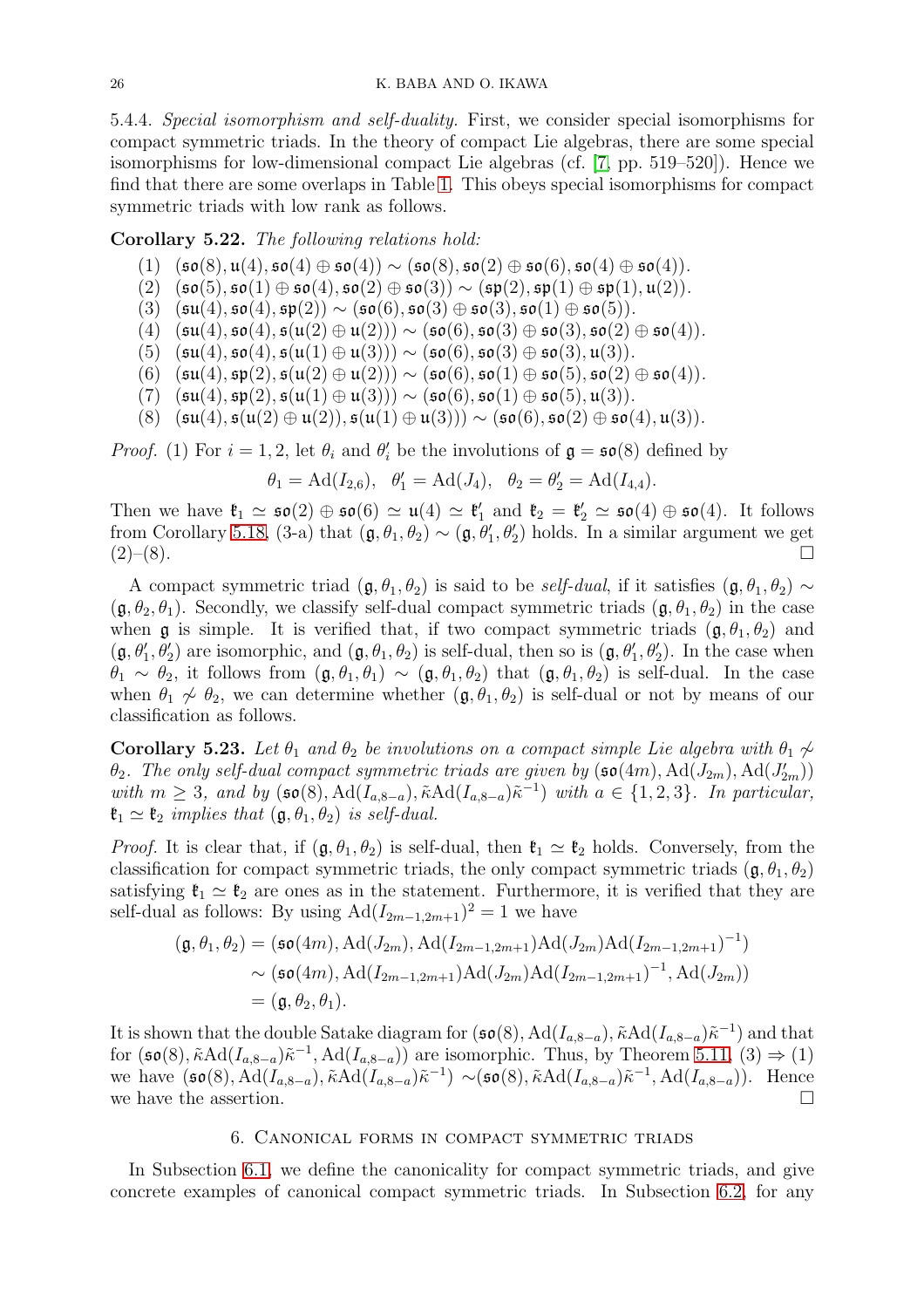5.4.4. *Special isomorphism and self-duality.* First, we consider special isomorphisms for compact symmetric triads. In the theory of compact Lie algebras, there are some special isomorphisms for low-dimensional compact Lie algebras (cf. [7, pp. 519–520]). Hence we find that there are some overlaps in Table 1. This obeys special isomorphisms for compact symmetric triads with low rank as follows.

**Corollary 5.22.** *The following relations hold:*

(1) $(\mathfrak{so}(8), \mathfrak{u}(4), \mathfrak{so}(4) \oplus \mathfrak{so}(4)) \sim (\mathfrak{so}(8), \mathfrak{so}(2) \oplus \mathfrak{so}(6), \mathfrak{so}(4) \oplus \mathfrak{so}(4))$.
(2) $(\mathfrak{so}(5), \mathfrak{so}(1) \oplus \mathfrak{so}(4), \mathfrak{so}(2) \oplus \mathfrak{so}(3)) \sim (\mathfrak{sp}(2), \mathfrak{sp}(1) \oplus \mathfrak{sp}(1), \mathfrak{u}(2))$.
(3) $(\mathfrak{su}(4), \mathfrak{so}(4), \mathfrak{sp}(2)) \sim (\mathfrak{so}(6), \mathfrak{so}(3) \oplus \mathfrak{so}(3), \mathfrak{so}(1) \oplus \mathfrak{so}(5))$.
(4) $(\mathfrak{su}(4), \mathfrak{so}(4), \mathfrak{s}(\mathfrak{u}(2) \oplus \mathfrak{u}(2))) \sim (\mathfrak{so}(6), \mathfrak{so}(3) \oplus \mathfrak{so}(3), \mathfrak{so}(2) \oplus \mathfrak{so}(4))$.
(5) $(\mathfrak{su}(4), \mathfrak{so}(4), \mathfrak{s}(\mathfrak{u}(1) \oplus \mathfrak{u}(3))) \sim (\mathfrak{so}(6), \mathfrak{so}(3) \oplus \mathfrak{so}(3), \mathfrak{u}(3))$.
(6) $(\mathfrak{su}(4), \mathfrak{sp}(2), \mathfrak{s}(\mathfrak{u}(2) \oplus \mathfrak{u}(2))) \sim (\mathfrak{so}(6), \mathfrak{so}(1) \oplus \mathfrak{so}(5), \mathfrak{so}(2) \oplus \mathfrak{so}(4))$.
(7) $(\mathfrak{su}(4), \mathfrak{sp}(2), \mathfrak{s}(\mathfrak{u}(1) \oplus \mathfrak{u}(3))) \sim (\mathfrak{so}(6), \mathfrak{so}(1) \oplus \mathfrak{so}(5), \mathfrak{u}(3))$.
(8) $(\mathfrak{su}(4), \mathfrak{s}(\mathfrak{u}(2) \oplus \mathfrak{u}(2)), \mathfrak{s}(\mathfrak{u}(1) \oplus \mathfrak{u}(3))) \sim (\mathfrak{so}(6), \mathfrak{so}(2) \oplus \mathfrak{so}(4), \mathfrak{u}(3))$.

*Proof.* (1) For $i = 1, 2$, let $\theta_i$ and $\theta_i'$ be the involutions of $\mathfrak{g} = \mathfrak{so}(8)$ defined by

$$\theta_1 = \mathrm{Ad}(I_{2,6}), \quad \theta_1' = \mathrm{Ad}(J_4), \quad \theta_2 = \theta_2' = \mathrm{Ad}(I_{4,4}).$$

Then we have $\mathfrak{k}_1 \simeq \mathfrak{so}(2) \oplus \mathfrak{so}(6) \simeq \mathfrak{u}(4) \simeq \mathfrak{k}_1'$ and $\mathfrak{k}_2 = \mathfrak{k}_2' \simeq \mathfrak{so}(4) \oplus \mathfrak{so}(4)$. It follows from Corollary 5.18, (3-a) that $(\mathfrak{g}, \theta_1, \theta_2) \sim (\mathfrak{g}, \theta_1', \theta_2')$ holds. In a similar argument we get (2)–(8). □

A compact symmetric triad $(\mathfrak{g}, \theta_1, \theta_2)$ is said to be *self-dual*, if it satisfies $(\mathfrak{g}, \theta_1, \theta_2) \sim (\mathfrak{g}, \theta_2, \theta_1)$. Secondly, we classify self-dual compact symmetric triads $(\mathfrak{g}, \theta_1, \theta_2)$ in the case when $\mathfrak{g}$ is simple. It is verified that, if two compact symmetric triads $(\mathfrak{g}, \theta_1, \theta_2)$ and $(\mathfrak{g}, \theta_1', \theta_2')$ are isomorphic, and $(\mathfrak{g}, \theta_1, \theta_2)$ is self-dual, then so is $(\mathfrak{g}, \theta_1', \theta_2')$. In the case when $\theta_1 \sim \theta_2$, it follows from $(\mathfrak{g}, \theta_1, \theta_1) \sim (\mathfrak{g}, \theta_1, \theta_2)$ that $(\mathfrak{g}, \theta_1, \theta_2)$ is self-dual. In the case when $\theta_1 \not\sim \theta_2$, we can determine whether $(\mathfrak{g}, \theta_1, \theta_2)$ is self-dual or not by means of our classification as follows.

**Corollary 5.23.** *Let $\theta_1$ and $\theta_2$ be involutions on a compact simple Lie algebra with $\theta_1 \not\sim \theta_2$. The only self-dual compact symmetric triads are given by $(\mathfrak{so}(4m), \mathrm{Ad}(J_{2m}), \mathrm{Ad}(J_{2m}'))$ with $m \geq 3$, and by $(\mathfrak{so}(8), \mathrm{Ad}(I_{a,8-a}), \tilde{\kappa}\mathrm{Ad}(I_{a,8-a})\tilde{\kappa}^{-1})$ with $a \in \{1, 2, 3\}$. In particular, $\mathfrak{k}_1 \simeq \mathfrak{k}_2$ implies that $(\mathfrak{g}, \theta_1, \theta_2)$ is self-dual.*

*Proof.* It is clear that, if $(\mathfrak{g}, \theta_1, \theta_2)$ is self-dual, then $\mathfrak{k}_1 \simeq \mathfrak{k}_2$ holds. Conversely, from the classification for compact symmetric triads, the only compact symmetric triads $(\mathfrak{g}, \theta_1, \theta_2)$ satisfying $\mathfrak{k}_1 \simeq \mathfrak{k}_2$ are ones as in the statement. Furthermore, it is verified that they are self-dual as follows: By using $\mathrm{Ad}(I_{2m-1,2m+1})^2 = 1$ we have

$$\begin{aligned}
(\mathfrak{g}, \theta_1, \theta_2) &= (\mathfrak{so}(4m), \mathrm{Ad}(J_{2m}), \mathrm{Ad}(I_{2m-1,2m+1})\mathrm{Ad}(J_{2m})\mathrm{Ad}(I_{2m-1,2m+1})^{-1}) \\
&\sim (\mathfrak{so}(4m), \mathrm{Ad}(I_{2m-1,2m+1})\mathrm{Ad}(J_{2m})\mathrm{Ad}(I_{2m-1,2m+1})^{-1}, \mathrm{Ad}(J_{2m})) \\
&= (\mathfrak{g}, \theta_2, \theta_1).
\end{aligned}$$

It is shown that the double Satake diagram for $(\mathfrak{so}(8), \mathrm{Ad}(I_{a,8-a}), \tilde{\kappa}\mathrm{Ad}(I_{a,8-a})\tilde{\kappa}^{-1})$ and that for $(\mathfrak{so}(8), \tilde{\kappa}\mathrm{Ad}(I_{a,8-a})\tilde{\kappa}^{-1}, \mathrm{Ad}(I_{a,8-a}))$ are isomorphic. Thus, by Theorem 5.11, (3) ⇒ (1) we have $(\mathfrak{so}(8), \mathrm{Ad}(I_{a,8-a}), \tilde{\kappa}\mathrm{Ad}(I_{a,8-a})\tilde{\kappa}^{-1}) \sim (\mathfrak{so}(8), \tilde{\kappa}\mathrm{Ad}(I_{a,8-a})\tilde{\kappa}^{-1}, \mathrm{Ad}(I_{a,8-a}))$. Hence we have the assertion. □

## 6. Canonical forms in compact symmetric triads

In Subsection 6.1, we define the canonicality for compact symmetric triads, and give concrete examples of canonical compact symmetric triads. In Subsection 6.2, for any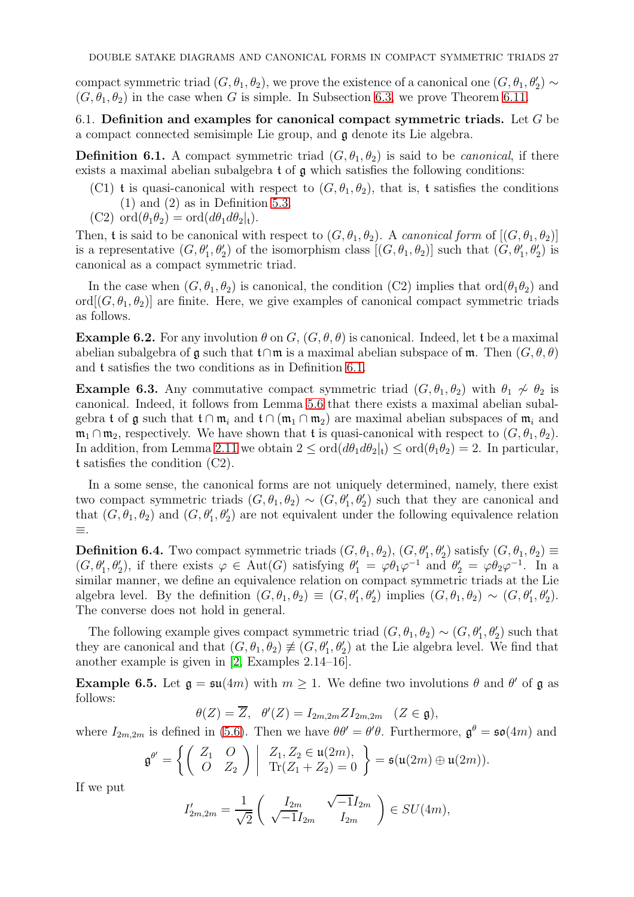compact symmetric triad $(G, \theta_1, \theta_2)$, we prove the existence of a canonical one $(G, \theta_1, \theta_2') \sim (G, \theta_1, \theta_2)$ in the case when $G$ is simple. In Subsection 6.3, we prove Theorem 6.11.

### 6.1. Definition and examples for canonical compact symmetric triads.

Let $G$ be a compact connected semisimple Lie group, and $\mathfrak{g}$ denote its Lie algebra.

**Definition 6.1.** A compact symmetric triad $(G, \theta_1, \theta_2)$ is said to be *canonical*, if there exists a maximal abelian subalgebra $\mathfrak{t}$ of $\mathfrak{g}$ which satisfies the following conditions:

- (C1) $\mathfrak{t}$ is quasi-canonical with respect to $(G, \theta_1, \theta_2)$, that is, $\mathfrak{t}$ satisfies the conditions (1) and (2) as in Definition 5.3.
- (C2) $\mathrm{ord}(\theta_1\theta_2) = \mathrm{ord}(d\theta_1 d\theta_2|_{\mathfrak{t}})$.

Then, $\mathfrak{t}$ is said to be canonical with respect to $(G, \theta_1, \theta_2)$. A *canonical form* of $[(G, \theta_1, \theta_2)]$ is a representative $(G, \theta_1', \theta_2')$ of the isomorphism class $[(G, \theta_1, \theta_2)]$ such that $(G, \theta_1', \theta_2')$ is canonical as a compact symmetric triad.

In the case when $(G, \theta_1, \theta_2)$ is canonical, the condition (C2) implies that $\mathrm{ord}(\theta_1\theta_2)$ and $\mathrm{ord}[(G, \theta_1, \theta_2)]$ are finite. Here, we give examples of canonical compact symmetric triads as follows.

**Example 6.2.** For any involution $\theta$ on $G$, $(G, \theta, \theta)$ is canonical. Indeed, let $\mathfrak{t}$ be a maximal abelian subalgebra of $\mathfrak{g}$ such that $\mathfrak{t} \cap \mathfrak{m}$ is a maximal abelian subspace of $\mathfrak{m}$. Then $(G, \theta, \theta)$ and $\mathfrak{t}$ satisfies the two conditions as in Definition 6.1.

**Example 6.3.** Any commutative compact symmetric triad $(G, \theta_1, \theta_2)$ with $\theta_1 \not\sim \theta_2$ is canonical. Indeed, it follows from Lemma 5.6 that there exists a maximal abelian subalgebra $\mathfrak{t}$ of $\mathfrak{g}$ such that $\mathfrak{t} \cap \mathfrak{m}_i$ and $\mathfrak{t} \cap (\mathfrak{m}_1 \cap \mathfrak{m}_2)$ are maximal abelian subspaces of $\mathfrak{m}_i$ and $\mathfrak{m}_1 \cap \mathfrak{m}_2$, respectively. We have shown that $\mathfrak{t}$ is quasi-canonical with respect to $(G, \theta_1, \theta_2)$. In addition, from Lemma 2.11 we obtain $2 \leq \mathrm{ord}(d\theta_1 d\theta_2|_{\mathfrak{t}}) \leq \mathrm{ord}(\theta_1\theta_2) = 2$. In particular, $\mathfrak{t}$ satisfies the condition (C2).

In a some sense, the canonical forms are not uniquely determined, namely, there exist two compact symmetric triads $(G, \theta_1, \theta_2) \sim (G, \theta_1', \theta_2')$ such that they are canonical and that $(G, \theta_1, \theta_2)$ and $(G, \theta_1', \theta_2')$ are not equivalent under the following equivalence relation $\equiv$.

**Definition 6.4.** Two compact symmetric triads $(G, \theta_1, \theta_2)$, $(G, \theta_1', \theta_2')$ satisfy $(G, \theta_1, \theta_2) \equiv (G, \theta_1', \theta_2')$, if there exists $\varphi \in \mathrm{Aut}(G)$ satisfying $\theta_1' = \varphi\theta_1\varphi^{-1}$ and $\theta_2' = \varphi\theta_2\varphi^{-1}$. In a similar manner, we define an equivalence relation on compact symmetric triads at the Lie algebra level. By the definition $(G, \theta_1, \theta_2) \equiv (G, \theta_1', \theta_2')$ implies $(G, \theta_1, \theta_2) \sim (G, \theta_1', \theta_2')$. The converse does not hold in general.

The following example gives compact symmetric triad $(G, \theta_1, \theta_2) \sim (G, \theta_1', \theta_2')$ such that they are canonical and that $(G, \theta_1, \theta_2) \not\equiv (G, \theta_1', \theta_2')$ at the Lie algebra level. We find that another example is given in [2, Examples 2.14–16].

**Example 6.5.** Let $\mathfrak{g} = \mathfrak{su}(4m)$ with $m \geq 1$. We define two involutions $\theta$ and $\theta'$ of $\mathfrak{g}$ as follows:

$$\theta(Z) = \overline{Z}, \quad \theta'(Z) = I_{2m,2m} Z I_{2m,2m} \quad (Z \in \mathfrak{g}),$$

where $I_{2m,2m}$ is defined in (5.6). Then we have $\theta\theta' = \theta'\theta$. Furthermore, $\mathfrak{g}^\theta = \mathfrak{so}(4m)$ and

$$\mathfrak{g}^{\theta'} = \left\{ \begin{pmatrix} Z_1 & O \\ O & Z_2 \end{pmatrix} \;\middle|\; \begin{array}{l} Z_1, Z_2 \in \mathfrak{u}(2m), \\ \mathrm{Tr}(Z_1 + Z_2) = 0 \end{array} \right\} = \mathfrak{s}(\mathfrak{u}(2m) \oplus \mathfrak{u}(2m)).$$

If we put

$$I_{2m,2m}' = \frac{1}{\sqrt{2}} \begin{pmatrix} I_{2m} & \sqrt{-1} I_{2m} \\ \sqrt{-1} I_{2m} & I_{2m} \end{pmatrix} \in SU(4m),$$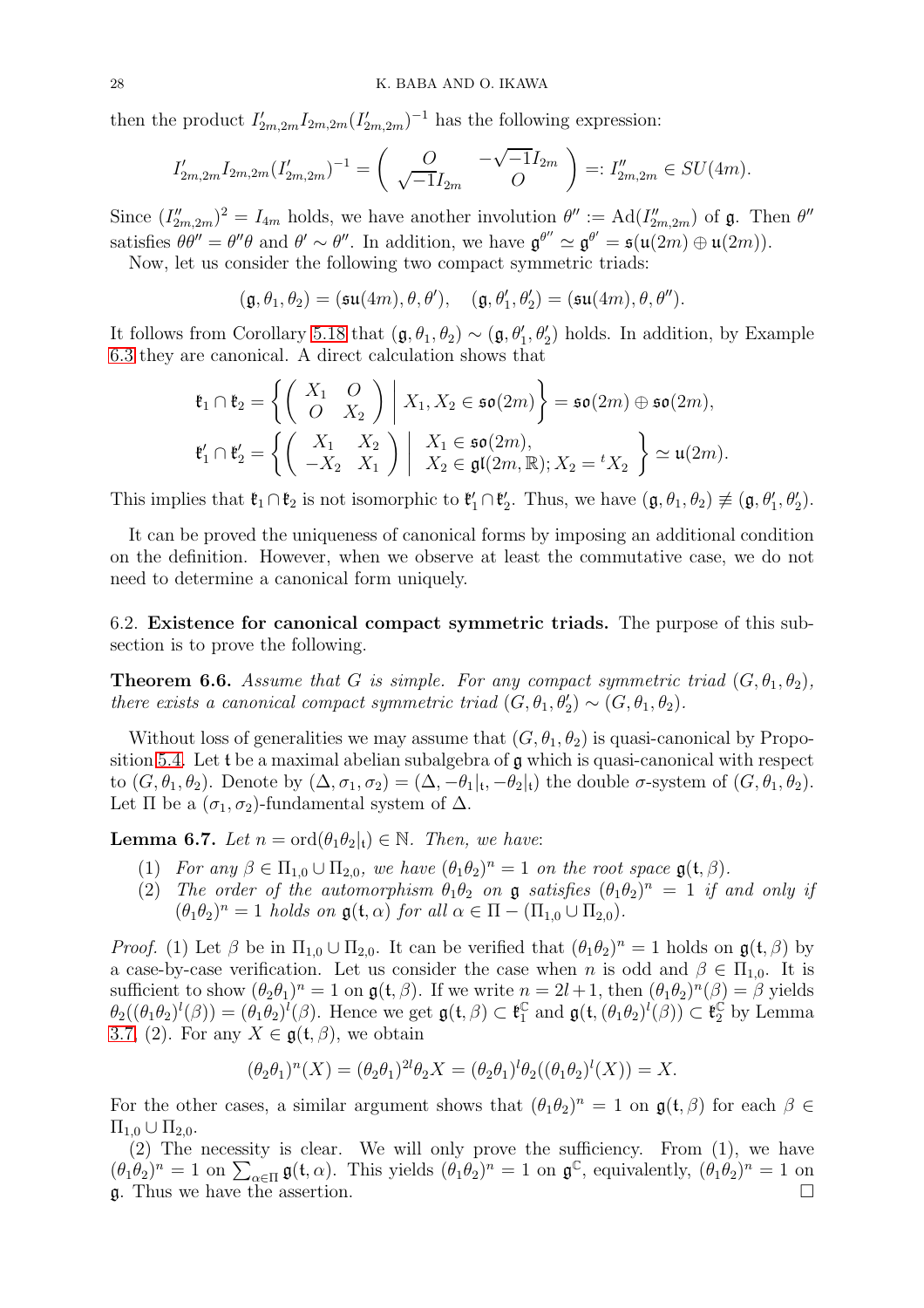then the product $I'_{2m,2m} I_{2m,2m} (I'_{2m,2m})^{-1}$ has the following expression:

$$I'_{2m,2m} I_{2m,2m} (I'_{2m,2m})^{-1} = \begin{pmatrix} O & -\sqrt{-1} I_{2m} \\ \sqrt{-1} I_{2m} & O \end{pmatrix} =: I''_{2m,2m} \in SU(4m).$$

Since $(I''_{2m,2m})^2 = I_{4m}$ holds, we have another involution $\theta'' := \mathrm{Ad}(I''_{2m,2m})$ of $\mathfrak{g}$. Then $\theta''$ satisfies $\theta\theta'' = \theta''\theta$ and $\theta' \sim \theta''$. In addition, we have $\mathfrak{g}^{\theta''} \simeq \mathfrak{g}^{\theta'} = \mathfrak{s}(\mathfrak{u}(2m) \oplus \mathfrak{u}(2m))$.

Now, let us consider the following two compact symmetric triads:

$$(\mathfrak{g}, \theta_1, \theta_2) = (\mathfrak{su}(4m), \theta, \theta'), \quad (\mathfrak{g}, \theta'_1, \theta'_2) = (\mathfrak{su}(4m), \theta, \theta'').$$

It follows from Corollary 5.18 that $(\mathfrak{g}, \theta_1, \theta_2) \sim (\mathfrak{g}, \theta'_1, \theta'_2)$ holds. In addition, by Example 6.3 they are canonical. A direct calculation shows that

$$\mathfrak{k}_1 \cap \mathfrak{k}_2 = \left\{ \begin{pmatrix} X_1 & O \\ O & X_2 \end{pmatrix} \;\middle|\; X_1, X_2 \in \mathfrak{so}(2m) \right\} = \mathfrak{so}(2m) \oplus \mathfrak{so}(2m),$$

$$\mathfrak{k}'_1 \cap \mathfrak{k}'_2 = \left\{ \begin{pmatrix} X_1 & X_2 \\ -X_2 & X_1 \end{pmatrix} \;\middle|\; \begin{array}{l} X_1 \in \mathfrak{so}(2m), \\ X_2 \in \mathfrak{gl}(2m, \mathbb{R}); X_2 = {}^t X_2 \end{array} \right\} \simeq \mathfrak{u}(2m).$$

This implies that $\mathfrak{k}_1 \cap \mathfrak{k}_2$ is not isomorphic to $\mathfrak{k}'_1 \cap \mathfrak{k}'_2$. Thus, we have $(\mathfrak{g}, \theta_1, \theta_2) \not\equiv (\mathfrak{g}, \theta'_1, \theta'_2)$.

It can be proved the uniqueness of canonical forms by imposing an additional condition on the definition. However, when we observe at least the commutative case, we do not need to determine a canonical form uniquely.

### 6.2. Existence for canonical compact symmetric triads.

The purpose of this subsection is to prove the following.

**Theorem 6.6.** *Assume that $G$ is simple. For any compact symmetric triad $(G, \theta_1, \theta_2)$, there exists a canonical compact symmetric triad $(G, \theta_1, \theta'_2) \sim (G, \theta_1, \theta_2)$.*

Without loss of generalities we may assume that $(G, \theta_1, \theta_2)$ is quasi-canonical by Proposition 5.4. Let $\mathfrak{t}$ be a maximal abelian subalgebra of $\mathfrak{g}$ which is quasi-canonical with respect to $(G, \theta_1, \theta_2)$. Denote by $(\Delta, \sigma_1, \sigma_2) = (\Delta, -\theta_1|_{\mathfrak{t}}, -\theta_2|_{\mathfrak{t}})$ the double $\sigma$-system of $(G, \theta_1, \theta_2)$. Let $\Pi$ be a $(\sigma_1, \sigma_2)$-fundamental system of $\Delta$.

**Lemma 6.7.** *Let $n = \mathrm{ord}(\theta_1\theta_2|_{\mathfrak{t}}) \in \mathbb{N}$. Then, we have*:

1. *For any $\beta \in \Pi_{1,0} \cup \Pi_{2,0}$, we have $(\theta_1\theta_2)^n = 1$ on the root space $\mathfrak{g}(\mathfrak{t}, \beta)$.*
2. *The order of the automorphism $\theta_1\theta_2$ on $\mathfrak{g}$ satisfies $(\theta_1\theta_2)^n = 1$ if and only if $(\theta_1\theta_2)^n = 1$ holds on $\mathfrak{g}(\mathfrak{t}, \alpha)$ for all $\alpha \in \Pi - (\Pi_{1,0} \cup \Pi_{2,0})$.*

*Proof.* (1) Let $\beta$ be in $\Pi_{1,0} \cup \Pi_{2,0}$. It can be verified that $(\theta_1\theta_2)^n = 1$ holds on $\mathfrak{g}(\mathfrak{t}, \beta)$ by a case-by-case verification. Let us consider the case when $n$ is odd and $\beta \in \Pi_{1,0}$. It is sufficient to show $(\theta_2\theta_1)^n = 1$ on $\mathfrak{g}(\mathfrak{t}, \beta)$. If we write $n = 2l+1$, then $(\theta_1\theta_2)^n(\beta) = \beta$ yields $\theta_2((\theta_1\theta_2)^l(\beta)) = (\theta_1\theta_2)^l(\beta)$. Hence we get $\mathfrak{g}(\mathfrak{t}, \beta) \subset \mathfrak{k}_1^{\mathbb{C}}$ and $\mathfrak{g}(\mathfrak{t}, (\theta_1\theta_2)^l(\beta)) \subset \mathfrak{k}_2^{\mathbb{C}}$ by Lemma 3.7, (2). For any $X \in \mathfrak{g}(\mathfrak{t}, \beta)$, we obtain

$$(\theta_2\theta_1)^n(X) = (\theta_2\theta_1)^{2l}\theta_2 X = (\theta_2\theta_1)^l \theta_2((\theta_1\theta_2)^l(X)) = X.$$

For the other cases, a similar argument shows that $(\theta_1\theta_2)^n = 1$ on $\mathfrak{g}(\mathfrak{t}, \beta)$ for each $\beta \in \Pi_{1,0} \cup \Pi_{2,0}$.

(2) The necessity is clear. We will only prove the sufficiency. From (1), we have $(\theta_1\theta_2)^n = 1$ on $\sum_{\alpha \in \Pi} \mathfrak{g}(\mathfrak{t}, \alpha)$. This yields $(\theta_1\theta_2)^n = 1$ on $\mathfrak{g}^{\mathbb{C}}$, equivalently, $(\theta_1\theta_2)^n = 1$ on $\mathfrak{g}$. Thus we have the assertion. $\square$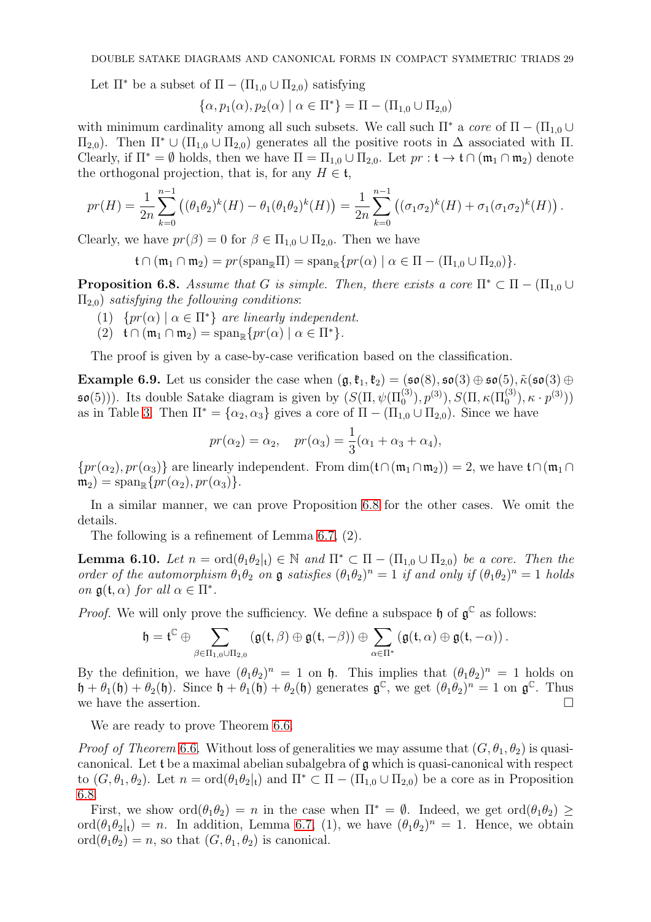Let $\Pi^*$ be a subset of $\Pi - (\Pi_{1,0} \cup \Pi_{2,0})$ satisfying

$$\{\alpha, p_1(\alpha), p_2(\alpha) \mid \alpha \in \Pi^*\} = \Pi - (\Pi_{1,0} \cup \Pi_{2,0})$$

with minimum cardinality among all such subsets. We call such $\Pi^*$ a *core* of $\Pi - (\Pi_{1,0} \cup \Pi_{2,0})$. Then $\Pi^* \cup (\Pi_{1,0} \cup \Pi_{2,0})$ generates all the positive roots in $\Delta$ associated with $\Pi$. Clearly, if $\Pi^* = \emptyset$ holds, then we have $\Pi = \Pi_{1,0} \cup \Pi_{2,0}$. Let $pr : \mathfrak{t} \to \mathfrak{t} \cap (\mathfrak{m}_1 \cap \mathfrak{m}_2)$ denote the orthogonal projection, that is, for any $H \in \mathfrak{t}$,

$$pr(H) = \frac{1}{2n} \sum_{k=0}^{n-1} \left( (\theta_1\theta_2)^k(H) - \theta_1(\theta_1\theta_2)^k(H) \right) = \frac{1}{2n} \sum_{k=0}^{n-1} \left( (\sigma_1\sigma_2)^k(H) + \sigma_1(\sigma_1\sigma_2)^k(H) \right).$$

Clearly, we have $pr(\beta) = 0$ for $\beta \in \Pi_{1,0} \cup \Pi_{2,0}$. Then we have

$$\mathfrak{t} \cap (\mathfrak{m}_1 \cap \mathfrak{m}_2) = pr(\mathrm{span}_{\mathbb{R}}\Pi) = \mathrm{span}_{\mathbb{R}}\{pr(\alpha) \mid \alpha \in \Pi - (\Pi_{1,0} \cup \Pi_{2,0})\}.$$

**Proposition 6.8.** *Assume that $G$ is simple. Then, there exists a core $\Pi^* \subset \Pi - (\Pi_{1,0} \cup \Pi_{2,0})$ satisfying the following conditions*:

1. $\{pr(\alpha) \mid \alpha \in \Pi^*\}$ *are linearly independent.*
2. $\mathfrak{t} \cap (\mathfrak{m}_1 \cap \mathfrak{m}_2) = \mathrm{span}_{\mathbb{R}}\{pr(\alpha) \mid \alpha \in \Pi^*\}$.

The proof is given by a case-by-case verification based on the classification.

**Example 6.9.** Let us consider the case when $(\mathfrak{g}, \mathfrak{k}_1, \mathfrak{k}_2) = (\mathfrak{so}(8), \mathfrak{so}(3) \oplus \mathfrak{so}(5), \tilde{\kappa}(\mathfrak{so}(3) \oplus \mathfrak{so}(5)))$. Its double Satake diagram is given by $(S(\Pi, \psi(\Pi_0^{(3)}), p^{(3)}), S(\Pi, \kappa(\Pi_0^{(3)}), \kappa \cdot p^{(3)}))$ as in Table 3. Then $\Pi^* = \{\alpha_2, \alpha_3\}$ gives a core of $\Pi - (\Pi_{1,0} \cup \Pi_{2,0})$. Since we have

$$pr(\alpha_2) = \alpha_2, \quad pr(\alpha_3) = \frac{1}{3}(\alpha_1 + \alpha_3 + \alpha_4),$$

$\{pr(\alpha_2), pr(\alpha_3)\}$ are linearly independent. From $\dim(\mathfrak{t} \cap (\mathfrak{m}_1 \cap \mathfrak{m}_2)) = 2$, we have $\mathfrak{t} \cap (\mathfrak{m}_1 \cap \mathfrak{m}_2) = \mathrm{span}_{\mathbb{R}}\{pr(\alpha_2), pr(\alpha_3)\}$.

In a similar manner, we can prove Proposition 6.8 for the other cases. We omit the details.

The following is a refinement of Lemma 6.7, (2).

**Lemma 6.10.** *Let $n = \mathrm{ord}(\theta_1\theta_2|_{\mathfrak{t}}) \in \mathbb{N}$ and $\Pi^* \subset \Pi - (\Pi_{1,0} \cup \Pi_{2,0})$ be a core. Then the order of the automorphism $\theta_1\theta_2$ on $\mathfrak{g}$ satisfies $(\theta_1\theta_2)^n = 1$ if and only if $(\theta_1\theta_2)^n = 1$ holds on $\mathfrak{g}(\mathfrak{t}, \alpha)$ for all $\alpha \in \Pi^*$.*

*Proof.* We will only prove the sufficiency. We define a subspace $\mathfrak{h}$ of $\mathfrak{g}^{\mathbb{C}}$ as follows:

$$\mathfrak{h} = \mathfrak{t}^{\mathbb{C}} \oplus \sum_{\beta \in \Pi_{1,0} \cup \Pi_{2,0}} (\mathfrak{g}(\mathfrak{t}, \beta) \oplus \mathfrak{g}(\mathfrak{t}, -\beta)) \oplus \sum_{\alpha \in \Pi^*} (\mathfrak{g}(\mathfrak{t}, \alpha) \oplus \mathfrak{g}(\mathfrak{t}, -\alpha)).$$

By the definition, we have $(\theta_1\theta_2)^n = 1$ on $\mathfrak{h}$. This implies that $(\theta_1\theta_2)^n = 1$ holds on $\mathfrak{h} + \theta_1(\mathfrak{h}) + \theta_2(\mathfrak{h})$. Since $\mathfrak{h} + \theta_1(\mathfrak{h}) + \theta_2(\mathfrak{h})$ generates $\mathfrak{g}^{\mathbb{C}}$, we get $(\theta_1\theta_2)^n = 1$ on $\mathfrak{g}^{\mathbb{C}}$. Thus we have the assertion. $\square$

We are ready to prove Theorem 6.6.

*Proof of Theorem 6.6.* Without loss of generalities we may assume that $(G, \theta_1, \theta_2)$ is quasi-canonical. Let $\mathfrak{t}$ be a maximal abelian subalgebra of $\mathfrak{g}$ which is quasi-canonical with respect to $(G, \theta_1, \theta_2)$. Let $n = \mathrm{ord}(\theta_1\theta_2|_{\mathfrak{t}})$ and $\Pi^* \subset \Pi - (\Pi_{1,0} \cup \Pi_{2,0})$ be a core as in Proposition 6.8.

First, we show $\mathrm{ord}(\theta_1\theta_2) = n$ in the case when $\Pi^* = \emptyset$. Indeed, we get $\mathrm{ord}(\theta_1\theta_2) \geq \mathrm{ord}(\theta_1\theta_2|_{\mathfrak{t}}) = n$. In addition, Lemma 6.7, (1), we have $(\theta_1\theta_2)^n = 1$. Hence, we obtain $\mathrm{ord}(\theta_1\theta_2) = n$, so that $(G, \theta_1, \theta_2)$ is canonical.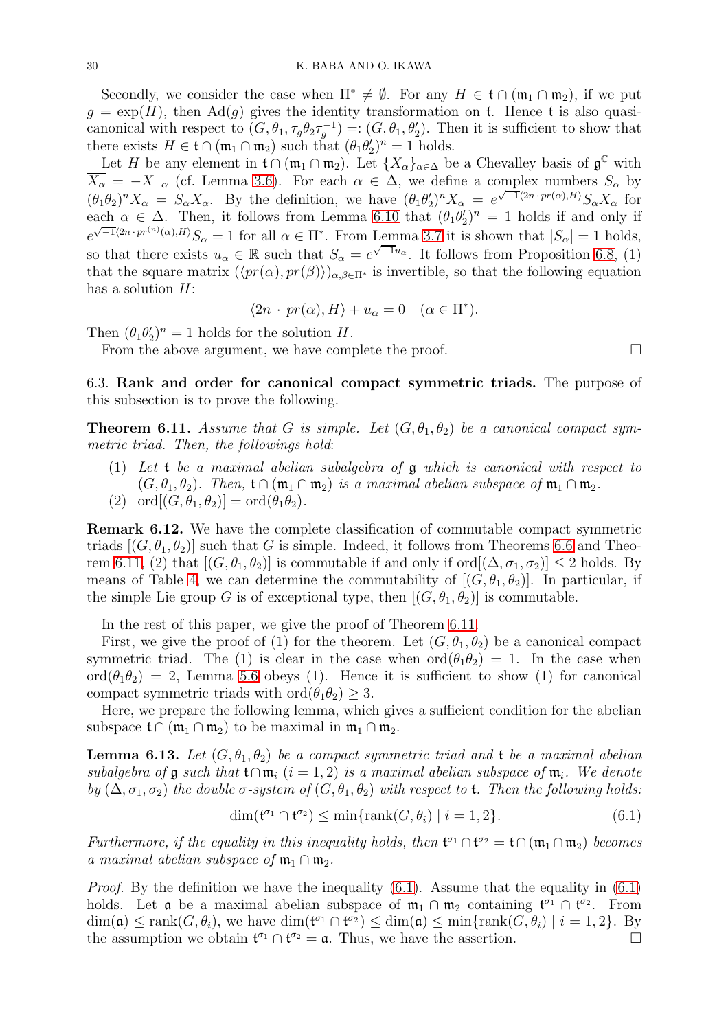Secondly, we consider the case when $\Pi^* \neq \emptyset$. For any $H \in \mathfrak{t} \cap (\mathfrak{m}_1 \cap \mathfrak{m}_2)$, if we put $g = \exp(H)$, then $\mathrm{Ad}(g)$ gives the identity transformation on $\mathfrak{t}$. Hence $\mathfrak{t}$ is also quasi-canonical with respect to $(G, \theta_1, \tau_g \theta_2 \tau_g^{-1}) =: (G, \theta_1, \theta_2')$. Then it is sufficient to show that there exists $H \in \mathfrak{t} \cap (\mathfrak{m}_1 \cap \mathfrak{m}_2)$ such that $(\theta_1 \theta_2')^n = 1$ holds.

Let $H$ be any element in $\mathfrak{t} \cap (\mathfrak{m}_1 \cap \mathfrak{m}_2)$. Let $\{X_\alpha\}_{\alpha \in \Delta}$ be a Chevalley basis of $\mathfrak{g}^{\mathbb{C}}$ with $\overline{X_\alpha} = -X_{-\alpha}$ (cf. Lemma 3.6). For each $\alpha \in \Delta$, we define a complex numbers $S_\alpha$ by $(\theta_1 \theta_2)^n X_\alpha = S_\alpha X_\alpha$. By the definition, we have $(\theta_1 \theta_2')^n X_\alpha = e^{\sqrt{-1}\langle 2n \cdot pr(\alpha), H \rangle} S_\alpha X_\alpha$ for each $\alpha \in \Delta$. Then, it follows from Lemma 6.10 that $(\theta_1 \theta_2')^n = 1$ holds if and only if $e^{\sqrt{-1}\langle 2n \cdot pr^{(n)}(\alpha), H \rangle} S_\alpha = 1$ for all $\alpha \in \Pi^*$. From Lemma 3.7 it is shown that $|S_\alpha| = 1$ holds, so that there exists $u_\alpha \in \mathbb{R}$ such that $S_\alpha = e^{\sqrt{-1} u_\alpha}$. It follows from Proposition 6.8, (1) that the square matrix $(\langle pr(\alpha), pr(\beta) \rangle)_{\alpha, \beta \in \Pi^*}$ is invertible, so that the following equation has a solution $H$:

$$\langle 2n \cdot pr(\alpha), H \rangle + u_\alpha = 0 \quad (\alpha \in \Pi^*).$$

Then $(\theta_1 \theta_2')^n = 1$ holds for the solution $H$.

From the above argument, we have complete the proof. $\square$

6.3. **Rank and order for canonical compact symmetric triads.** The purpose of this subsection is to prove the following.

**Theorem 6.11.** *Assume that $G$ is simple. Let $(G, \theta_1, \theta_2)$ be a canonical compact symmetric triad. Then, the followings hold*:

1. *Let $\mathfrak{t}$ be a maximal abelian subalgebra of $\mathfrak{g}$ which is canonical with respect to $(G, \theta_1, \theta_2)$. Then, $\mathfrak{t} \cap (\mathfrak{m}_1 \cap \mathfrak{m}_2)$ is a maximal abelian subspace of $\mathfrak{m}_1 \cap \mathfrak{m}_2$.*
2. $\mathrm{ord}[(G, \theta_1, \theta_2)] = \mathrm{ord}(\theta_1 \theta_2)$.

**Remark 6.12.** We have the complete classification of commutable compact symmetric triads $[(G, \theta_1, \theta_2)]$ such that $G$ is simple. Indeed, it follows from Theorems 6.6 and Theorem 6.11, (2) that $[(G, \theta_1, \theta_2)]$ is commutable if and only if $\mathrm{ord}[(\Delta, \sigma_1, \sigma_2)] \leq 2$ holds. By means of Table 4, we can determine the commutability of $[(G, \theta_1, \theta_2)]$. In particular, if the simple Lie group $G$ is of exceptional type, then $[(G, \theta_1, \theta_2)]$ is commutable.

In the rest of this paper, we give the proof of Theorem 6.11.

First, we give the proof of (1) for the theorem. Let $(G, \theta_1, \theta_2)$ be a canonical compact symmetric triad. The (1) is clear in the case when $\mathrm{ord}(\theta_1 \theta_2) = 1$. In the case when $\mathrm{ord}(\theta_1 \theta_2) = 2$, Lemma 5.6 obeys (1). Hence it is sufficient to show (1) for canonical compact symmetric triads with $\mathrm{ord}(\theta_1 \theta_2) \geq 3$.

Here, we prepare the following lemma, which gives a sufficient condition for the abelian subspace $\mathfrak{t} \cap (\mathfrak{m}_1 \cap \mathfrak{m}_2)$ to be maximal in $\mathfrak{m}_1 \cap \mathfrak{m}_2$.

**Lemma 6.13.** *Let $(G, \theta_1, \theta_2)$ be a compact symmetric triad and $\mathfrak{t}$ be a maximal abelian subalgebra of $\mathfrak{g}$ such that $\mathfrak{t} \cap \mathfrak{m}_i$ $(i = 1, 2)$ is a maximal abelian subspace of $\mathfrak{m}_i$. We denote by $(\Delta, \sigma_1, \sigma_2)$ the double $\sigma$-system of $(G, \theta_1, \theta_2)$ with respect to $\mathfrak{t}$. Then the following holds:*

$$\dim(\mathfrak{t}^{\sigma_1} \cap \mathfrak{t}^{\sigma_2}) \leq \min\{\mathrm{rank}(G, \theta_i) \mid i = 1, 2\}. \tag{6.1}$$

*Furthermore, if the equality in this inequality holds, then $\mathfrak{t}^{\sigma_1} \cap \mathfrak{t}^{\sigma_2} = \mathfrak{t} \cap (\mathfrak{m}_1 \cap \mathfrak{m}_2)$ becomes a maximal abelian subspace of $\mathfrak{m}_1 \cap \mathfrak{m}_2$.*

*Proof.* By the definition we have the inequality (6.1). Assume that the equality in (6.1) holds. Let $\mathfrak{a}$ be a maximal abelian subspace of $\mathfrak{m}_1 \cap \mathfrak{m}_2$ containing $\mathfrak{t}^{\sigma_1} \cap \mathfrak{t}^{\sigma_2}$. From $\dim(\mathfrak{a}) \leq \mathrm{rank}(G, \theta_i)$, we have $\dim(\mathfrak{t}^{\sigma_1} \cap \mathfrak{t}^{\sigma_2}) \leq \dim(\mathfrak{a}) \leq \min\{\mathrm{rank}(G, \theta_i) \mid i = 1, 2\}$. By the assumption we obtain $\mathfrak{t}^{\sigma_1} \cap \mathfrak{t}^{\sigma_2} = \mathfrak{a}$. Thus, we have the assertion. $\square$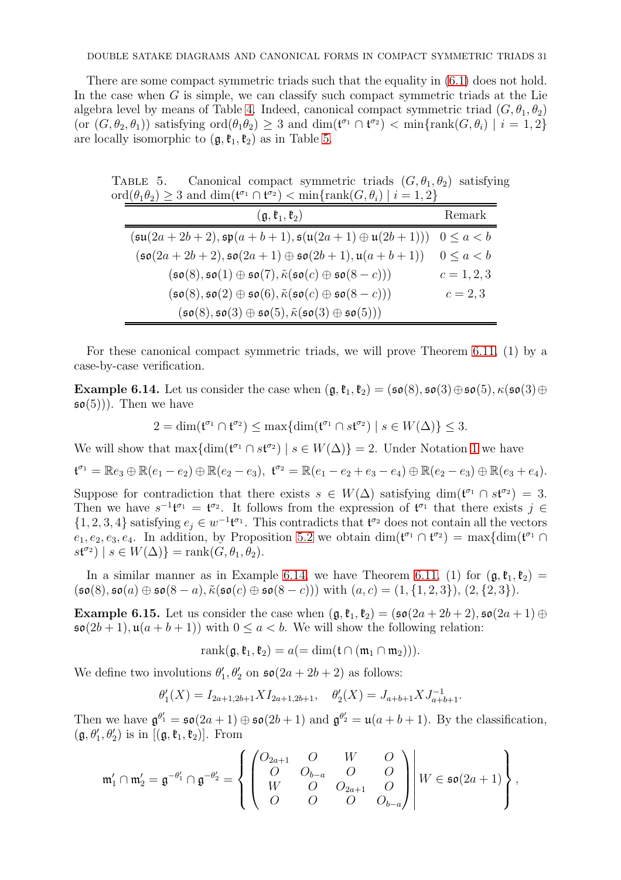There are some compact symmetric triads such that the equality in (6.1) does not hold. In the case when $G$ is simple, we can classify such compact symmetric triads at the Lie algebra level by means of Table 4. Indeed, canonical compact symmetric triad $(G, \theta_1, \theta_2)$ (or $(G, \theta_2, \theta_1)$) satisfying $\mathrm{ord}(\theta_1\theta_2) \geq 3$ and $\dim(\mathfrak{t}^{\sigma_1} \cap \mathfrak{t}^{\sigma_2}) < \min\{\mathrm{rank}(G, \theta_i) \mid i = 1, 2\}$ are locally isomorphic to $(\mathfrak{g}, \mathfrak{k}_1, \mathfrak{k}_2)$ as in Table 5.

Table 5. Canonical compact symmetric triads $(G, \theta_1, \theta_2)$ satisfying $\mathrm{ord}(\theta_1\theta_2) \geq 3$ and $\dim(\mathfrak{t}^{\sigma_1} \cap \mathfrak{t}^{\sigma_2}) < \min\{\mathrm{rank}(G, \theta_i) \mid i = 1, 2\}$

| $(\mathfrak{g}, \mathfrak{k}_1, \mathfrak{k}_2)$ | Remark |
|---|---|
| $(\mathfrak{su}(2a+2b+2), \mathfrak{sp}(a+b+1), \mathfrak{s}(\mathfrak{u}(2a+1) \oplus \mathfrak{u}(2b+1)))$ | $0 \leq a < b$ |
| $(\mathfrak{so}(2a+2b+2), \mathfrak{so}(2a+1) \oplus \mathfrak{so}(2b+1), \mathfrak{u}(a+b+1))$ | $0 \leq a < b$ |
| $(\mathfrak{so}(8), \mathfrak{so}(1) \oplus \mathfrak{so}(7), \tilde{\kappa}(\mathfrak{so}(c) \oplus \mathfrak{so}(8-c)))$ | $c = 1, 2, 3$ |
| $(\mathfrak{so}(8), \mathfrak{so}(2) \oplus \mathfrak{so}(6), \tilde{\kappa}(\mathfrak{so}(c) \oplus \mathfrak{so}(8-c)))$ | $c = 2, 3$ |
| $(\mathfrak{so}(8), \mathfrak{so}(3) \oplus \mathfrak{so}(5), \tilde{\kappa}(\mathfrak{so}(3) \oplus \mathfrak{so}(5)))$ | |

For these canonical compact symmetric triads, we will prove Theorem 6.11, (1) by a case-by-case verification.

**Example 6.14.** Let us consider the case when $(\mathfrak{g}, \mathfrak{k}_1, \mathfrak{k}_2) = (\mathfrak{so}(8), \mathfrak{so}(3) \oplus \mathfrak{so}(5), \kappa(\mathfrak{so}(3) \oplus \mathfrak{so}(5)))$. Then we have

$$2 = \dim(\mathfrak{t}^{\sigma_1} \cap \mathfrak{t}^{\sigma_2}) \leq \max\{\dim(\mathfrak{t}^{\sigma_1} \cap s\mathfrak{t}^{\sigma_2}) \mid s \in W(\Delta)\} \leq 3.$$

We will show that $\max\{\dim(\mathfrak{t}^{\sigma_1} \cap s\mathfrak{t}^{\sigma_2}) \mid s \in W(\Delta)\} = 2$. Under Notation 1 we have

$$\mathfrak{t}^{\sigma_1} = \mathbb{R}e_3 \oplus \mathbb{R}(e_1 - e_2) \oplus \mathbb{R}(e_2 - e_3),\ \mathfrak{t}^{\sigma_2} = \mathbb{R}(e_1 - e_2 + e_3 - e_4) \oplus \mathbb{R}(e_2 - e_3) \oplus \mathbb{R}(e_3 + e_4).$$

Suppose for contradiction that there exists $s \in W(\Delta)$ satisfying $\dim(\mathfrak{t}^{\sigma_1} \cap s\mathfrak{t}^{\sigma_2}) = 3$. Then we have $s^{-1}\mathfrak{t}^{\sigma_1} = \mathfrak{t}^{\sigma_2}$. It follows from the expression of $\mathfrak{t}^{\sigma_1}$ that there exists $j \in \{1, 2, 3, 4\}$ satisfying $e_j \in w^{-1}\mathfrak{t}^{\sigma_1}$. This contradicts that $\mathfrak{t}^{\sigma_2}$ does not contain all the vectors $e_1, e_2, e_3, e_4$. In addition, by Proposition 5.2 we obtain $\dim(\mathfrak{t}^{\sigma_1} \cap \mathfrak{t}^{\sigma_2}) = \max\{\dim(\mathfrak{t}^{\sigma_1} \cap s\mathfrak{t}^{\sigma_2}) \mid s \in W(\Delta)\} = \mathrm{rank}(G, \theta_1, \theta_2)$.

In a similar manner as in Example 6.14, we have Theorem 6.11, (1) for $(\mathfrak{g}, \mathfrak{k}_1, \mathfrak{k}_2) = (\mathfrak{so}(8), \mathfrak{so}(a) \oplus \mathfrak{so}(8-a), \tilde{\kappa}(\mathfrak{so}(c) \oplus \mathfrak{so}(8-c)))$ with $(a, c) = (1, \{1, 2, 3\}), (2, \{2, 3\})$.

**Example 6.15.** Let us consider the case when $(\mathfrak{g}, \mathfrak{k}_1, \mathfrak{k}_2) = (\mathfrak{so}(2a+2b+2), \mathfrak{so}(2a+1) \oplus \mathfrak{so}(2b+1), \mathfrak{u}(a+b+1))$ with $0 \leq a < b$. We will show the following relation:

$$\mathrm{rank}(\mathfrak{g}, \mathfrak{k}_1, \mathfrak{k}_2) = a (= \dim(\mathfrak{t} \cap (\mathfrak{m}_1 \cap \mathfrak{m}_2))).$$

We define two involutions $\theta_1', \theta_2'$ on $\mathfrak{so}(2a+2b+2)$ as follows:

$$\theta_1'(X) = I_{2a+1, 2b+1} X I_{2a+1, 2b+1}, \quad \theta_2'(X) = J_{a+b+1} X J_{a+b+1}^{-1}.$$

Then we have $\mathfrak{g}^{\theta_1'} = \mathfrak{so}(2a+1) \oplus \mathfrak{so}(2b+1)$ and $\mathfrak{g}^{\theta_2'} = \mathfrak{u}(a+b+1)$. By the classification, $(\mathfrak{g}, \theta_1', \theta_2')$ is in $[(\mathfrak{g}, \mathfrak{k}_1, \mathfrak{k}_2)]$. From

$$\mathfrak{m}_1' \cap \mathfrak{m}_2' = \mathfrak{g}^{-\theta_1'} \cap \mathfrak{g}^{-\theta_2'} = \left\{ \left. \begin{pmatrix} O_{2a+1} & O & W & O \\ O & O_{b-a} & O & O \\ W & O & O_{2a+1} & O \\ O & O & O & O_{b-a} \end{pmatrix} \right| W \in \mathfrak{so}(2a+1) \right\},$$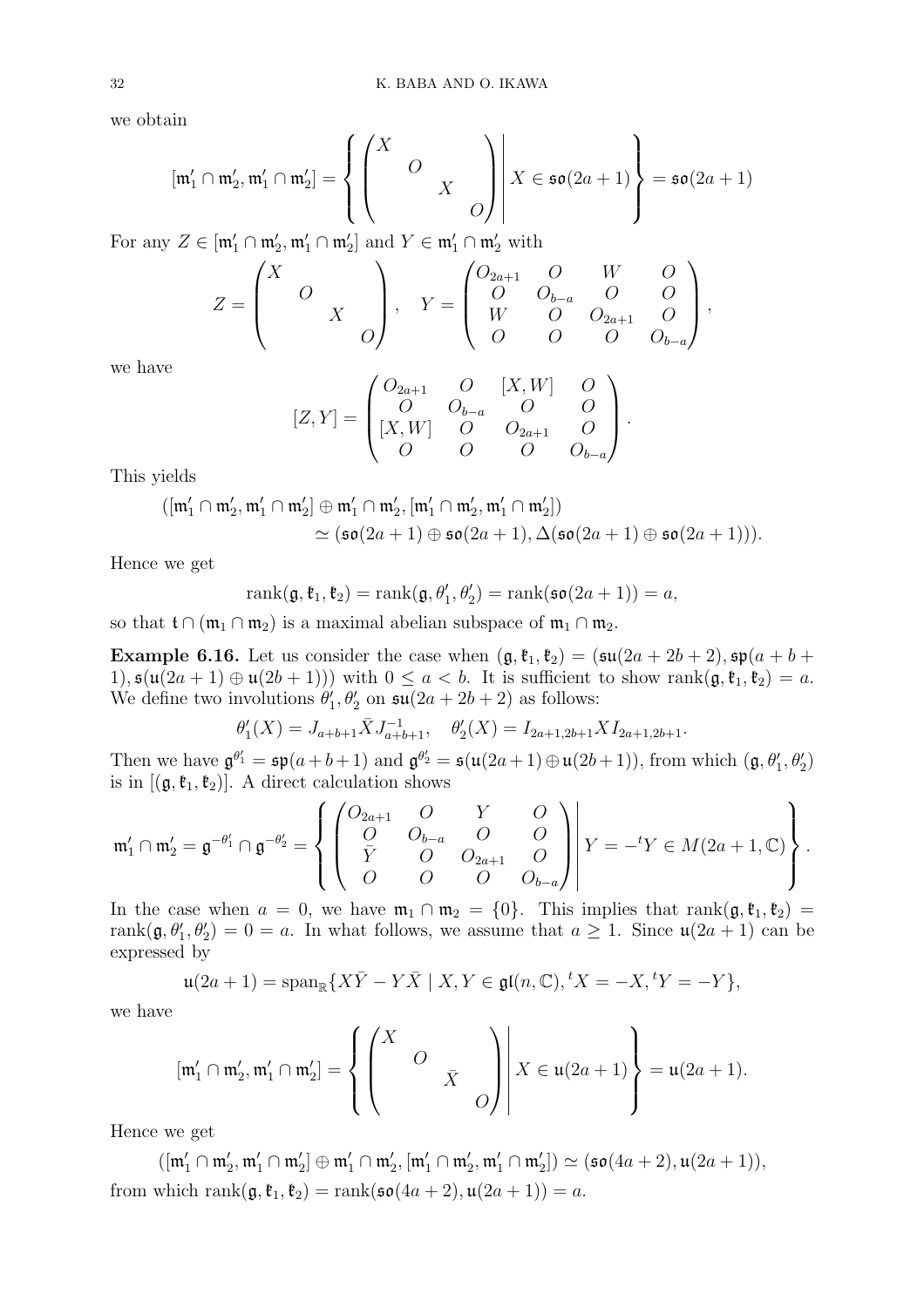we obtain

$$[\mathfrak{m}_1' \cap \mathfrak{m}_2', \mathfrak{m}_1' \cap \mathfrak{m}_2'] = \left\{ \begin{pmatrix} X & & & \\ & O & & \\ & & X & \\ & & & O \end{pmatrix} \middle| X \in \mathfrak{so}(2a+1) \right\} = \mathfrak{so}(2a+1)$$

For any $Z \in [\mathfrak{m}_1' \cap \mathfrak{m}_2', \mathfrak{m}_1' \cap \mathfrak{m}_2']$ and $Y \in \mathfrak{m}_1' \cap \mathfrak{m}_2'$ with

$$Z = \begin{pmatrix} X & & & \\ & O & & \\ & & X & \\ & & & O \end{pmatrix}, \quad Y = \begin{pmatrix} O_{2a+1} & O & W & O \\ O & O_{b-a} & O & O \\ W & O & O_{2a+1} & O \\ O & O & O & O_{b-a} \end{pmatrix},$$

we have

$$[Z, Y] = \begin{pmatrix} O_{2a+1} & O & [X, W] & O \\ O & O_{b-a} & O & O \\ [X, W] & O & O_{2a+1} & O \\ O & O & O & O_{b-a} \end{pmatrix}.$$

This yields

$$\begin{aligned}
&([\mathfrak{m}_1' \cap \mathfrak{m}_2', \mathfrak{m}_1' \cap \mathfrak{m}_2'] \oplus \mathfrak{m}_1' \cap \mathfrak{m}_2', [\mathfrak{m}_1' \cap \mathfrak{m}_2', \mathfrak{m}_1' \cap \mathfrak{m}_2']) \\
&\qquad \simeq (\mathfrak{so}(2a+1) \oplus \mathfrak{so}(2a+1), \Delta(\mathfrak{so}(2a+1) \oplus \mathfrak{so}(2a+1))).
\end{aligned}$$

Hence we get

$$\mathrm{rank}(\mathfrak{g}, \mathfrak{k}_1, \mathfrak{k}_2) = \mathrm{rank}(\mathfrak{g}, \theta_1', \theta_2') = \mathrm{rank}(\mathfrak{so}(2a+1)) = a,$$

so that $\mathfrak{t} \cap (\mathfrak{m}_1 \cap \mathfrak{m}_2)$ is a maximal abelian subspace of $\mathfrak{m}_1 \cap \mathfrak{m}_2$.

**Example 6.16.** Let us consider the case when $(\mathfrak{g}, \mathfrak{k}_1, \mathfrak{k}_2) = (\mathfrak{su}(2a+2b+2), \mathfrak{sp}(a+b+1), \mathfrak{s}(\mathfrak{u}(2a+1) \oplus \mathfrak{u}(2b+1)))$ with $0 \leq a < b$. It is sufficient to show $\mathrm{rank}(\mathfrak{g}, \mathfrak{k}_1, \mathfrak{k}_2) = a$. We define two involutions $\theta_1', \theta_2'$ on $\mathfrak{su}(2a+2b+2)$ as follows:

$$\theta_1'(X) = J_{a+b+1} \bar{X} J_{a+b+1}^{-1}, \quad \theta_2'(X) = I_{2a+1,2b+1} X I_{2a+1,2b+1}.$$

Then we have $\mathfrak{g}^{\theta_1'} = \mathfrak{sp}(a+b+1)$ and $\mathfrak{g}^{\theta_2'} = \mathfrak{s}(\mathfrak{u}(2a+1) \oplus \mathfrak{u}(2b+1))$, from which $(\mathfrak{g}, \theta_1', \theta_2')$ is in $[(\mathfrak{g}, \mathfrak{k}_1, \mathfrak{k}_2)]$. A direct calculation shows

$$\mathfrak{m}_1' \cap \mathfrak{m}_2' = \mathfrak{g}^{-\theta_1'} \cap \mathfrak{g}^{-\theta_2'} = \left\{ \begin{pmatrix} O_{2a+1} & O & Y & O \\ O & O_{b-a} & O & O \\ \bar{Y} & O & O_{2a+1} & O \\ O & O & O & O_{b-a} \end{pmatrix} \middle| Y = -{}^tY \in M(2a+1, \mathbb{C}) \right\}.$$

In the case when $a = 0$, we have $\mathfrak{m}_1 \cap \mathfrak{m}_2 = \{0\}$. This implies that $\mathrm{rank}(\mathfrak{g}, \mathfrak{k}_1, \mathfrak{k}_2) = \mathrm{rank}(\mathfrak{g}, \theta_1', \theta_2') = 0 = a$. In what follows, we assume that $a \geq 1$. Since $\mathfrak{u}(2a+1)$ can be expressed by

$$\mathfrak{u}(2a+1) = \mathrm{span}_{\mathbb{R}}\{X\bar{Y} - Y\bar{X} \mid X, Y \in \mathfrak{gl}(n, \mathbb{C}), {}^tX = -X, {}^tY = -Y\},$$

we have

$$[\mathfrak{m}_1' \cap \mathfrak{m}_2', \mathfrak{m}_1' \cap \mathfrak{m}_2'] = \left\{ \begin{pmatrix} X & & & \\ & O & & \\ & & \bar{X} & \\ & & & O \end{pmatrix} \middle| X \in \mathfrak{u}(2a+1) \right\} = \mathfrak{u}(2a+1).$$

Hence we get

$$([\mathfrak{m}_1' \cap \mathfrak{m}_2', \mathfrak{m}_1' \cap \mathfrak{m}_2'] \oplus \mathfrak{m}_1' \cap \mathfrak{m}_2', [\mathfrak{m}_1' \cap \mathfrak{m}_2', \mathfrak{m}_1' \cap \mathfrak{m}_2']) \simeq (\mathfrak{so}(4a+2), \mathfrak{u}(2a+1)),$$

from which $\mathrm{rank}(\mathfrak{g}, \mathfrak{k}_1, \mathfrak{k}_2) = \mathrm{rank}(\mathfrak{so}(4a+2), \mathfrak{u}(2a+1)) = a$.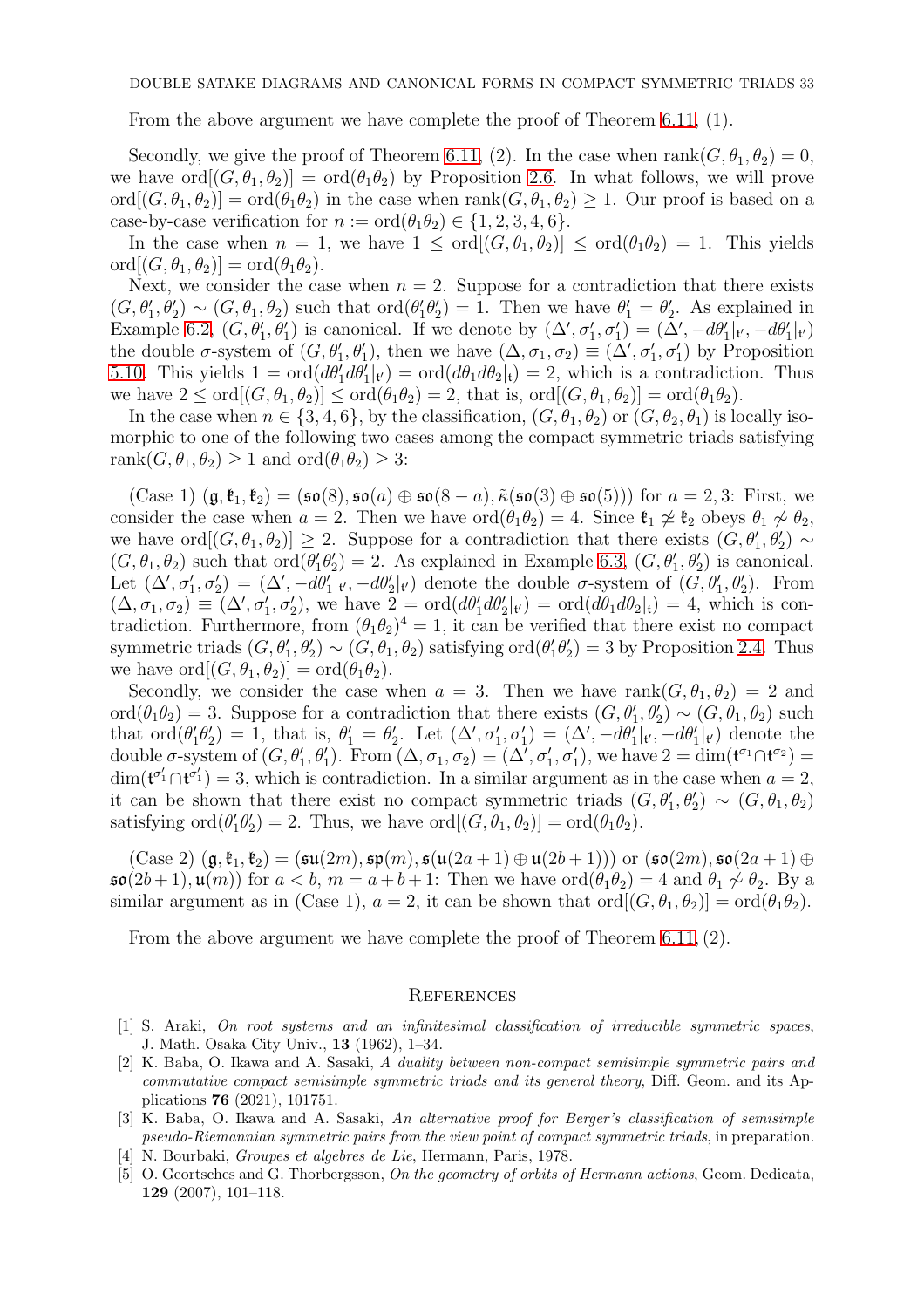From the above argument we have complete the proof of Theorem 6.11, (1).

Secondly, we give the proof of Theorem 6.11, (2). In the case when $\mathrm{rank}(G, \theta_1, \theta_2) = 0$, we have $\mathrm{ord}[(G, \theta_1, \theta_2)] = \mathrm{ord}(\theta_1\theta_2)$ by Proposition 2.6. In what follows, we will prove $\mathrm{ord}[(G, \theta_1, \theta_2)] = \mathrm{ord}(\theta_1\theta_2)$ in the case when $\mathrm{rank}(G, \theta_1, \theta_2) \geq 1$. Our proof is based on a case-by-case verification for $n := \mathrm{ord}(\theta_1\theta_2) \in \{1, 2, 3, 4, 6\}$.

In the case when $n = 1$, we have $1 \leq \mathrm{ord}[(G, \theta_1, \theta_2)] \leq \mathrm{ord}(\theta_1\theta_2) = 1$. This yields $\mathrm{ord}[(G, \theta_1, \theta_2)] = \mathrm{ord}(\theta_1\theta_2)$.

Next, we consider the case when $n = 2$. Suppose for a contradiction that there exists $(G, \theta_1', \theta_2') \sim (G, \theta_1, \theta_2)$ such that $\mathrm{ord}(\theta_1'\theta_2') = 1$. Then we have $\theta_1' = \theta_2'$. As explained in Example 6.2, $(G, \theta_1', \theta_1')$ is canonical. If we denote by $(\Delta', \sigma_1', \sigma_1') = (\Delta', -d\theta_1'|_{\mathfrak{t}'}, -d\theta_1'|_{\mathfrak{t}'})$ the double $\sigma$-system of $(G, \theta_1', \theta_1')$, then we have $(\Delta, \sigma_1, \sigma_2) \equiv (\Delta', \sigma_1', \sigma_1')$ by Proposition 5.10. This yields $1 = \mathrm{ord}(d\theta_1' d\theta_1'|_{\mathfrak{t}'}) = \mathrm{ord}(d\theta_1 d\theta_2|_{\mathfrak{t}}) = 2$, which is a contradiction. Thus we have $2 \leq \mathrm{ord}[(G, \theta_1, \theta_2)] \leq \mathrm{ord}(\theta_1\theta_2) = 2$, that is, $\mathrm{ord}[(G, \theta_1, \theta_2)] = \mathrm{ord}(\theta_1\theta_2)$.

In the case when $n \in \{3, 4, 6\}$, by the classification, $(G, \theta_1, \theta_2)$ or $(G, \theta_2, \theta_1)$ is locally isomorphic to one of the following two cases among the compact symmetric triads satisfying $\mathrm{rank}(G, \theta_1, \theta_2) \geq 1$ and $\mathrm{ord}(\theta_1\theta_2) \geq 3$:

(Case 1) $(\mathfrak{g}, \mathfrak{k}_1, \mathfrak{k}_2) = (\mathfrak{so}(8), \mathfrak{so}(a) \oplus \mathfrak{so}(8-a), \tilde{\kappa}(\mathfrak{so}(3) \oplus \mathfrak{so}(5)))$ for $a = 2, 3$: First, we consider the case when $a = 2$. Then we have $\mathrm{ord}(\theta_1\theta_2) = 4$. Since $\mathfrak{k}_1 \not\simeq \mathfrak{k}_2$ obeys $\theta_1 \not\sim \theta_2$, we have $\mathrm{ord}[(G, \theta_1, \theta_2)] \geq 2$. Suppose for a contradiction that there exists $(G, \theta_1', \theta_2') \sim (G, \theta_1, \theta_2)$ such that $\mathrm{ord}(\theta_1'\theta_2') = 2$. As explained in Example 6.3, $(G, \theta_1', \theta_2')$ is canonical. Let $(\Delta', \sigma_1', \sigma_2') = (\Delta', -d\theta_1'|_{\mathfrak{t}'}, -d\theta_2'|_{\mathfrak{t}'})$ denote the double $\sigma$-system of $(G, \theta_1', \theta_2')$. From $(\Delta, \sigma_1, \sigma_2) \equiv (\Delta', \sigma_1', \sigma_2')$, we have $2 = \mathrm{ord}(d\theta_1' d\theta_2'|_{\mathfrak{t}'}) = \mathrm{ord}(d\theta_1 d\theta_2|_{\mathfrak{t}}) = 4$, which is contradiction. Furthermore, from $(\theta_1\theta_2)^4 = 1$, it can be verified that there exist no compact symmetric triads $(G, \theta_1', \theta_2') \sim (G, \theta_1, \theta_2)$ satisfying $\mathrm{ord}(\theta_1'\theta_2') = 3$ by Proposition 2.4. Thus we have $\mathrm{ord}[(G, \theta_1, \theta_2)] = \mathrm{ord}(\theta_1\theta_2)$.

Secondly, we consider the case when $a = 3$. Then we have $\mathrm{rank}(G, \theta_1, \theta_2) = 2$ and $\mathrm{ord}(\theta_1\theta_2) = 3$. Suppose for a contradiction that there exists $(G, \theta_1', \theta_2') \sim (G, \theta_1, \theta_2)$ such that $\mathrm{ord}(\theta_1'\theta_2') = 1$, that is, $\theta_1' = \theta_2'$. Let $(\Delta', \sigma_1', \sigma_1') = (\Delta', -d\theta_1'|_{\mathfrak{t}'}, -d\theta_1'|_{\mathfrak{t}'})$ denote the double $\sigma$-system of $(G, \theta_1', \theta_1')$. From $(\Delta, \sigma_1, \sigma_2) \equiv (\Delta', \sigma_1', \sigma_1')$, we have $2 = \dim(\mathfrak{t}^{\sigma_1} \cap \mathfrak{t}^{\sigma_2}) = \dim(\mathfrak{t}^{\sigma_1'} \cap \mathfrak{t}^{\sigma_1'}) = 3$, which is contradiction. In a similar argument as in the case when $a = 2$, it can be shown that there exist no compact symmetric triads $(G, \theta_1', \theta_2') \sim (G, \theta_1, \theta_2)$ satisfying $\mathrm{ord}(\theta_1'\theta_2') = 2$. Thus, we have $\mathrm{ord}[(G, \theta_1, \theta_2)] = \mathrm{ord}(\theta_1\theta_2)$.

(Case 2) $(\mathfrak{g}, \mathfrak{k}_1, \mathfrak{k}_2) = (\mathfrak{su}(2m), \mathfrak{sp}(m), \mathfrak{s}(\mathfrak{u}(2a+1) \oplus \mathfrak{u}(2b+1)))$ or $(\mathfrak{so}(2m), \mathfrak{so}(2a+1) \oplus \mathfrak{so}(2b+1), \mathfrak{u}(m))$ for $a < b$, $m = a+b+1$: Then we have $\mathrm{ord}(\theta_1\theta_2) = 4$ and $\theta_1 \not\sim \theta_2$. By a similar argument as in (Case 1), $a = 2$, it can be shown that $\mathrm{ord}[(G, \theta_1, \theta_2)] = \mathrm{ord}(\theta_1\theta_2)$.

From the above argument we have complete the proof of Theorem 6.11, (2).

## References

[1] S. Araki, *On root systems and an infinitesimal classification of irreducible symmetric spaces*, J. Math. Osaka City Univ., **13** (1962), 1–34.

[2] K. Baba, O. Ikawa and A. Sasaki, *A duality between non-compact semisimple symmetric pairs and commutative compact semisimple symmetric triads and its general theory*, Diff. Geom. and its Applications **76** (2021), 101751.

[3] K. Baba, O. Ikawa and A. Sasaki, *An alternative proof for Berger's classification of semisimple pseudo-Riemannian symmetric pairs from the view point of compact symmetric triads*, in preparation.

[4] N. Bourbaki, *Groupes et algebres de Lie*, Hermann, Paris, 1978.

[5] O. Goertsches and G. Thorbergsson, *On the geometry of orbits of Hermann actions*, Geom. Dedicata, **129** (2007), 101–118.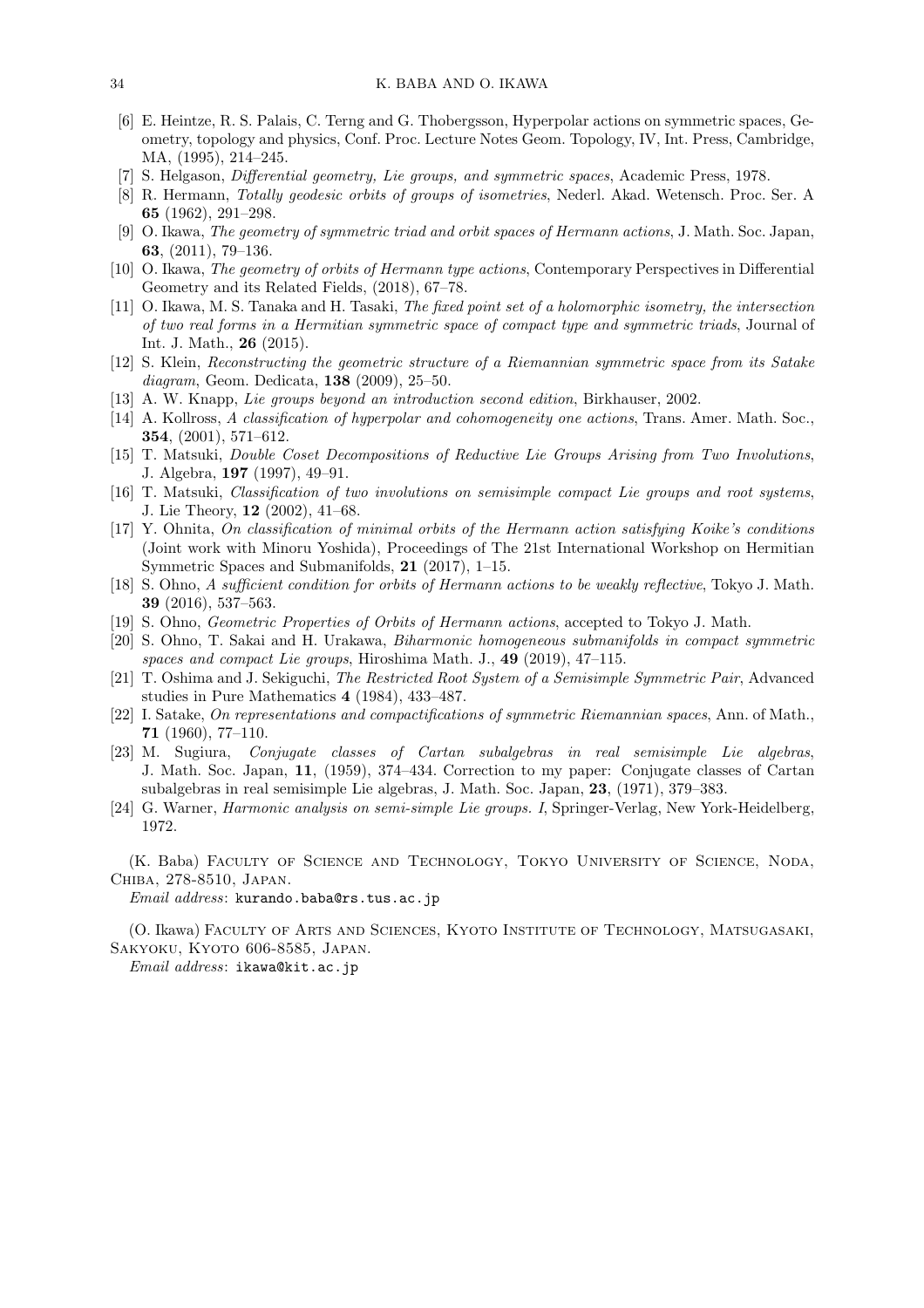[6] E. Heintze, R. S. Palais, C. Terng and G. Thobergsson, Hyperpolar actions on symmetric spaces, Geometry, topology and physics, Conf. Proc. Lecture Notes Geom. Topology, IV, Int. Press, Cambridge, MA, (1995), 214–245.

[7] S. Helgason, *Differential geometry, Lie groups, and symmetric spaces*, Academic Press, 1978.

[8] R. Hermann, *Totally geodesic orbits of groups of isometries*, Nederl. Akad. Wetensch. Proc. Ser. A **65** (1962), 291–298.

[9] O. Ikawa, *The geometry of symmetric triad and orbit spaces of Hermann actions*, J. Math. Soc. Japan, **63**, (2011), 79–136.

[10] O. Ikawa, *The geometry of orbits of Hermann type actions*, Contemporary Perspectives in Differential Geometry and its Related Fields, (2018), 67–78.

[11] O. Ikawa, M. S. Tanaka and H. Tasaki, *The fixed point set of a holomorphic isometry, the intersection of two real forms in a Hermitian symmetric space of compact type and symmetric triads*, Journal of Int. J. Math., **26** (2015).

[12] S. Klein, *Reconstructing the geometric structure of a Riemannian symmetric space from its Satake diagram*, Geom. Dedicata, **138** (2009), 25–50.

[13] A. W. Knapp, *Lie groups beyond an introduction second edition*, Birkhauser, 2002.

[14] A. Kollross, *A classification of hyperpolar and cohomogeneity one actions*, Trans. Amer. Math. Soc., **354**, (2001), 571–612.

[15] T. Matsuki, *Double Coset Decompositions of Reductive Lie Groups Arising from Two Involutions*, J. Algebra, **197** (1997), 49–91.

[16] T. Matsuki, *Classification of two involutions on semisimple compact Lie groups and root systems*, J. Lie Theory, **12** (2002), 41–68.

[17] Y. Ohnita, *On classification of minimal orbits of the Hermann action satisfying Koike's conditions* (Joint work with Minoru Yoshida), Proceedings of The 21st International Workshop on Hermitian Symmetric Spaces and Submanifolds, **21** (2017), 1–15.

[18] S. Ohno, *A sufficient condition for orbits of Hermann actions to be weakly reflective*, Tokyo J. Math. **39** (2016), 537–563.

[19] S. Ohno, *Geometric Properties of Orbits of Hermann actions*, accepted to Tokyo J. Math.

[20] S. Ohno, T. Sakai and H. Urakawa, *Biharmonic homogeneous submanifolds in compact symmetric spaces and compact Lie groups*, Hiroshima Math. J., **49** (2019), 47–115.

[21] T. Oshima and J. Sekiguchi, *The Restricted Root System of a Semisimple Symmetric Pair*, Advanced studies in Pure Mathematics **4** (1984), 433–487.

[22] I. Satake, *On representations and compactifications of symmetric Riemannian spaces*, Ann. of Math., **71** (1960), 77–110.

[23] M. Sugiura, *Conjugate classes of Cartan subalgebras in real semisimple Lie algebras*, J. Math. Soc. Japan, **11**, (1959), 374–434. Correction to my paper: Conjugate classes of Cartan subalgebras in real semisimple Lie algebras, J. Math. Soc. Japan, **23**, (1971), 379–383.

[24] G. Warner, *Harmonic analysis on semi-simple Lie groups. I*, Springer-Verlag, New York-Heidelberg, 1972.

(K. Baba) Faculty of Science and Technology, Tokyo University of Science, Noda, Chiba, 278-8510, Japan.

*Email address*: kurando.baba@rs.tus.ac.jp

(O. Ikawa) Faculty of Arts and Sciences, Kyoto Institute of Technology, Matsugasaki, Sakyoku, Kyoto 606-8585, Japan.

*Email address*: ikawa@kit.ac.jp